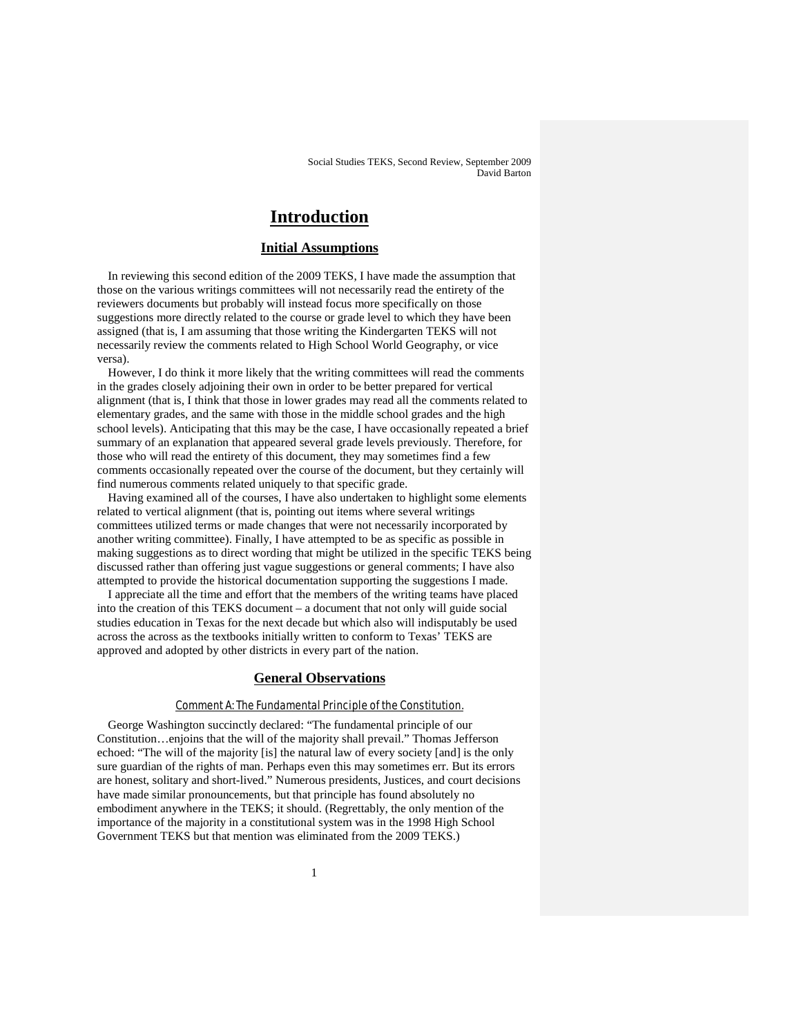# Introduction

## Initial Assumptions

In reviewing this second edition of the 2009 TEKS, I have made the assumption that those on the various writings committees will not necessarily read the entirety of the reviewers documents but probably will instead focus more specifically on those suggestions more directly related to the course or grade level to which they have been assigned (that is, I am assuming that those writing the Kindergarten TEKS will not necessarily review the comments related to High School World Geography, or vice versa).

However, I do think it more likely that the writing committees will read the comments in the grades closely adjoining their own in order to be better prepared for vertical alignment (that is, I think that those in lower grades may read all the comments related to elementary grades, and the same with those in the middle school grades and the high school levels). Anticipating that this may be the case, I have occasionally repeated a brief summary of an explanation that appeared several grade levels previously. Therefore, for those who will read the entirety of this document, they may sometimes find a few comments occasionally repeated over the course of the document, but they certainly will find numerous comments related uniquely to that specific grade.

Having examined all of the courses, I have also undertaken to highlight some elements related to vertical alignment (that is, pointing out items where several writings committees utilized terms or made changes that were not necessarily incorporated by another writing committee). Finally, I have attempted to be as specific as possible in making suggestions as to direct wording that might be utilized in the specific TEKS being discussed rather than offering just vague suggestions or general comments; I have also attempted to provide the historical documentation supporting the suggestions I made.

I appreciate all the time and effort that the members of the writing teams have placed into the creation of this TEKS document – a document that not only will guide social studies education in Texas for the next decade but which also will indisputably be used across the across as the textbooks initially written to conform to Texas' TEKS are approved and adopted by other districts in every part of the nation.

## General Observations

### Comment A: The Fundamental Principle of the Constitution.

George Washington succinctly declared: "The fundamental principle of our Constitution…enjoins that the will of the majority shall prevail." Thomas Jefferson echoed: "The will of the majority [is] the natural law of every society [and] is the only sure guardian of the rights of man. Perhaps even this may sometimes err. But its errors are honest, solitary and short-lived." Numerous presidents, Justices, and court decisions have made similar pronouncements, but that principle has found absolutely no embodiment anywhere in the TEKS; it should. (Regrettably, the only mention of the importance of the majority in a constitutional system was in the 1998 High School Government TEKS but that mention was eliminated from the 2009 TEKS.)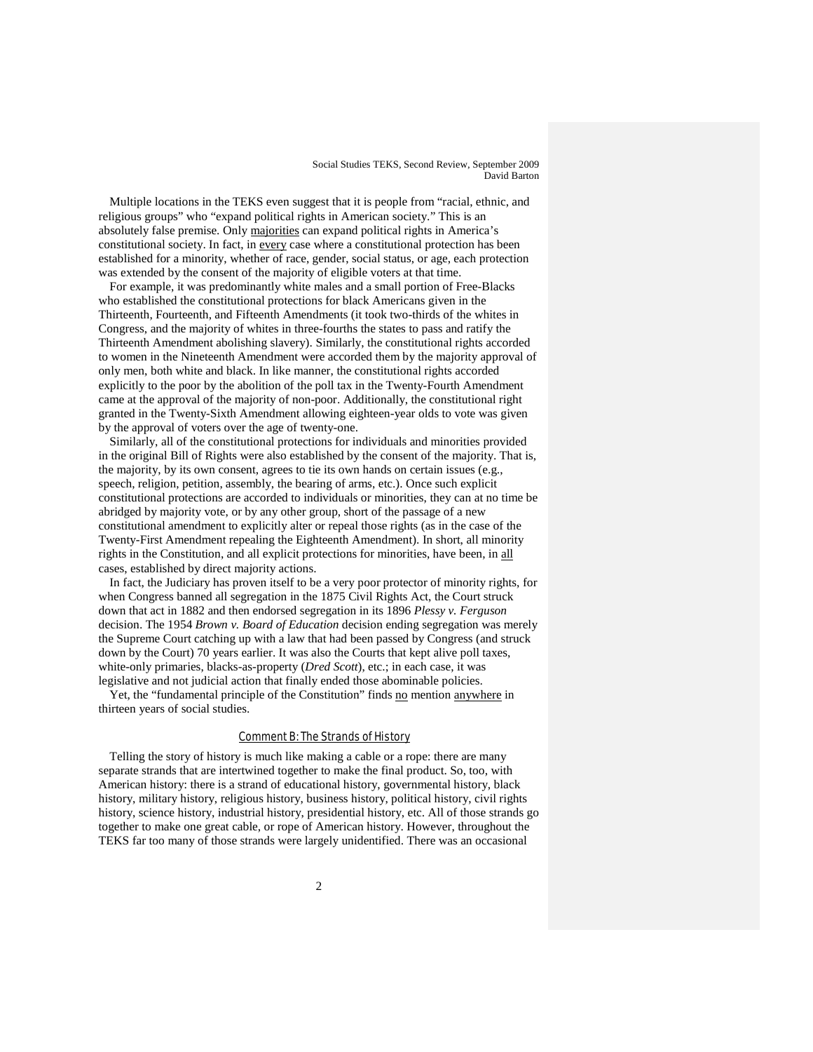Multiple locations in the TEKS even suggest that it is people from "racial, ethnic, and religious groups" who "expand political rights in American society." This is an absolutely false premise. Only majorities can expand political rights in America's constitutional society. In fact, in every case where a constitutional protection has been established for a minority, whether of race, gender, social status, or age, each protection was extended by the consent of the majority of eligible voters at that time.

For example, it was predominantly white males and a small portion of Free-Blacks who established the constitutional protections for black Americans given in the Thirteenth, Fourteenth, and Fifteenth Amendments (it took two-thirds of the whites in Congress, and the majority of whites in three-fourths the states to pass and ratify the Thirteenth Amendment abolishing slavery). Similarly, the constitutional rights accorded to women in the Nineteenth Amendment were accorded them by the majority approval of only men, both white and black. In like manner, the constitutional rights accorded explicitly to the poor by the abolition of the poll tax in the Twenty-Fourth Amendment came at the approval of the majority of non-poor. Additionally, the constitutional right granted in the Twenty-Sixth Amendment allowing eighteen-year olds to vote was given by the approval of voters over the age of twenty-one.

Similarly, all of the constitutional protections for individuals and minorities provided in the original Bill of Rights were also established by the consent of the majority. That is, the majority, by its own consent, agrees to tie its own hands on certain issues (e.g., speech, religion, petition, assembly, the bearing of arms, etc.). Once such explicit constitutional protections are accorded to individuals or minorities, they can at no time be abridged by majority vote, or by any other group, short of the passage of a new constitutional amendment to explicitly alter or repeal those rights (as in the case of the Twenty-First Amendment repealing the Eighteenth Amendment). In short, all minority rights in the Constitution, and all explicit protections for minorities, have been, in all cases, established by direct majority actions.

In fact, the Judiciary has proven itself to be a very poor protector of minority rights, for when Congress banned all segregation in the 1875 Civil Rights Act, the Court struck down that act in 1882 and then endorsed segregation in its 1896 *Plessy v. Ferguson* decision. The 1954 *Brown v. Board of Education* decision ending segregation was merely the Supreme Court catching up with a law that had been passed by Congress (and struck down by the Court) 70 years earlier. It was also the Courts that kept alive poll taxes, white-only primaries, blacks-as-property (*Dred Scott*), etc.; in each case, it was legislative and not judicial action that finally ended those abominable policies.

Yet, the "fundamental principle of the Constitution" finds no mention anywhere in thirteen years of social studies.

## Comment B: The Strands of History

Telling the story of history is much like making a cable or a rope: there are many separate strands that are intertwined together to make the final product. So, too, with American history: there is a strand of educational history, governmental history, black history, military history, religious history, business history, political history, civil rights history, science history, industrial history, presidential history, etc. All of those strands go together to make one great cable, or rope of American history. However, throughout the TEKS far too many of those strands were largely unidentified. There was an occasional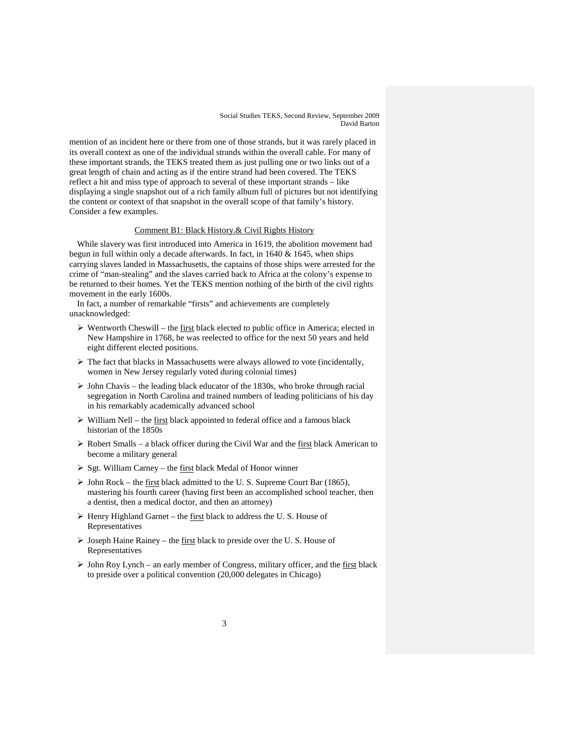mention of an incident here or there from one of those strands, but it was rarely placed in its overall context as one of the individual strands within the overall cable. For many of these important strands, the TEKS treated them as just pulling one or two links out of a great length of chain and acting as if the entire strand had been covered. The TEKS reflect a hit and miss type of approach to several of these important strands – like displaying a single snapshot out of a rich family album full of pictures but not identifying the content or context of that snapshot in the overall scope of that family's history. Consider a few examples.

<u>Comment B1: Black History.& Civil Rights History</u>

While slavery was first introduced into America in 1619, the abolition movement had begun in full within only a decade afterwards. In fact, in 1640 & 1645, when ships carrying slaves landed in Massachusetts, the captains of those ships were arrested for the crime of "man-stealing" and the slaves carried back to Africa at the colony's expense to be returned to their homes. Yet the TEKS mention nothing of the birth of the civil rights movement in the early 1600s.

In fact, a number of remarkable "firsts" and achievements are completely unacknowledged:

- Wentworth Cheswill – the <u>first</u> black elected to public office in America; elected in New Hampshire in 1768, he was reelected to office for the next 50 years and held eight different elected positions.
- The fact that blacks in Massachusetts were always allowed to vote (incidentally, women in New Jersey regularly voted during colonial times)
- John Chavis – the leading black educator of the 1830s, who broke through racial segregation in North Carolina and trained numbers of leading politicians of his day in his remarkably academically advanced school
- William Nell – the <u>first</u> black appointed to federal office and a famous black historian of the 1850s
- Robert Smalls – a black officer during the Civil War and the <u>first</u> black American to become a military general
- Sgt. William Carney – the <u>first</u> black Medal of Honor winner
- John Rock – the <u>first</u> black admitted to the U. S. Supreme Court Bar (1865), mastering his fourth career (having first been an accomplished school teacher, then a dentist, then a medical doctor, and then an attorney)
- Henry Highland Garnet – the <u>first</u> black to address the U. S. House of Representatives
- Joseph Haine Rainey – the <u>first</u> black to preside over the U. S. House of Representatives
- John Roy Lynch – an early member of Congress, military officer, and the <u>first</u> black to preside over a political convention (20,000 delegates in Chicago)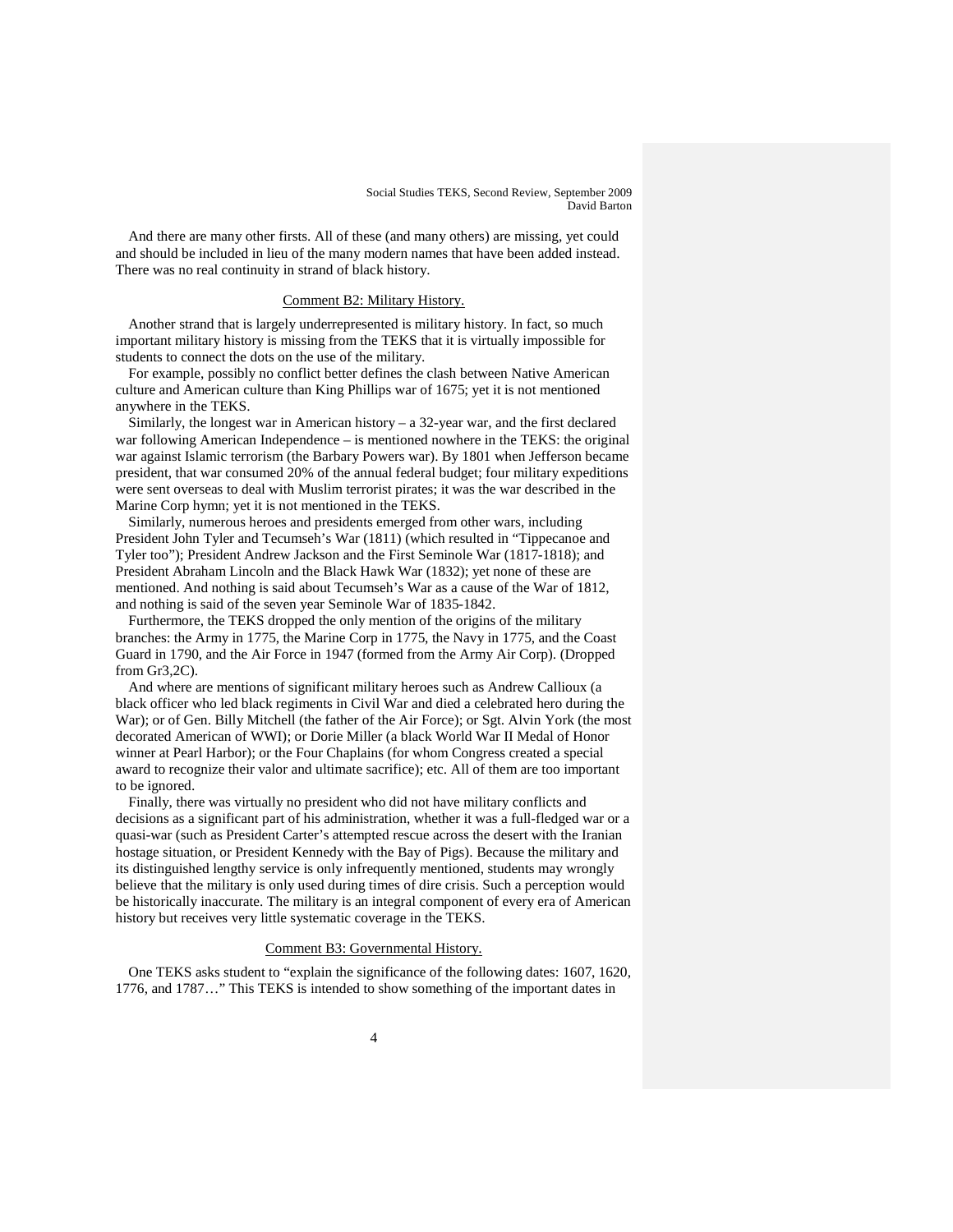And there are many other firsts. All of these (and many others) are missing, yet could and should be included in lieu of the many modern names that have been added instead. There was no real continuity in strand of black history.

## Comment B2: Military History.

Another strand that is largely underrepresented is military history. In fact, so much important military history is missing from the TEKS that it is virtually impossible for students to connect the dots on the use of the military.

For example, possibly no conflict better defines the clash between Native American culture and American culture than King Phillips war of 1675; yet it is not mentioned anywhere in the TEKS.

Similarly, the longest war in American history – a 32-year war, and the first declared war following American Independence – is mentioned nowhere in the TEKS: the original war against Islamic terrorism (the Barbary Powers war). By 1801 when Jefferson became president, that war consumed 20% of the annual federal budget; four military expeditions were sent overseas to deal with Muslim terrorist pirates; it was the war described in the Marine Corp hymn; yet it is not mentioned in the TEKS.

Similarly, numerous heroes and presidents emerged from other wars, including President John Tyler and Tecumseh's War (1811) (which resulted in "Tippecanoe and Tyler too"); President Andrew Jackson and the First Seminole War (1817-1818); and President Abraham Lincoln and the Black Hawk War (1832); yet none of these are mentioned. And nothing is said about Tecumseh's War as a cause of the War of 1812, and nothing is said of the seven year Seminole War of 1835-1842.

Furthermore, the TEKS dropped the only mention of the origins of the military branches: the Army in 1775, the Marine Corp in 1775, the Navy in 1775, and the Coast Guard in 1790, and the Air Force in 1947 (formed from the Army Air Corp). (Dropped from Gr3,2C).

And where are mentions of significant military heroes such as Andrew Callioux (a black officer who led black regiments in Civil War and died a celebrated hero during the War); or of Gen. Billy Mitchell (the father of the Air Force); or Sgt. Alvin York (the most decorated American of WWI); or Dorie Miller (a black World War II Medal of Honor winner at Pearl Harbor); or the Four Chaplains (for whom Congress created a special award to recognize their valor and ultimate sacrifice); etc. All of them are too important to be ignored.

Finally, there was virtually no president who did not have military conflicts and decisions as a significant part of his administration, whether it was a full-fledged war or a quasi-war (such as President Carter's attempted rescue across the desert with the Iranian hostage situation, or President Kennedy with the Bay of Pigs). Because the military and its distinguished lengthy service is only infrequently mentioned, students may wrongly believe that the military is only used during times of dire crisis. Such a perception would be historically inaccurate. The military is an integral component of every era of American history but receives very little systematic coverage in the TEKS.

## Comment B3: Governmental History.

One TEKS asks student to "explain the significance of the following dates: 1607, 1620, 1776, and 1787…" This TEKS is intended to show something of the important dates in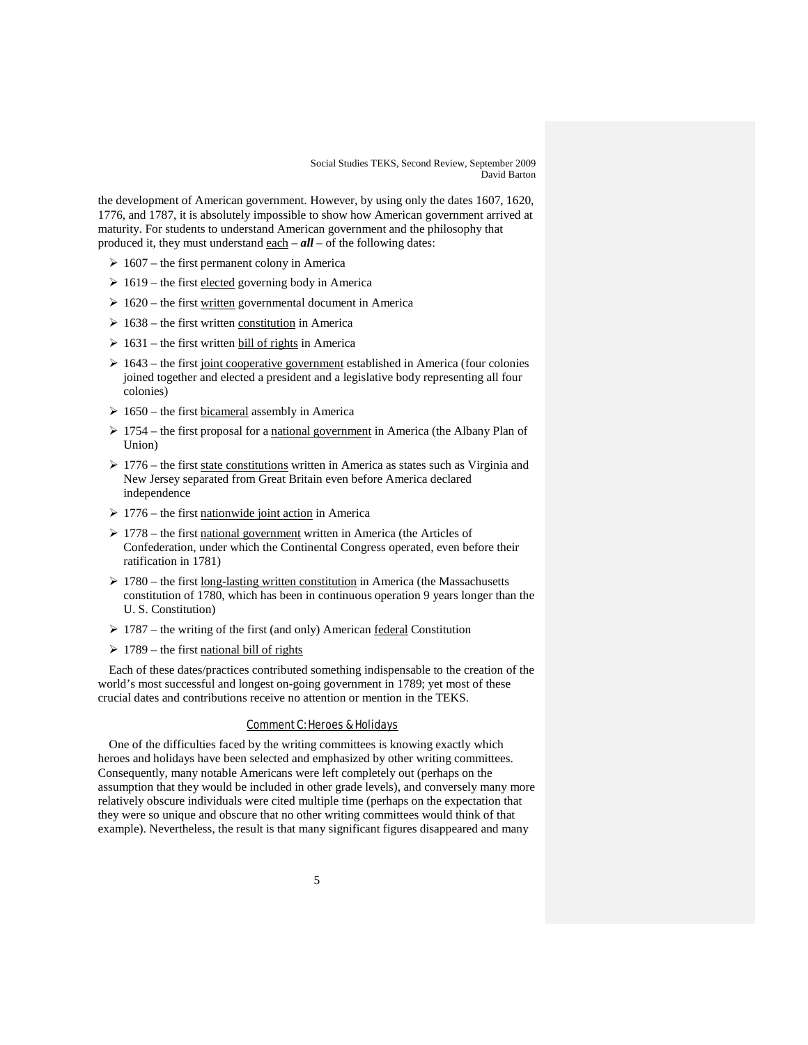the development of American government. However, by using only the dates 1607, 1620, 1776, and 1787, it is absolutely impossible to show how American government arrived at maturity. For students to understand American government and the philosophy that produced it, they must understand <u>each</u> – ***all*** – of the following dates:

- 1607 – the first permanent colony in America
- 1619 – the first <u>elected</u> governing body in America
- 1620 – the first <u>written</u> governmental document in America
- 1638 – the first written <u>constitution</u> in America
- 1631 – the first written <u>bill of rights</u> in America
- 1643 – the first <u>joint cooperative government</u> established in America (four colonies joined together and elected a president and a legislative body representing all four colonies)
- 1650 – the first <u>bicameral</u> assembly in America
- 1754 – the first proposal for a <u>national government</u> in America (the Albany Plan of Union)
- 1776 – the first <u>state constitutions</u> written in America as states such as Virginia and New Jersey separated from Great Britain even before America declared independence
- 1776 – the first <u>nationwide joint action</u> in America
- 1778 – the first <u>national government</u> written in America (the Articles of Confederation, under which the Continental Congress operated, even before their ratification in 1781)
- 1780 – the first <u>long-lasting written constitution</u> in America (the Massachusetts constitution of 1780, which has been in continuous operation 9 years longer than the U. S. Constitution)
- 1787 – the writing of the first (and only) American <u>federal</u> Constitution
- 1789 – the first <u>national bill of rights</u>

Each of these dates/practices contributed something indispensable to the creation of the world's most successful and longest on-going government in 1789; yet most of these crucial dates and contributions receive no attention or mention in the TEKS.

## <u>Comment C: Heroes & Holidays</u>

One of the difficulties faced by the writing committees is knowing exactly which heroes and holidays have been selected and emphasized by other writing committees. Consequently, many notable Americans were left completely out (perhaps on the assumption that they would be included in other grade levels), and conversely many more relatively obscure individuals were cited multiple time (perhaps on the expectation that they were so unique and obscure that no other writing committees would think of that example). Nevertheless, the result is that many significant figures disappeared and many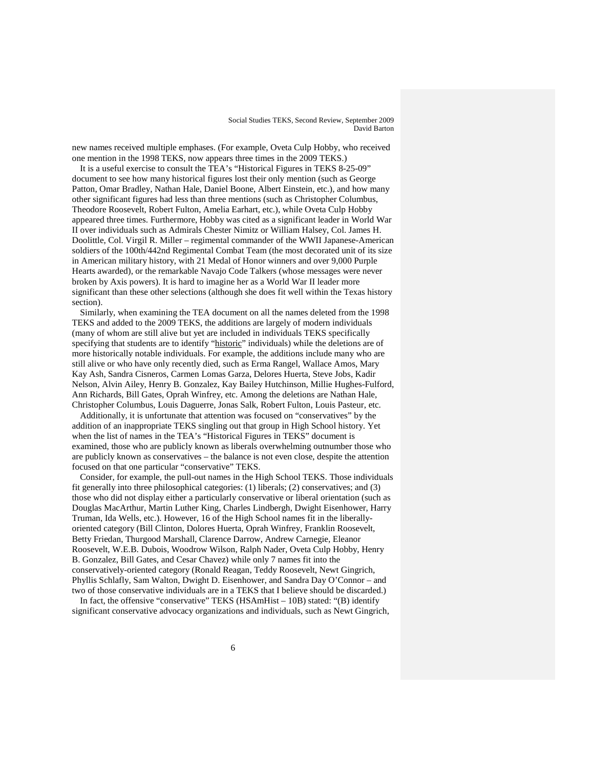new names received multiple emphases. (For example, Oveta Culp Hobby, who received one mention in the 1998 TEKS, now appears three times in the 2009 TEKS.)

It is a useful exercise to consult the TEA's "Historical Figures in TEKS 8-25-09" document to see how many historical figures lost their only mention (such as George Patton, Omar Bradley, Nathan Hale, Daniel Boone, Albert Einstein, etc.), and how many other significant figures had less than three mentions (such as Christopher Columbus, Theodore Roosevelt, Robert Fulton, Amelia Earhart, etc.), while Oveta Culp Hobby appeared three times. Furthermore, Hobby was cited as a significant leader in World War II over individuals such as Admirals Chester Nimitz or William Halsey, Col. James H. Doolittle, Col. Virgil R. Miller – regimental commander of the WWII Japanese-American soldiers of the 100th/442nd Regimental Combat Team (the most decorated unit of its size in American military history, with 21 Medal of Honor winners and over 9,000 Purple Hearts awarded), or the remarkable Navajo Code Talkers (whose messages were never broken by Axis powers). It is hard to imagine her as a World War II leader more significant than these other selections (although she does fit well within the Texas history section).

Similarly, when examining the TEA document on all the names deleted from the 1998 TEKS and added to the 2009 TEKS, the additions are largely of modern individuals (many of whom are still alive but yet are included in individuals TEKS specifically specifying that students are to identify "historic" individuals) while the deletions are of more historically notable individuals. For example, the additions include many who are still alive or who have only recently died, such as Erma Rangel, Wallace Amos, Mary Kay Ash, Sandra Cisneros, Carmen Lomas Garza, Delores Huerta, Steve Jobs, Kadir Nelson, Alvin Ailey, Henry B. Gonzalez, Kay Bailey Hutchinson, Millie Hughes-Fulford, Ann Richards, Bill Gates, Oprah Winfrey, etc. Among the deletions are Nathan Hale, Christopher Columbus, Louis Daguerre, Jonas Salk, Robert Fulton, Louis Pasteur, etc.

Additionally, it is unfortunate that attention was focused on "conservatives" by the addition of an inappropriate TEKS singling out that group in High School history. Yet when the list of names in the TEA's "Historical Figures in TEKS" document is examined, those who are publicly known as liberals overwhelming outnumber those who are publicly known as conservatives – the balance is not even close, despite the attention focused on that one particular "conservative" TEKS.

Consider, for example, the pull-out names in the High School TEKS. Those individuals fit generally into three philosophical categories: (1) liberals; (2) conservatives; and (3) those who did not display either a particularly conservative or liberal orientation (such as Douglas MacArthur, Martin Luther King, Charles Lindbergh, Dwight Eisenhower, Harry Truman, Ida Wells, etc.). However, 16 of the High School names fit in the liberally-oriented category (Bill Clinton, Dolores Huerta, Oprah Winfrey, Franklin Roosevelt, Betty Friedan, Thurgood Marshall, Clarence Darrow, Andrew Carnegie, Eleanor Roosevelt, W.E.B. Dubois, Woodrow Wilson, Ralph Nader, Oveta Culp Hobby, Henry B. Gonzalez, Bill Gates, and Cesar Chavez) while only 7 names fit into the conservatively-oriented category (Ronald Reagan, Teddy Roosevelt, Newt Gingrich, Phyllis Schlafly, Sam Walton, Dwight D. Eisenhower, and Sandra Day O'Connor – and two of those conservative individuals are in a TEKS that I believe should be discarded.)

In fact, the offensive "conservative" TEKS (HSAmHist – 10B) stated: "(B) identify significant conservative advocacy organizations and individuals, such as Newt Gingrich,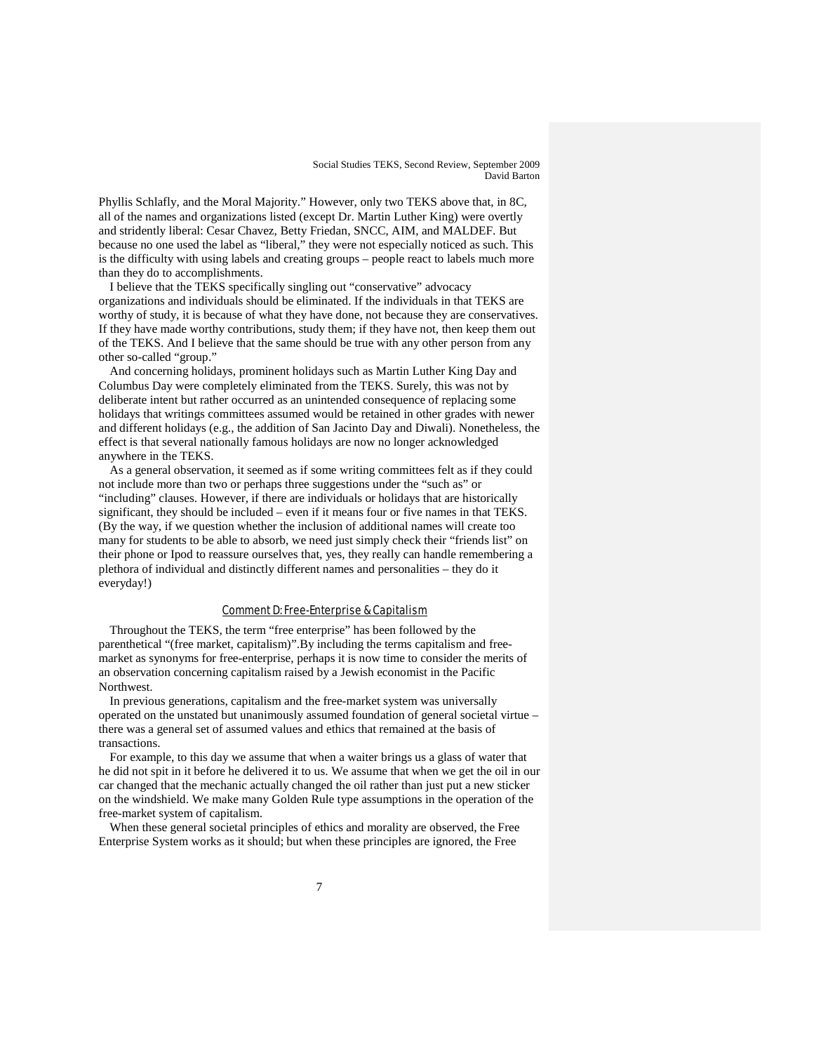Phyllis Schlafly, and the Moral Majority." However, only two TEKS above that, in 8C, all of the names and organizations listed (except Dr. Martin Luther King) were overtly and stridently liberal: Cesar Chavez, Betty Friedan, SNCC, AIM, and MALDEF. But because no one used the label as "liberal," they were not especially noticed as such. This is the difficulty with using labels and creating groups – people react to labels much more than they do to accomplishments.

I believe that the TEKS specifically singling out "conservative" advocacy organizations and individuals should be eliminated. If the individuals in that TEKS are worthy of study, it is because of what they have done, not because they are conservatives. If they have made worthy contributions, study them; if they have not, then keep them out of the TEKS. And I believe that the same should be true with any other person from any other so-called "group."

And concerning holidays, prominent holidays such as Martin Luther King Day and Columbus Day were completely eliminated from the TEKS. Surely, this was not by deliberate intent but rather occurred as an unintended consequence of replacing some holidays that writings committees assumed would be retained in other grades with newer and different holidays (e.g., the addition of San Jacinto Day and Diwali). Nonetheless, the effect is that several nationally famous holidays are now no longer acknowledged anywhere in the TEKS.

As a general observation, it seemed as if some writing committees felt as if they could not include more than two or perhaps three suggestions under the "such as" or "including" clauses. However, if there are individuals or holidays that are historically significant, they should be included – even if it means four or five names in that TEKS. (By the way, if we question whether the inclusion of additional names will create too many for students to be able to absorb, we need just simply check their "friends list" on their phone or Ipod to reassure ourselves that, yes, they really can handle remembering a plethora of individual and distinctly different names and personalities – they do it everyday!)

## Comment D: Free-Enterprise & Capitalism

Throughout the TEKS, the term "free enterprise" has been followed by the parenthetical "(free market, capitalism)".By including the terms capitalism and free-market as synonyms for free-enterprise, perhaps it is now time to consider the merits of an observation concerning capitalism raised by a Jewish economist in the Pacific Northwest.

In previous generations, capitalism and the free-market system was universally operated on the unstated but unanimously assumed foundation of general societal virtue – there was a general set of assumed values and ethics that remained at the basis of transactions.

For example, to this day we assume that when a waiter brings us a glass of water that he did not spit in it before he delivered it to us. We assume that when we get the oil in our car changed that the mechanic actually changed the oil rather than just put a new sticker on the windshield. We make many Golden Rule type assumptions in the operation of the free-market system of capitalism.

When these general societal principles of ethics and morality are observed, the Free Enterprise System works as it should; but when these principles are ignored, the Free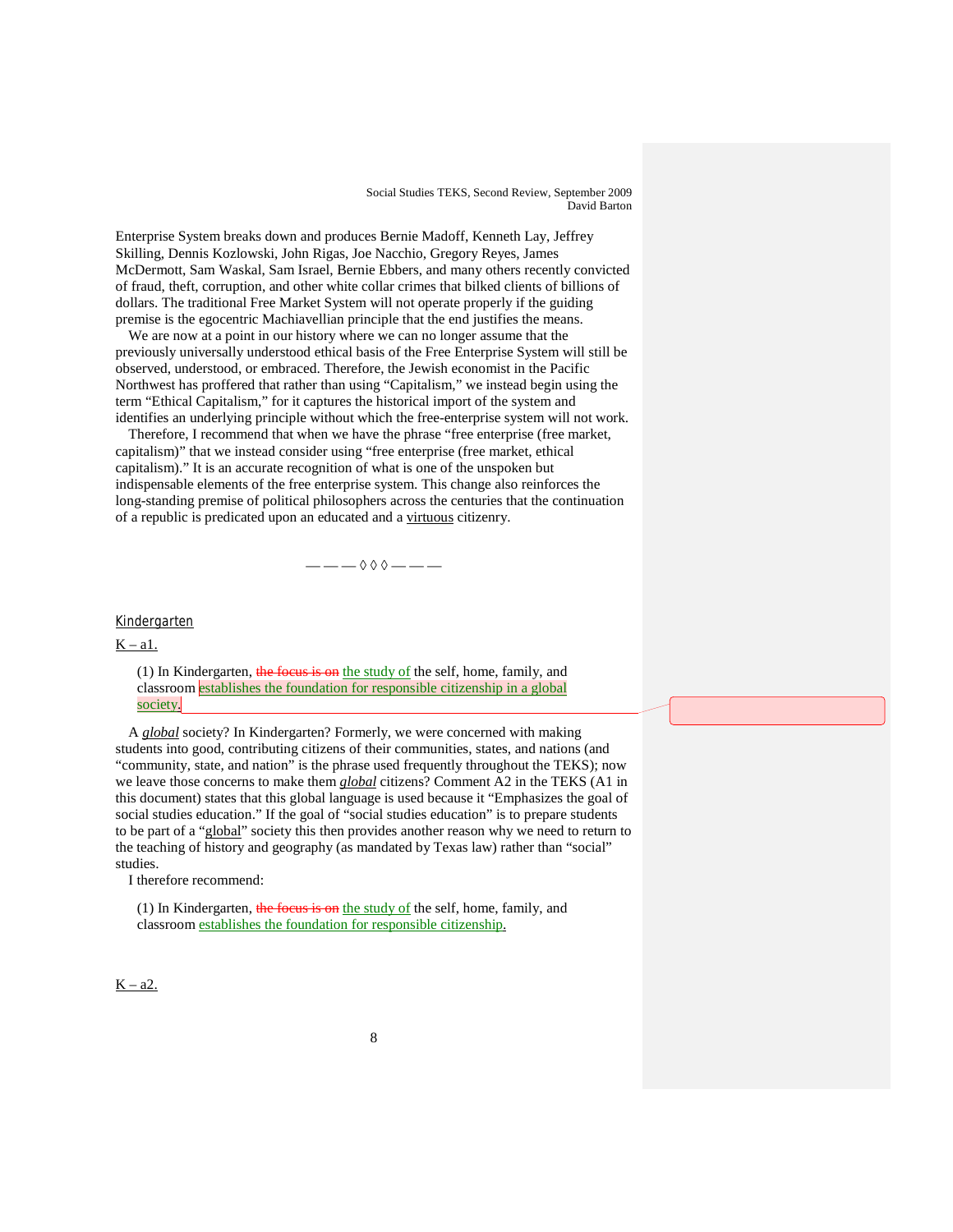Enterprise System breaks down and produces Bernie Madoff, Kenneth Lay, Jeffrey Skilling, Dennis Kozlowski, John Rigas, Joe Nacchio, Gregory Reyes, James McDermott, Sam Waskal, Sam Israel, Bernie Ebbers, and many others recently convicted of fraud, theft, corruption, and other white collar crimes that bilked clients of billions of dollars. The traditional Free Market System will not operate properly if the guiding premise is the egocentric Machiavellian principle that the end justifies the means.

We are now at a point in our history where we can no longer assume that the previously universally understood ethical basis of the Free Enterprise System will still be observed, understood, or embraced. Therefore, the Jewish economist in the Pacific Northwest has proffered that rather than using "Capitalism," we instead begin using the term "Ethical Capitalism," for it captures the historical import of the system and identifies an underlying principle without which the free-enterprise system will not work.

Therefore, I recommend that when we have the phrase "free enterprise (free market, capitalism)" that we instead consider using "free enterprise (free market, ethical capitalism)." It is an accurate recognition of what is one of the unspoken but indispensable elements of the free enterprise system. This change also reinforces the long-standing premise of political philosophers across the centuries that the continuation of a republic is predicated upon an educated and a virtuous citizenry.

— — — ◊ ◊ ◊ — — —

## Kindergarten

K – a1.

> (1) In Kindergarten, ~~the focus is on~~ the study of the self, home, family, and classroom establishes the foundation for responsible citizenship in a global society.

A *global* society? In Kindergarten? Formerly, we were concerned with making students into good, contributing citizens of their communities, states, and nations (and "community, state, and nation" is the phrase used frequently throughout the TEKS); now we leave those concerns to make them ***global*** citizens? Comment A2 in the TEKS (A1 in this document) states that this global language is used because it "Emphasizes the goal of social studies education." If the goal of "social studies education" is to prepare students to be part of a "global" society this then provides another reason why we need to return to the teaching of history and geography (as mandated by Texas law) rather than "social" studies.

I therefore recommend:

> (1) In Kindergarten, ~~the focus is on~~ the study of the self, home, family, and classroom establishes the foundation for responsible citizenship.

K – a2.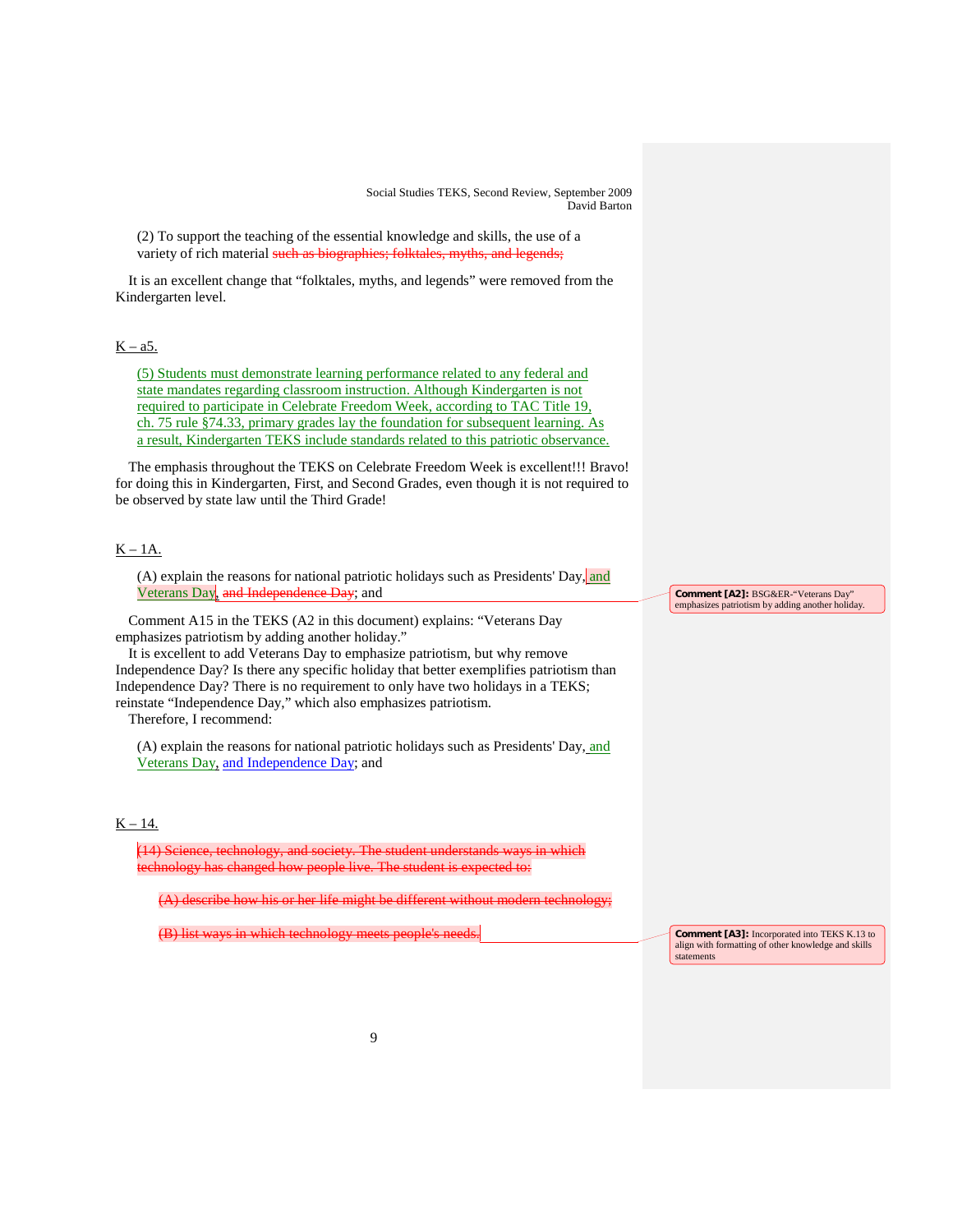(2) To support the teaching of the essential knowledge and skills, the use of a variety of rich material ~~such as biographies; folktales, myths, and legends;~~

It is an excellent change that "folktales, myths, and legends" were removed from the Kindergarten level.

K – a5.

(5) Students must demonstrate learning performance related to any federal and state mandates regarding classroom instruction. Although Kindergarten is not required to participate in Celebrate Freedom Week, according to TAC Title 19, ch. 75 rule §74.33, primary grades lay the foundation for subsequent learning. As a result, Kindergarten TEKS include standards related to this patriotic observance.

The emphasis throughout the TEKS on Celebrate Freedom Week is excellent!!! Bravo! for doing this in Kindergarten, First, and Second Grades, even though it is not required to be observed by state law until the Third Grade!

K – 1A.

(A) explain the reasons for national patriotic holidays such as Presidents' Day, and Veterans Day~~, and Independence Day~~; and

Comment [A2]: BSG&ER-"Veterans Day" emphasizes patriotism by adding another holiday.

Comment A15 in the TEKS (A2 in this document) explains: "Veterans Day emphasizes patriotism by adding another holiday."

It is excellent to add Veterans Day to emphasize patriotism, but why remove Independence Day? Is there any specific holiday that better exemplifies patriotism than Independence Day? There is no requirement to only have two holidays in a TEKS; reinstate "Independence Day," which also emphasizes patriotism.

Therefore, I recommend:

(A) explain the reasons for national patriotic holidays such as Presidents' Day, and Veterans Day, and Independence Day; and

K – 14.

~~(14) Science, technology, and society. The student understands ways in which technology has changed how people live. The student is expected to:~~

~~(A) describe how his or her life might be different without modern technology;~~

~~(B) list ways in which technology meets people's needs.~~

Comment [A3]: Incorporated into TEKS K.13 to align with formatting of other knowledge and skills statements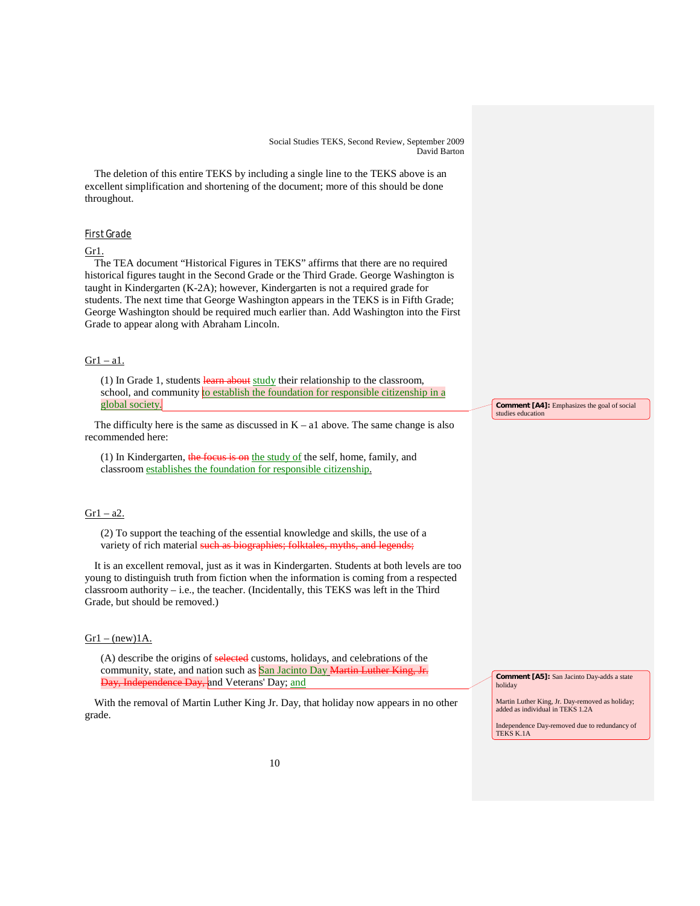The deletion of this entire TEKS by including a single line to the TEKS above is an excellent simplification and shortening of the document; more of this should be done throughout.

## First Grade

Gr1.

The TEA document "Historical Figures in TEKS" affirms that there are no required historical figures taught in the Second Grade or the Third Grade. George Washington is taught in Kindergarten (K-2A); however, Kindergarten is not a required grade for students. The next time that George Washington appears in the TEKS is in Fifth Grade; George Washington should be required much earlier than. Add Washington into the First Grade to appear along with Abraham Lincoln.

Gr1 – a1.

> (1) In Grade 1, students ~~learn about~~ study their relationship to the classroom, school, and community to establish the foundation for responsible citizenship in a global society.

**Comment [A4]:** Emphasizes the goal of social studies education

The difficulty here is the same as discussed in K – a1 above. The same change is also recommended here:

> (1) In Kindergarten, ~~the focus is on~~ the study of the self, home, family, and classroom establishes the foundation for responsible citizenship.

Gr1 – a2.

> (2) To support the teaching of the essential knowledge and skills, the use of a variety of rich material ~~such as biographies; folktales, myths, and legends;~~

It is an excellent removal, just as it was in Kindergarten. Students at both levels are too young to distinguish truth from fiction when the information is coming from a respected classroom authority – i.e., the teacher. (Incidentally, this TEKS was left in the Third Grade, but should be removed.)

Gr1 – (new)1A.

> (A) describe the origins of ~~selected~~ customs, holidays, and celebrations of the community, state, and nation such as San Jacinto Day ~~Martin Luther King, Jr. Day, Independence Day,~~ and Veterans' Day; and

**Comment [A5]:** San Jacinto Day-adds a state holiday

Martin Luther King, Jr. Day-removed as holiday; added as individual in TEKS 1.2A

Independence Day-removed due to redundancy of TEKS K.1A

With the removal of Martin Luther King Jr. Day, that holiday now appears in no other grade.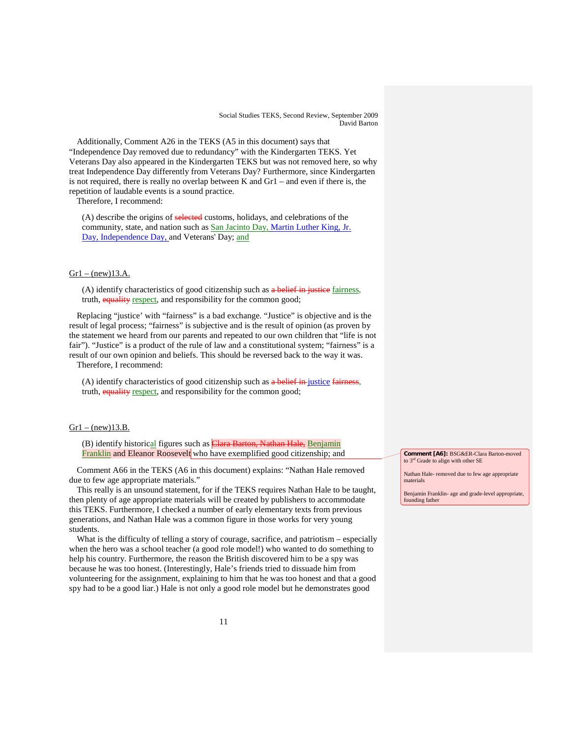Additionally, Comment A26 in the TEKS (A5 in this document) says that "Independence Day removed due to redundancy" with the Kindergarten TEKS. Yet Veterans Day also appeared in the Kindergarten TEKS but was not removed here, so why treat Independence Day differently from Veterans Day? Furthermore, since Kindergarten is not required, there is really no overlap between K and Gr1 – and even if there is, the repetition of laudable events is a sound practice.

Therefore, I recommend:

> (A) describe the origins of ~~selected~~ customs, holidays, and celebrations of the community, state, and nation such as San Jacinto Day, Martin Luther King, Jr. Day, Independence Day, and Veterans' Day; and

Gr1 – (new)13.A.

> (A) identify characteristics of good citizenship such as ~~a belief in justice~~ fairness, truth, ~~equality~~ respect, and responsibility for the common good;

Replacing "justice' with "fairness" is a bad exchange. "Justice" is objective and is the result of legal process; "fairness" is subjective and is the result of opinion (as proven by the statement we heard from our parents and repeated to our own children that "life is not fair"). "Justice" is a product of the rule of law and a constitutional system; "fairness" is a result of our own opinion and beliefs. This should be reversed back to the way it was.

Therefore, I recommend:

> (A) identify characteristics of good citizenship such as ~~a belief in~~ justice ~~fairness~~, truth, ~~equality~~ respect, and responsibility for the common good;

Gr1 – (new)13.B.

> (B) identify historical figures such as ~~Clara Barton, Nathan Hale,~~ Benjamin Franklin and Eleanor Roosevelt who have exemplified good citizenship; and

**Comment [A6]:** BSG&ER-Clara Barton-moved to 3rd Grade to align with other SE

Nathan Hale- removed due to few age appropriate materials

Benjamin Franklin- age and grade-level appropriate, founding father

Comment A66 in the TEKS (A6 in this document) explains: "Nathan Hale removed due to few age appropriate materials."

This really is an unsound statement, for if the TEKS requires Nathan Hale to be taught, then plenty of age appropriate materials will be created by publishers to accommodate this TEKS. Furthermore, I checked a number of early elementary texts from previous generations, and Nathan Hale was a common figure in those works for very young students.

What is the difficulty of telling a story of courage, sacrifice, and patriotism – especially when the hero was a school teacher (a good role model!) who wanted to do something to help his country. Furthermore, the reason the British discovered him to be a spy was because he was too honest. (Interestingly, Hale's friends tried to dissuade him from volunteering for the assignment, explaining to him that he was too honest and that a good spy had to be a good liar.) Hale is not only a good role model but he demonstrates good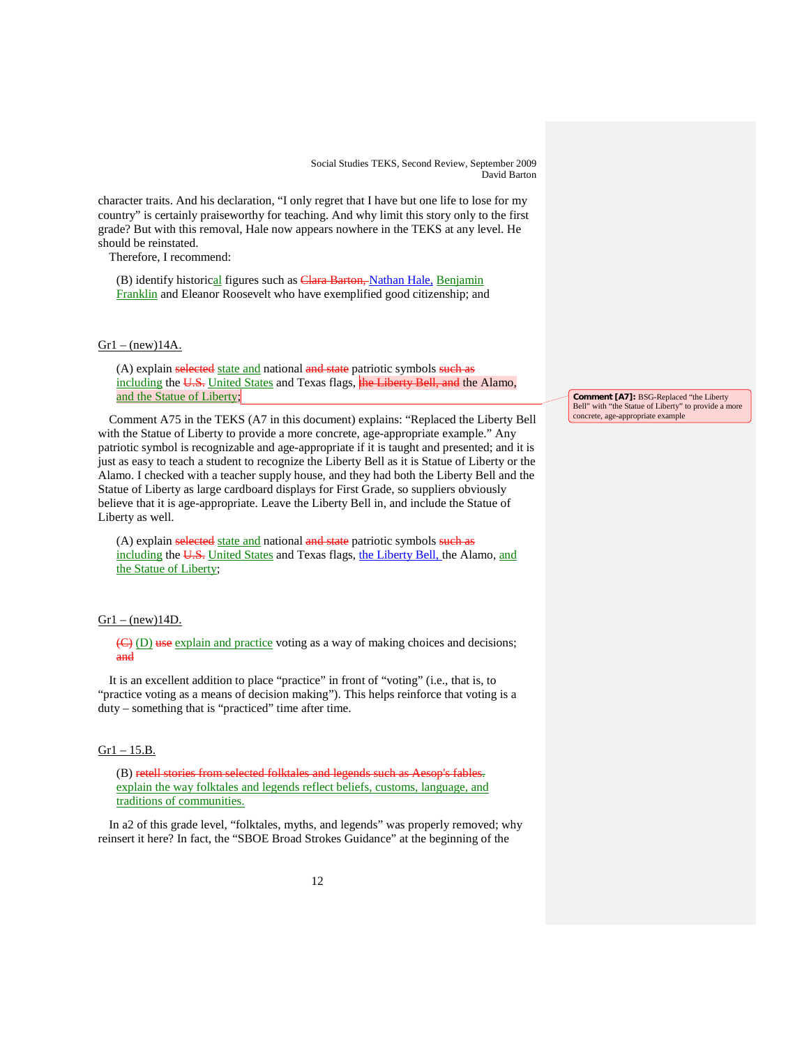character traits. And his declaration, "I only regret that I have but one life to lose for my country" is certainly praiseworthy for teaching. And why limit this story only to the first grade? But with this removal, Hale now appears nowhere in the TEKS at any level. He should be reinstated.

Therefore, I recommend:

> (B) identify historical figures such as ~~Clara Barton,~~ Nathan Hale, Benjamin Franklin and Eleanor Roosevelt who have exemplified good citizenship; and

Gr1 – (new)14A.

> (A) explain ~~selected~~ state and national ~~and state~~ patriotic symbols ~~such as~~ including the ~~U.S.~~ United States and Texas flags, ~~the Liberty Bell, and~~ the Alamo, and the Statue of Liberty;

**Comment [A7]:** BSG-Replaced "the Liberty Bell" with "the Statue of Liberty" to provide a more concrete, age-appropriate example

Comment A75 in the TEKS (A7 in this document) explains: "Replaced the Liberty Bell with the Statue of Liberty to provide a more concrete, age-appropriate example." Any patriotic symbol is recognizable and age-appropriate if it is taught and presented; and it is just as easy to teach a student to recognize the Liberty Bell as it is Statue of Liberty or the Alamo. I checked with a teacher supply house, and they had both the Liberty Bell and the Statue of Liberty as large cardboard displays for First Grade, so suppliers obviously believe that it is age-appropriate. Leave the Liberty Bell in, and include the Statue of Liberty as well.

> (A) explain ~~selected~~ state and national ~~and state~~ patriotic symbols ~~such as~~ including the ~~U.S.~~ United States and Texas flags, the Liberty Bell, the Alamo, and the Statue of Liberty;

Gr1 – (new)14D.

> ~~(C)~~ (D) ~~use~~ explain and practice voting as a way of making choices and decisions; ~~and~~

It is an excellent addition to place "practice" in front of "voting" (i.e., that is, to "practice voting as a means of decision making"). This helps reinforce that voting is a duty – something that is "practiced" time after time.

Gr1 – 15.B.

> (B) ~~retell stories from selected folktales and legends such as Aesop's fables.~~ explain the way folktales and legends reflect beliefs, customs, language, and traditions of communities.

In a2 of this grade level, "folktales, myths, and legends" was properly removed; why reinsert it here? In fact, the "SBOE Broad Strokes Guidance" at the beginning of the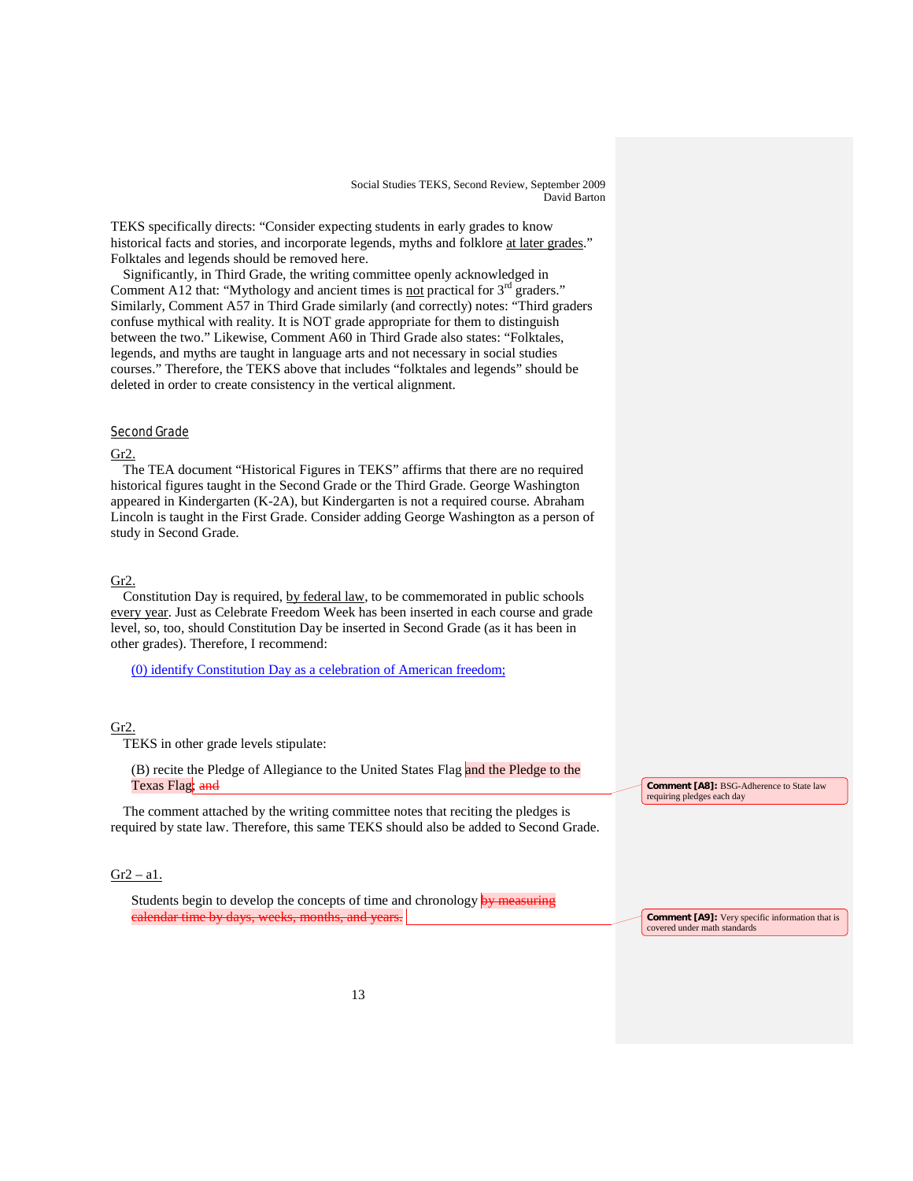TEKS specifically directs: "Consider expecting students in early grades to know historical facts and stories, and incorporate legends, myths and folklore <u>at later grades</u>." Folktales and legends should be removed here.

Significantly, in Third Grade, the writing committee openly acknowledged in Comment A12 that: "Mythology and ancient times is <u>not</u> practical for 3rd graders." Similarly, Comment A57 in Third Grade similarly (and correctly) notes: "Third graders confuse mythical with reality. It is NOT grade appropriate for them to distinguish between the two." Likewise, Comment A60 in Third Grade also states: "Folktales, legends, and myths are taught in language arts and not necessary in social studies courses." Therefore, the TEKS above that includes "folktales and legends" should be deleted in order to create consistency in the vertical alignment.

## Second Grade

<u>Gr2.</u>

The TEA document "Historical Figures in TEKS" affirms that there are no required historical figures taught in the Second Grade or the Third Grade. George Washington appeared in Kindergarten (K-2A), but Kindergarten is not a required course. Abraham Lincoln is taught in the First Grade. Consider adding George Washington as a person of study in Second Grade.

<u>Gr2.</u>

Constitution Day is required, <u>by federal law</u>, to be commemorated in public schools <u>every year</u>. Just as Celebrate Freedom Week has been inserted in each course and grade level, so, too, should Constitution Day be inserted in Second Grade (as it has been in other grades). Therefore, I recommend:

> <u>(0) identify Constitution Day as a celebration of American freedom;</u>

<u>Gr2.</u>

TEKS in other grade levels stipulate:

> (B) recite the Pledge of Allegiance to the United States Flag and the Pledge to the Texas Flag; ~~and~~

**Comment [A8]:** BSG-Adherence to State law requiring pledges each day

The comment attached by the writing committee notes that reciting the pledges is required by state law. Therefore, this same TEKS should also be added to Second Grade.

<u>Gr2 – a1.</u>

> Students begin to develop the concepts of time and chronology ~~by measuring calendar time by days, weeks, months, and years.~~

**Comment [A9]:** Very specific information that is covered under math standards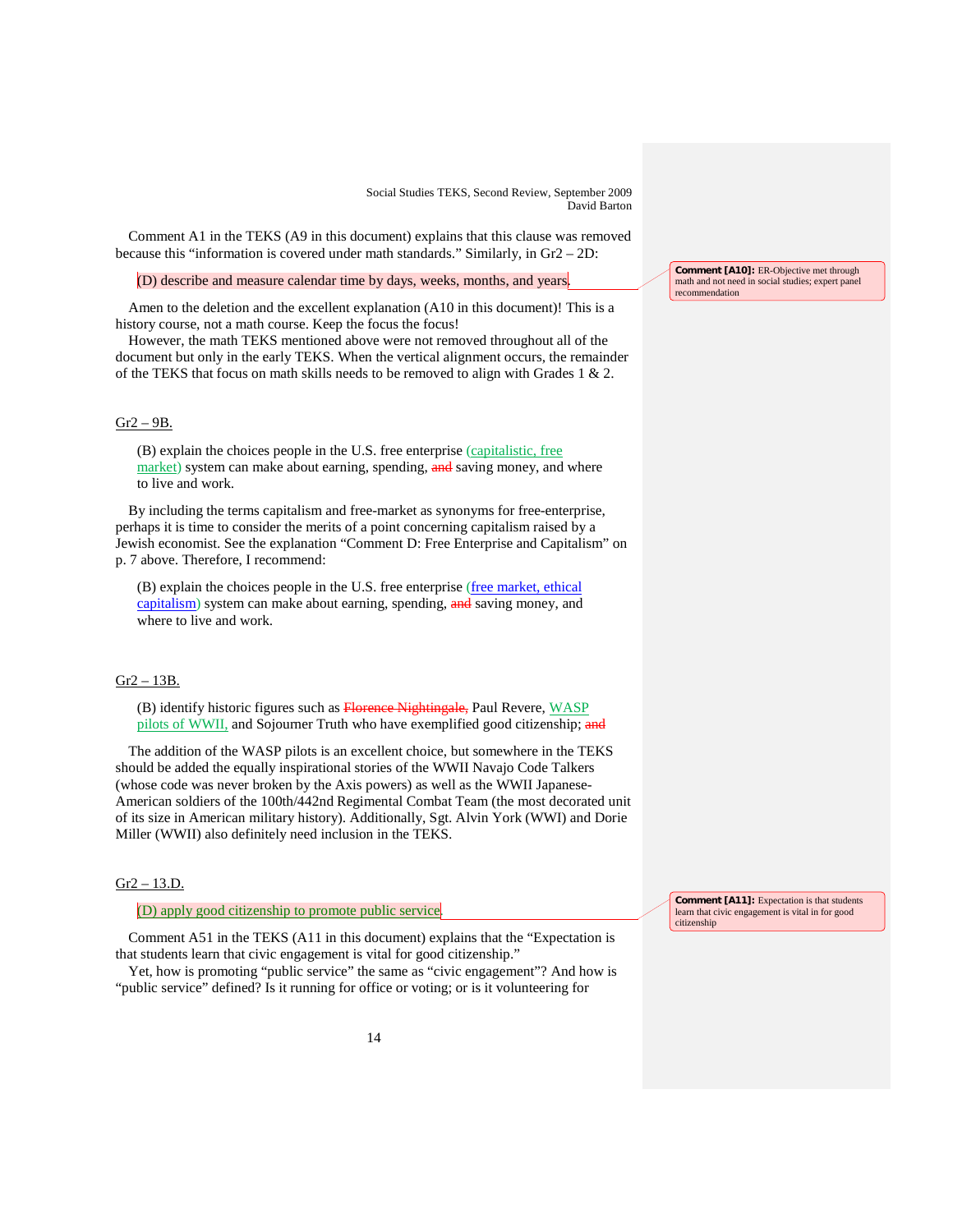Comment A1 in the TEKS (A9 in this document) explains that this clause was removed because this "information is covered under math standards." Similarly, in Gr2 – 2D:

> (D) describe and measure calendar time by days, weeks, months, and years.

**Comment [A10]:** ER-Objective met through math and not need in social studies; expert panel recommendation

Amen to the deletion and the excellent explanation (A10 in this document)! This is a history course, not a math course. Keep the focus the focus!

However, the math TEKS mentioned above were not removed throughout all of the document but only in the early TEKS. When the vertical alignment occurs, the remainder of the TEKS that focus on math skills needs to be removed to align with Grades 1 & 2.

Gr2 – 9B.

> (B) explain the choices people in the U.S. free enterprise (capitalistic, free market) system can make about earning, spending, ~~and~~ saving money, and where to live and work.

By including the terms capitalism and free-market as synonyms for free-enterprise, perhaps it is time to consider the merits of a point concerning capitalism raised by a Jewish economist. See the explanation "Comment D: Free Enterprise and Capitalism" on p. 7 above. Therefore, I recommend:

> (B) explain the choices people in the U.S. free enterprise (free market, ethical capitalism) system can make about earning, spending, ~~and~~ saving money, and where to live and work.

Gr2 – 13B.

> (B) identify historic figures such as ~~Florence Nightingale,~~ Paul Revere, WASP pilots of WWII, and Sojourner Truth who have exemplified good citizenship; ~~and~~

The addition of the WASP pilots is an excellent choice, but somewhere in the TEKS should be added the equally inspirational stories of the WWII Navajo Code Talkers (whose code was never broken by the Axis powers) as well as the WWII Japanese-American soldiers of the 100th/442nd Regimental Combat Team (the most decorated unit of its size in American military history). Additionally, Sgt. Alvin York (WWI) and Dorie Miller (WWII) also definitely need inclusion in the TEKS.

Gr2 – 13.D.

> (D) apply good citizenship to promote public service.

**Comment [A11]:** Expectation is that students learn that civic engagement is vital in for good citizenship

Comment A51 in the TEKS (A11 in this document) explains that the "Expectation is that students learn that civic engagement is vital for good citizenship."

Yet, how is promoting "public service" the same as "civic engagement"? And how is "public service" defined? Is it running for office or voting; or is it volunteering for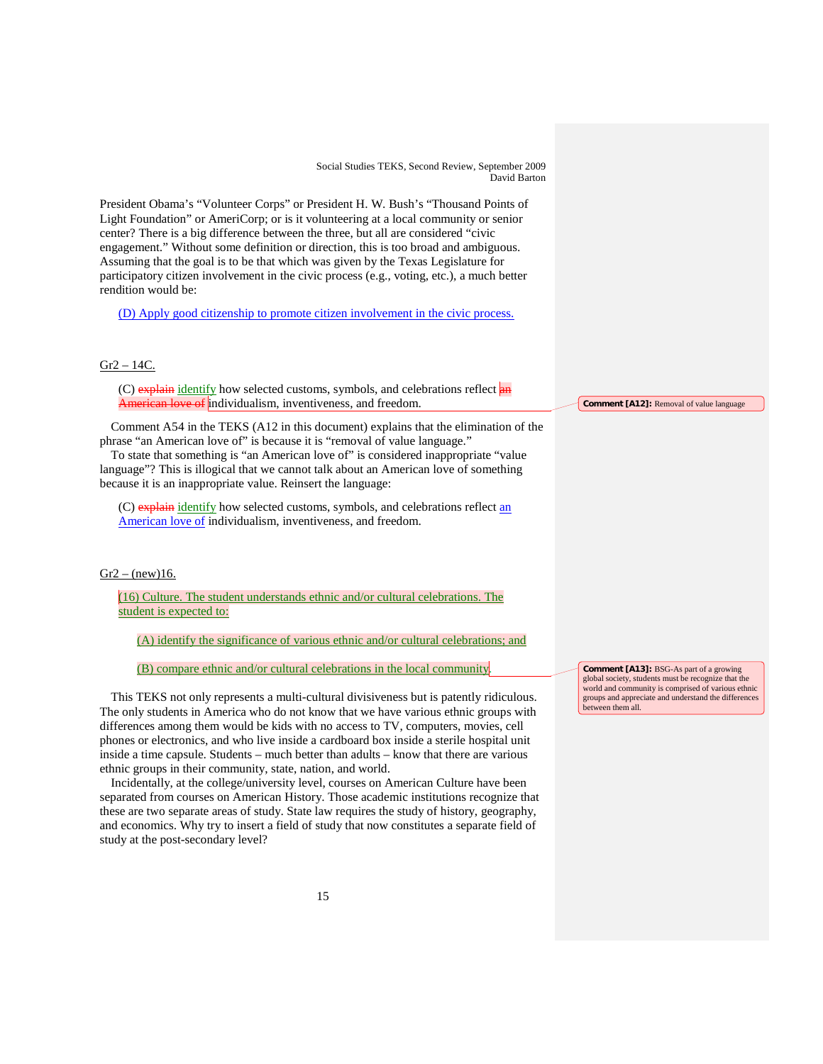President Obama's "Volunteer Corps" or President H. W. Bush's "Thousand Points of Light Foundation" or AmeriCorp; or is it volunteering at a local community or senior center? There is a big difference between the three, but all are considered "civic engagement." Without some definition or direction, this is too broad and ambiguous. Assuming that the goal is to be that which was given by the Texas Legislature for participatory citizen involvement in the civic process (e.g., voting, etc.), a much better rendition would be:

> (D) Apply good citizenship to promote citizen involvement in the civic process.

Gr2 – 14C.

> (C) ~~explain~~ identify how selected customs, symbols, and celebrations reflect ~~an American love of~~ individualism, inventiveness, and freedom.

**Comment [A12]:** Removal of value language

Comment A54 in the TEKS (A12 in this document) explains that the elimination of the phrase "an American love of" is because it is "removal of value language."

To state that something is "an American love of" is considered inappropriate "value language"? This is illogical that we cannot talk about an American love of something because it is an inappropriate value. Reinsert the language:

> (C) ~~explain~~ identify how selected customs, symbols, and celebrations reflect an American love of individualism, inventiveness, and freedom.

Gr2 – (new)16.

> (16) Culture. The student understands ethnic and/or cultural celebrations. The student is expected to:
>
> (A) identify the significance of various ethnic and/or cultural celebrations; and
>
> (B) compare ethnic and/or cultural celebrations in the local community.

**Comment [A13]:** BSG-As part of a growing global society, students must be recognize that the world and community is comprised of various ethnic groups and appreciate and understand the differences between them all.

This TEKS not only represents a multi-cultural divisiveness but is patently ridiculous. The only students in America who do not know that we have various ethnic groups with differences among them would be kids with no access to TV, computers, movies, cell phones or electronics, and who live inside a cardboard box inside a sterile hospital unit inside a time capsule. Students – much better than adults – know that there are various ethnic groups in their community, state, nation, and world.

Incidentally, at the college/university level, courses on American Culture have been separated from courses on American History. Those academic institutions recognize that these are two separate areas of study. State law requires the study of history, geography, and economics. Why try to insert a field of study that now constitutes a separate field of study at the post-secondary level?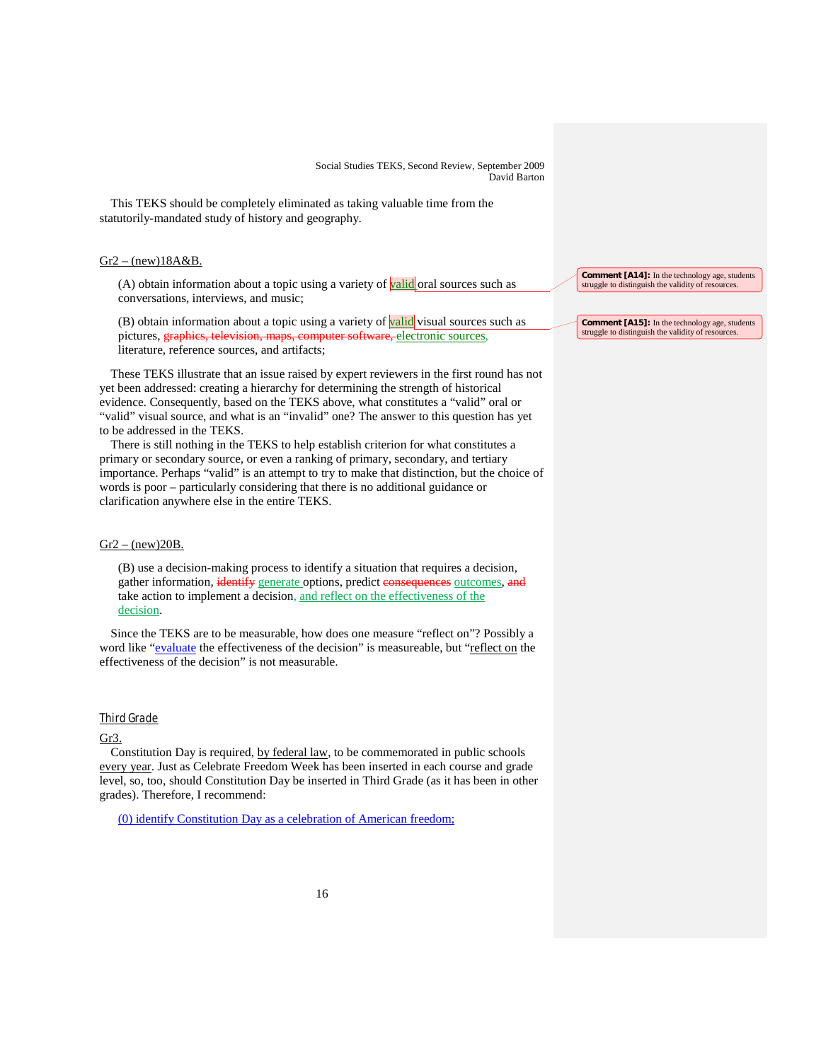This TEKS should be completely eliminated as taking valuable time from the statutorily-mandated study of history and geography.

Gr2 – (new)18A&B.

(A) obtain information about a topic using a variety of valid oral sources such as conversations, interviews, and music;

(B) obtain information about a topic using a variety of valid visual sources such as pictures, ~~graphics, television, maps, computer software,~~ electronic sources, literature, reference sources, and artifacts;

Comment [A14]: In the technology age, students struggle to distinguish the validity of resources.

Comment [A15]: In the technology age, students struggle to distinguish the validity of resources.

These TEKS illustrate that an issue raised by expert reviewers in the first round has not yet been addressed: creating a hierarchy for determining the strength of historical evidence. Consequently, based on the TEKS above, what constitutes a "valid" oral or "valid" visual source, and what is an "invalid" one? The answer to this question has yet to be addressed in the TEKS.

There is still nothing in the TEKS to help establish criterion for what constitutes a primary or secondary source, or even a ranking of primary, secondary, and tertiary importance. Perhaps "valid" is an attempt to try to make that distinction, but the choice of words is poor – particularly considering that there is no additional guidance or clarification anywhere else in the entire TEKS.

Gr2 – (new)20B.

(B) use a decision-making process to identify a situation that requires a decision, gather information, ~~identify~~ generate options, predict ~~consequences~~ outcomes, ~~and~~ take action to implement a decision, and reflect on the effectiveness of the decision.

Since the TEKS are to be measurable, how does one measure "reflect on"? Possibly a word like "evaluate the effectiveness of the decision" is measureable, but "reflect on the effectiveness of the decision" is not measurable.

## Third Grade

Gr3.

Constitution Day is required, by federal law, to be commemorated in public schools every year. Just as Celebrate Freedom Week has been inserted in each course and grade level, so, too, should Constitution Day be inserted in Third Grade (as it has been in other grades). Therefore, I recommend:

(0) identify Constitution Day as a celebration of American freedom;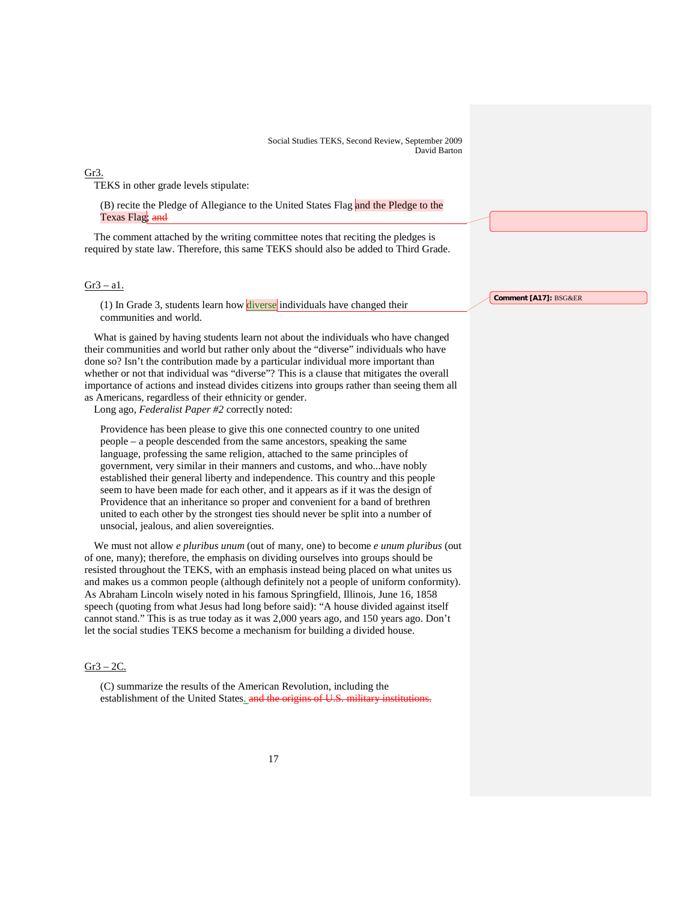Gr3.

TEKS in other grade levels stipulate:

> (B) recite the Pledge of Allegiance to the United States Flag and the Pledge to the Texas Flag; ~~and~~

The comment attached by the writing committee notes that reciting the pledges is required by state law. Therefore, this same TEKS should also be added to Third Grade.

Gr3 – a1.

> (1) In Grade 3, students learn how diverse individuals have changed their communities and world.

Comment [A17]: BSG&ER

What is gained by having students learn not about the individuals who have changed their communities and world but rather only about the "diverse" individuals who have done so? Isn't the contribution made by a particular individual more important than whether or not that individual was "diverse"? This is a clause that mitigates the overall importance of actions and instead divides citizens into groups rather than seeing them all as Americans, regardless of their ethnicity or gender.

Long ago, *Federalist Paper #2* correctly noted:

> Providence has been please to give this one connected country to one united people – a people descended from the same ancestors, speaking the same language, professing the same religion, attached to the same principles of government, very similar in their manners and customs, and who...have nobly established their general liberty and independence. This country and this people seem to have been made for each other, and it appears as if it was the design of Providence that an inheritance so proper and convenient for a band of brethren united to each other by the strongest ties should never be split into a number of unsocial, jealous, and alien sovereignties.

We must not allow *e pluribus unum* (out of many, one) to become *e unum pluribus* (out of one, many); therefore, the emphasis on dividing ourselves into groups should be resisted throughout the TEKS, with an emphasis instead being placed on what unites us and makes us a common people (although definitely not a people of uniform conformity). As Abraham Lincoln wisely noted in his famous Springfield, Illinois, June 16, 1858 speech (quoting from what Jesus had long before said): "A house divided against itself cannot stand." This is as true today as it was 2,000 years ago, and 150 years ago. Don't let the social studies TEKS become a mechanism for building a divided house.

Gr3 – 2C.

> (C) summarize the results of the American Revolution, including the establishment of the United States. ~~and the origins of U.S. military institutions.~~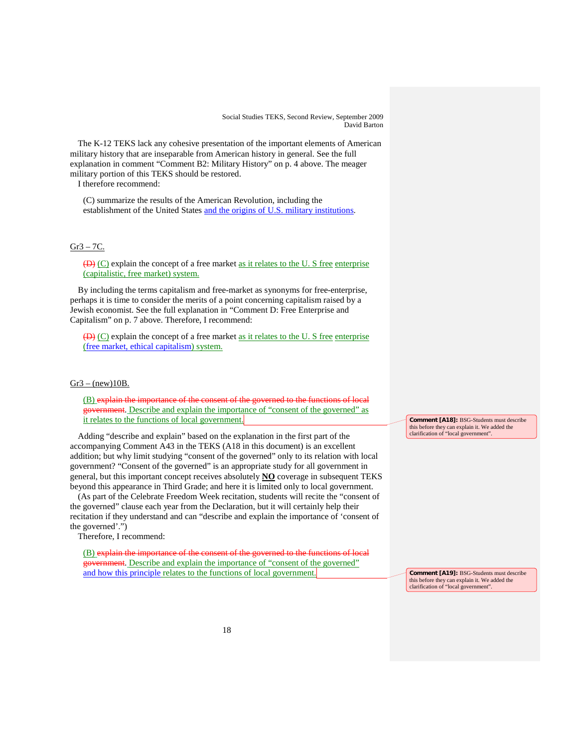The K-12 TEKS lack any cohesive presentation of the important elements of American military history that are inseparable from American history in general. See the full explanation in comment "Comment B2: Military History" on p. 4 above. The meager military portion of this TEKS should be restored.

I therefore recommend:

> (C) summarize the results of the American Revolution, including the establishment of the United States and the origins of U.S. military institutions.

Gr3 – 7C.

> ~~(D)~~ (C) explain the concept of a free market as it relates to the U. S free enterprise (capitalistic, free market) system.

By including the terms capitalism and free-market as synonyms for free-enterprise, perhaps it is time to consider the merits of a point concerning capitalism raised by a Jewish economist. See the full explanation in "Comment D: Free Enterprise and Capitalism" on p. 7 above. Therefore, I recommend:

> ~~(D)~~ (C) explain the concept of a free market as it relates to the U. S free enterprise (free market, ethical capitalism) system.

Gr3 – (new)10B.

> (B) ~~explain the importance of the consent of the governed to the functions of local government~~. Describe and explain the importance of "consent of the governed" as it relates to the functions of local government.

**Comment [A18]:** BSG-Students must describe this before they can explain it. We added the clarification of "local government".

Adding "describe and explain" based on the explanation in the first part of the accompanying Comment A43 in the TEKS (A18 in this document) is an excellent addition; but why limit studying "consent of the governed" only to its relation with local government? "Consent of the governed" is an appropriate study for all government in general, but this important concept receives absolutely **NO** coverage in subsequent TEKS beyond this appearance in Third Grade; and here it is limited only to local government.

(As part of the Celebrate Freedom Week recitation, students will recite the "consent of the governed" clause each year from the Declaration, but it will certainly help their recitation if they understand and can "describe and explain the importance of 'consent of the governed'.")

Therefore, I recommend:

> (B) ~~explain the importance of the consent of the governed to the functions of local government~~. Describe and explain the importance of "consent of the governed" and how this principle relates to the functions of local government.

**Comment [A19]:** BSG-Students must describe this before they can explain it. We added the clarification of "local government".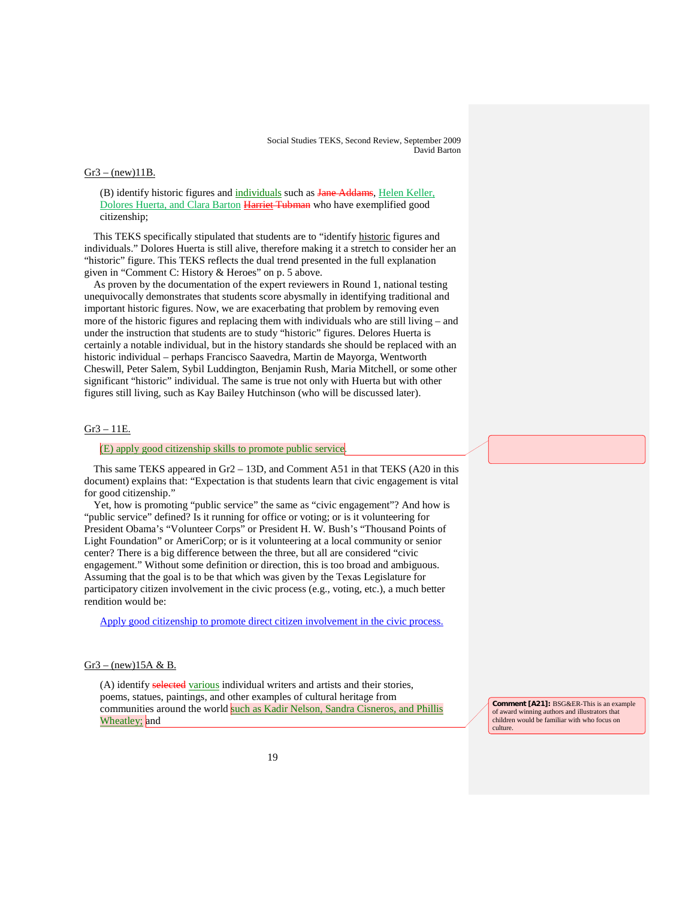Gr3 – (new)11B.

(B) identify historic figures and individuals such as ~~Jane Addams~~, Helen Keller, Dolores Huerta, and Clara Barton ~~Harriet Tubman~~ who have exemplified good citizenship;

This TEKS specifically stipulated that students are to "identify historic figures and individuals." Dolores Huerta is still alive, therefore making it a stretch to consider her an "historic" figure. This TEKS reflects the dual trend presented in the full explanation given in "Comment C: History & Heroes" on p. 5 above.

As proven by the documentation of the expert reviewers in Round 1, national testing unequivocally demonstrates that students score abysmally in identifying traditional and important historic figures. Now, we are exacerbating that problem by removing even more of the historic figures and replacing them with individuals who are still living – and under the instruction that students are to study "historic" figures. Delores Huerta is certainly a notable individual, but in the history standards she should be replaced with an historic individual – perhaps Francisco Saavedra, Martin de Mayorga, Wentworth Cheswill, Peter Salem, Sybil Luddington, Benjamin Rush, Maria Mitchell, or some other significant "historic" individual. The same is true not only with Huerta but with other figures still living, such as Kay Bailey Hutchinson (who will be discussed later).

Gr3 – 11E.

(E) apply good citizenship skills to promote public service.

This same TEKS appeared in Gr2 – 13D, and Comment A51 in that TEKS (A20 in this document) explains that: "Expectation is that students learn that civic engagement is vital for good citizenship."

Yet, how is promoting "public service" the same as "civic engagement"? And how is "public service" defined? Is it running for office or voting; or is it volunteering for President Obama's "Volunteer Corps" or President H. W. Bush's "Thousand Points of Light Foundation" or AmeriCorp; or is it volunteering at a local community or senior center? There is a big difference between the three, but all are considered "civic engagement." Without some definition or direction, this is too broad and ambiguous. Assuming that the goal is to be that which was given by the Texas Legislature for participatory citizen involvement in the civic process (e.g., voting, etc.), a much better rendition would be:

Apply good citizenship to promote direct citizen involvement in the civic process.

Gr3 – (new)15A & B.

(A) identify ~~selected~~ various individual writers and artists and their stories, poems, statues, paintings, and other examples of cultural heritage from communities around the world such as Kadir Nelson, Sandra Cisneros, and Phillis Wheatley; and

**Comment [A21]:** BSG&ER-This is an example of award winning authors and illustrators that children would be familiar with who focus on culture.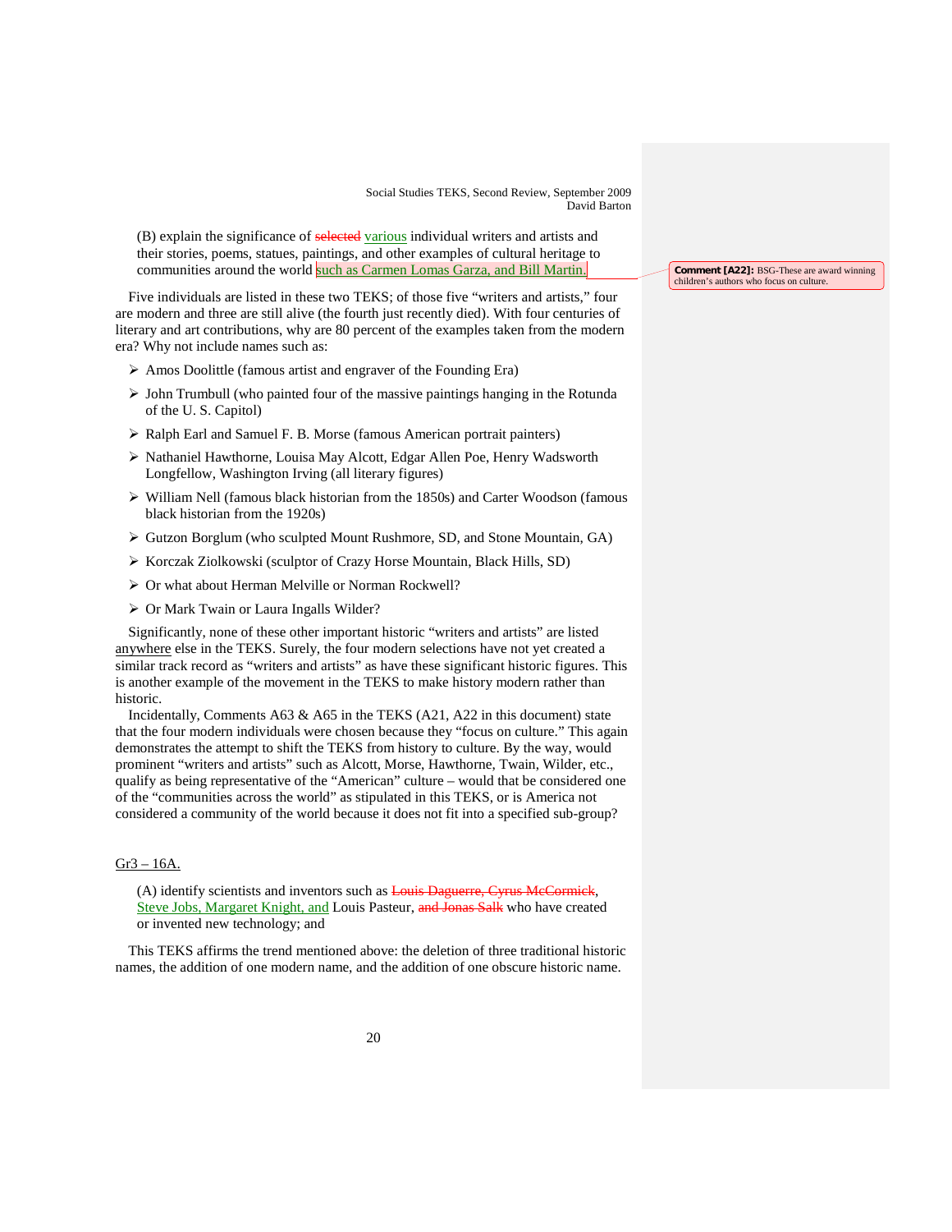(B) explain the significance of ~~selected~~ various individual writers and artists and their stories, poems, statues, paintings, and other examples of cultural heritage to communities around the world such as Carmen Lomas Garza, and Bill Martin.

> **Comment [A22]:** BSG-These are award winning children's authors who focus on culture.

Five individuals are listed in these two TEKS; of those five "writers and artists," four are modern and three are still alive (the fourth just recently died). With four centuries of literary and art contributions, why are 80 percent of the examples taken from the modern era? Why not include names such as:

- Amos Doolittle (famous artist and engraver of the Founding Era)
- John Trumbull (who painted four of the massive paintings hanging in the Rotunda of the U. S. Capitol)
- Ralph Earl and Samuel F. B. Morse (famous American portrait painters)
- Nathaniel Hawthorne, Louisa May Alcott, Edgar Allen Poe, Henry Wadsworth Longfellow, Washington Irving (all literary figures)
- William Nell (famous black historian from the 1850s) and Carter Woodson (famous black historian from the 1920s)
- Gutzon Borglum (who sculpted Mount Rushmore, SD, and Stone Mountain, GA)
- Korczak Ziolkowski (sculptor of Crazy Horse Mountain, Black Hills, SD)
- Or what about Herman Melville or Norman Rockwell?
- Or Mark Twain or Laura Ingalls Wilder?

Significantly, none of these other important historic "writers and artists" are listed anywhere else in the TEKS. Surely, the four modern selections have not yet created a similar track record as "writers and artists" as have these significant historic figures. This is another example of the movement in the TEKS to make history modern rather than historic.

Incidentally, Comments A63 & A65 in the TEKS (A21, A22 in this document) state that the four modern individuals were chosen because they "focus on culture." This again demonstrates the attempt to shift the TEKS from history to culture. By the way, would prominent "writers and artists" such as Alcott, Morse, Hawthorne, Twain, Wilder, etc., qualify as being representative of the "American" culture – would that be considered one of the "communities across the world" as stipulated in this TEKS, or is America not considered a community of the world because it does not fit into a specified sub-group?

Gr3 – 16A.

(A) identify scientists and inventors such as ~~Louis Daguerre, Cyrus McCormick~~, Steve Jobs, Margaret Knight, and Louis Pasteur, ~~and Jonas Salk~~ who have created or invented new technology; and

This TEKS affirms the trend mentioned above: the deletion of three traditional historic names, the addition of one modern name, and the addition of one obscure historic name.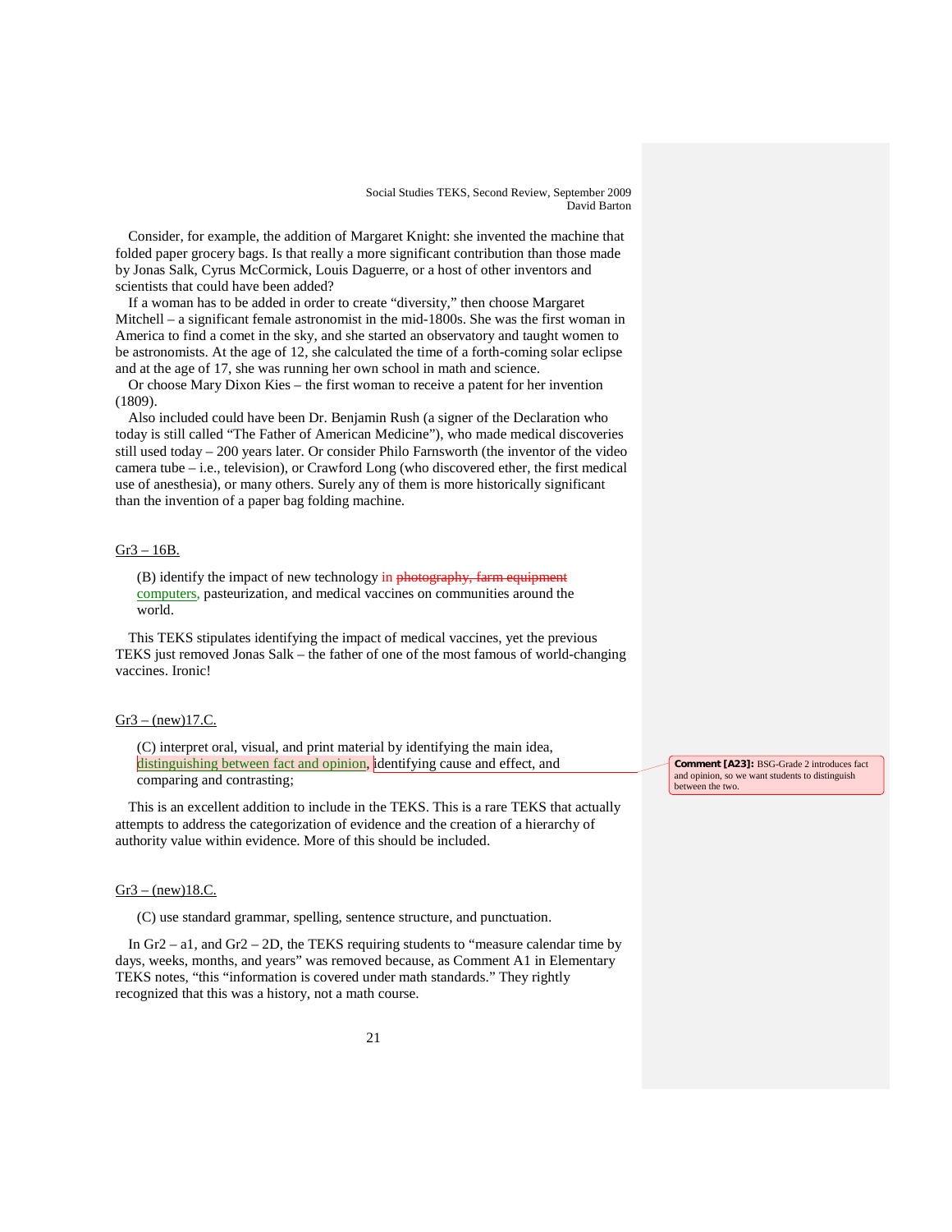Consider, for example, the addition of Margaret Knight: she invented the machine that folded paper grocery bags. Is that really a more significant contribution than those made by Jonas Salk, Cyrus McCormick, Louis Daguerre, or a host of other inventors and scientists that could have been added?

If a woman has to be added in order to create "diversity," then choose Margaret Mitchell – a significant female astronomist in the mid-1800s. She was the first woman in America to find a comet in the sky, and she started an observatory and taught women to be astronomists. At the age of 12, she calculated the time of a forth-coming solar eclipse and at the age of 17, she was running her own school in math and science.

Or choose Mary Dixon Kies – the first woman to receive a patent for her invention (1809).

Also included could have been Dr. Benjamin Rush (a signer of the Declaration who today is still called "The Father of American Medicine"), who made medical discoveries still used today – 200 years later. Or consider Philo Farnsworth (the inventor of the video camera tube – i.e., television), or Crawford Long (who discovered ether, the first medical use of anesthesia), or many others. Surely any of them is more historically significant than the invention of a paper bag folding machine.

Gr3 – 16B.

> (B) identify the impact of new technology in ~~photography, farm equipment~~ computers, pasteurization, and medical vaccines on communities around the world.

This TEKS stipulates identifying the impact of medical vaccines, yet the previous TEKS just removed Jonas Salk – the father of one of the most famous of world-changing vaccines. Ironic!

Gr3 – (new)17.C.

> (C) interpret oral, visual, and print material by identifying the main idea, distinguishing between fact and opinion, identifying cause and effect, and comparing and contrasting;

**Comment [A23]:** BSG-Grade 2 introduces fact and opinion, so we want students to distinguish between the two.

This is an excellent addition to include in the TEKS. This is a rare TEKS that actually attempts to address the categorization of evidence and the creation of a hierarchy of authority value within evidence. More of this should be included.

Gr3 – (new)18.C.

> (C) use standard grammar, spelling, sentence structure, and punctuation.

In Gr2 – a1, and Gr2 – 2D, the TEKS requiring students to "measure calendar time by days, weeks, months, and years" was removed because, as Comment A1 in Elementary TEKS notes, "this "information is covered under math standards." They rightly recognized that this was a history, not a math course.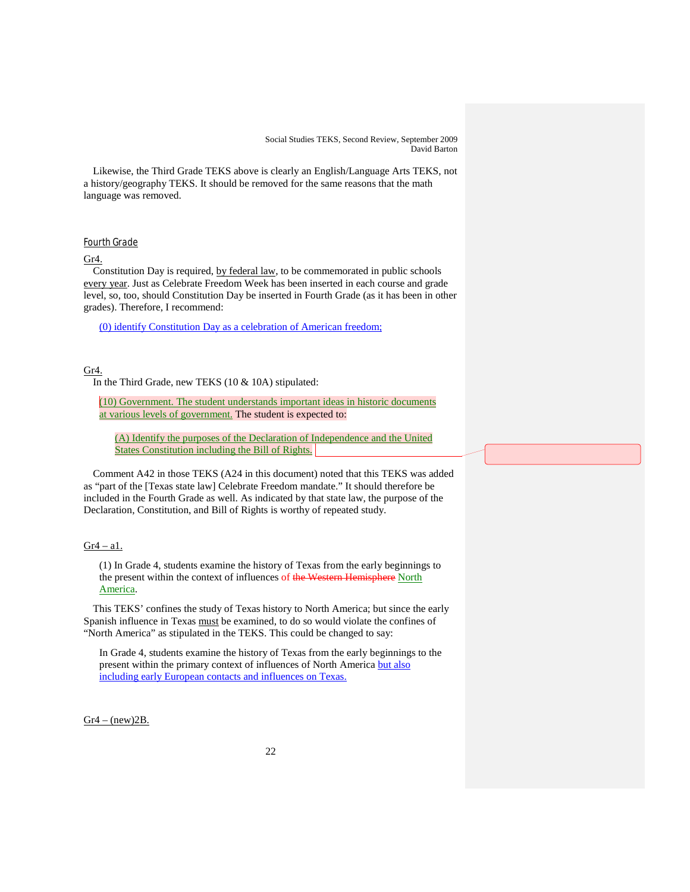Likewise, the Third Grade TEKS above is clearly an English/Language Arts TEKS, not a history/geography TEKS. It should be removed for the same reasons that the math language was removed.

## Fourth Grade

Gr4.

Constitution Day is required, by federal law, to be commemorated in public schools every year. Just as Celebrate Freedom Week has been inserted in each course and grade level, so, too, should Constitution Day be inserted in Fourth Grade (as it has been in other grades). Therefore, I recommend:

> (0) identify Constitution Day as a celebration of American freedom;

Gr4.

In the Third Grade, new TEKS (10 & 10A) stipulated:

> (10) Government. The student understands important ideas in historic documents at various levels of government. The student is expected to:
>
> > (A) Identify the purposes of the Declaration of Independence and the United States Constitution including the Bill of Rights.

Comment A42 in those TEKS (A24 in this document) noted that this TEKS was added as "part of the [Texas state law] Celebrate Freedom mandate." It should therefore be included in the Fourth Grade as well. As indicated by that state law, the purpose of the Declaration, Constitution, and Bill of Rights is worthy of repeated study.

Gr4 – a1.

> (1) In Grade 4, students examine the history of Texas from the early beginnings to the present within the context of influences of ~~the Western Hemisphere~~ North America.

This TEKS' confines the study of Texas history to North America; but since the early Spanish influence in Texas must be examined, to do so would violate the confines of "North America" as stipulated in the TEKS. This could be changed to say:

> In Grade 4, students examine the history of Texas from the early beginnings to the present within the primary context of influences of North America but also including early European contacts and influences on Texas.

Gr4 – (new)2B.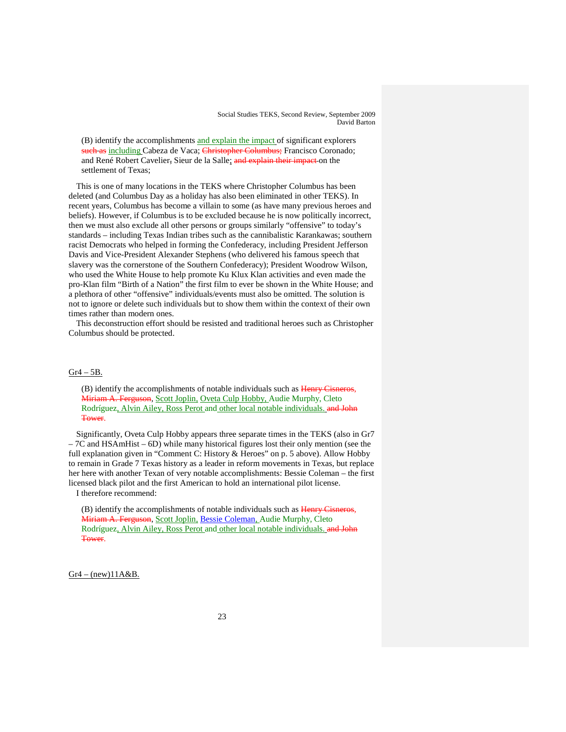(B) identify the accomplishments and explain the impact of significant explorers ~~such as~~ including Cabeza de Vaca; ~~Christopher Columbus;~~ Francisco Coronado; and René Robert Cavelier~~,~~ Sieur de la Salle; ~~and explain their impact~~ on the settlement of Texas;

This is one of many locations in the TEKS where Christopher Columbus has been deleted (and Columbus Day as a holiday has also been eliminated in other TEKS). In recent years, Columbus has become a villain to some (as have many previous heroes and beliefs). However, if Columbus is to be excluded because he is now politically incorrect, then we must also exclude all other persons or groups similarly "offensive" to today's standards – including Texas Indian tribes such as the cannibalistic Karankawas; southern racist Democrats who helped in forming the Confederacy, including President Jefferson Davis and Vice-President Alexander Stephens (who delivered his famous speech that slavery was the cornerstone of the Southern Confederacy); President Woodrow Wilson, who used the White House to help promote Ku Klux Klan activities and even made the pro-Klan film "Birth of a Nation" the first film to ever be shown in the White House; and a plethora of other "offensive" individuals/events must also be omitted. The solution is not to ignore or delete such individuals but to show them within the context of their own times rather than modern ones.

This deconstruction effort should be resisted and traditional heroes such as Christopher Columbus should be protected.

Gr4 – 5B.

(B) identify the accomplishments of notable individuals such as ~~Henry Cisneros, Miriam A. Ferguson~~, Scott Joplin, Oveta Culp Hobby, Audie Murphy, Cleto Rodríguez, Alvin Ailey, Ross Perot and other local notable individuals. ~~and John Tower.~~

Significantly, Oveta Culp Hobby appears three separate times in the TEKS (also in Gr7 – 7C and HSAmHist – 6D) while many historical figures lost their only mention (see the full explanation given in "Comment C: History & Heroes" on p. 5 above). Allow Hobby to remain in Grade 7 Texas history as a leader in reform movements in Texas, but replace her here with another Texan of very notable accomplishments: Bessie Coleman – the first licensed black pilot and the first American to hold an international pilot license.

I therefore recommend:

(B) identify the accomplishments of notable individuals such as ~~Henry Cisneros, Miriam A. Ferguson~~, Scott Joplin, Bessie Coleman, Audie Murphy, Cleto Rodríguez, Alvin Ailey, Ross Perot and other local notable individuals. ~~and John Tower.~~

Gr4 – (new)11A&B.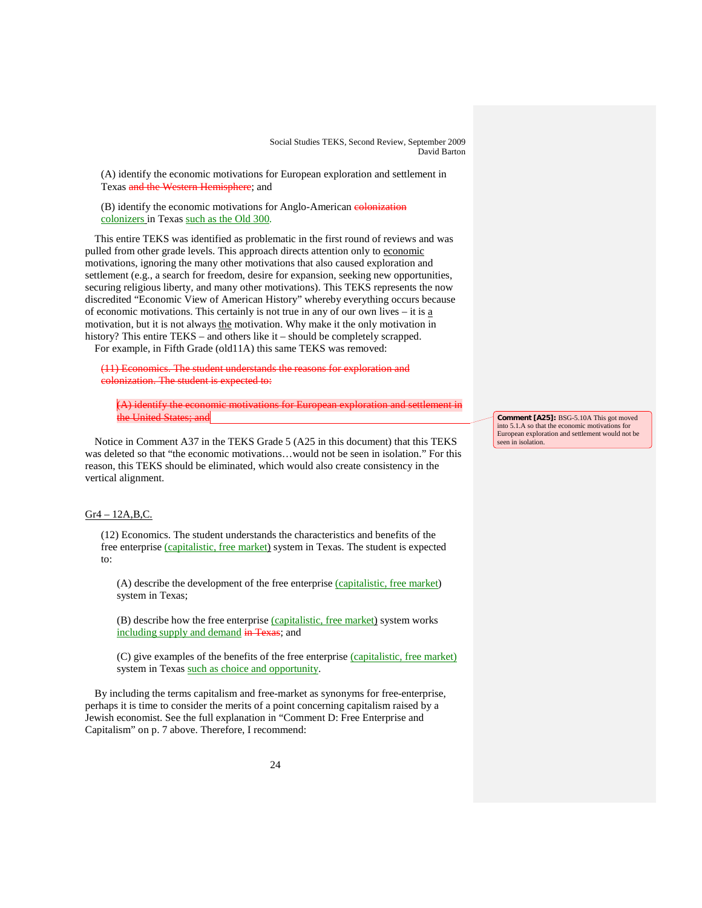(A) identify the economic motivations for European exploration and settlement in Texas ~~and the Western Hemisphere~~; and

(B) identify the economic motivations for Anglo-American ~~colonization~~ colonizers in Texas such as the Old 300.

This entire TEKS was identified as problematic in the first round of reviews and was pulled from other grade levels. This approach directs attention only to economic motivations, ignoring the many other motivations that also caused exploration and settlement (e.g., a search for freedom, desire for expansion, seeking new opportunities, securing religious liberty, and many other motivations). This TEKS represents the now discredited "Economic View of American History" whereby everything occurs because of economic motivations. This certainly is not true in any of our own lives – it is a motivation, but it is not always the motivation. Why make it the only motivation in history? This entire TEKS – and others like it – should be completely scrapped.

For example, in Fifth Grade (old11A) this same TEKS was removed:

~~(11) Economics. The student understands the reasons for exploration and colonization. The student is expected to:~~

~~(A) identify the economic motivations for European exploration and settlement in the United States; and~~

**Comment [A25]:** BSG-5.10A This got moved into 5.1.A so that the economic motivations for European exploration and settlement would not be seen in isolation.

Notice in Comment A37 in the TEKS Grade 5 (A25 in this document) that this TEKS was deleted so that "the economic motivations…would not be seen in isolation." For this reason, this TEKS should be eliminated, which would also create consistency in the vertical alignment.

Gr4 – 12A,B,C.

(12) Economics. The student understands the characteristics and benefits of the free enterprise (capitalistic, free market) system in Texas. The student is expected to:

(A) describe the development of the free enterprise (capitalistic, free market) system in Texas;

(B) describe how the free enterprise (capitalistic, free market) system works including supply and demand ~~in Texas~~; and

(C) give examples of the benefits of the free enterprise (capitalistic, free market) system in Texas such as choice and opportunity.

By including the terms capitalism and free-market as synonyms for free-enterprise, perhaps it is time to consider the merits of a point concerning capitalism raised by a Jewish economist. See the full explanation in "Comment D: Free Enterprise and Capitalism" on p. 7 above. Therefore, I recommend: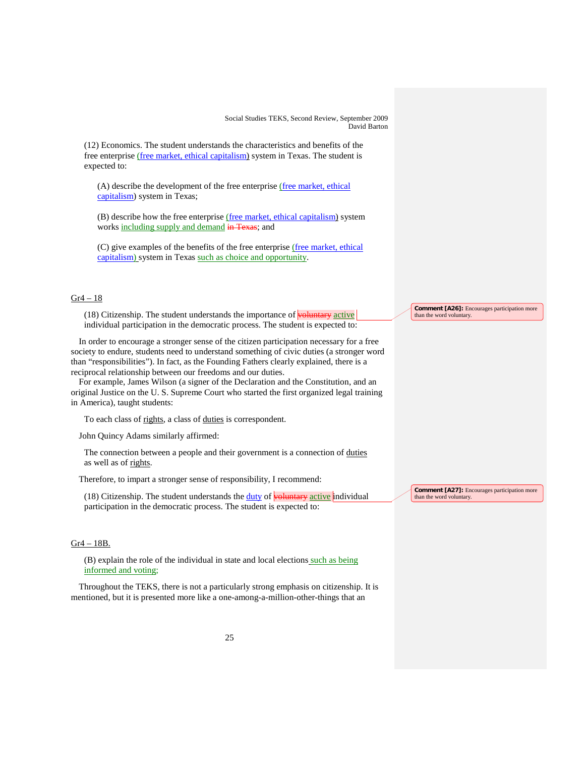(12) Economics. The student understands the characteristics and benefits of the free enterprise (free market, ethical capitalism) system in Texas. The student is expected to:

(A) describe the development of the free enterprise (free market, ethical capitalism) system in Texas;

(B) describe how the free enterprise (free market, ethical capitalism) system works including supply and demand ~~in Texas~~; and

(C) give examples of the benefits of the free enterprise (free market, ethical capitalism) system in Texas such as choice and opportunity.

Gr4 – 18

(18) Citizenship. The student understands the importance of ~~voluntary~~ active individual participation in the democratic process. The student is expected to:

**Comment [A26]:** Encourages participation more than the word voluntary.

In order to encourage a stronger sense of the citizen participation necessary for a free society to endure, students need to understand something of civic duties (a stronger word than "responsibilities"). In fact, as the Founding Fathers clearly explained, there is a reciprocal relationship between our freedoms and our duties.

For example, James Wilson (a signer of the Declaration and the Constitution, and an original Justice on the U. S. Supreme Court who started the first organized legal training in America), taught students:

> To each class of rights, a class of duties is correspondent.

John Quincy Adams similarly affirmed:

> The connection between a people and their government is a connection of duties as well as of rights.

Therefore, to impart a stronger sense of responsibility, I recommend:

(18) Citizenship. The student understands the duty of ~~voluntary~~ active individual participation in the democratic process. The student is expected to:

**Comment [A27]:** Encourages participation more than the word voluntary.

Gr4 – 18B.

(B) explain the role of the individual in state and local elections such as being informed and voting;

Throughout the TEKS, there is not a particularly strong emphasis on citizenship. It is mentioned, but it is presented more like a one-among-a-million-other-things that an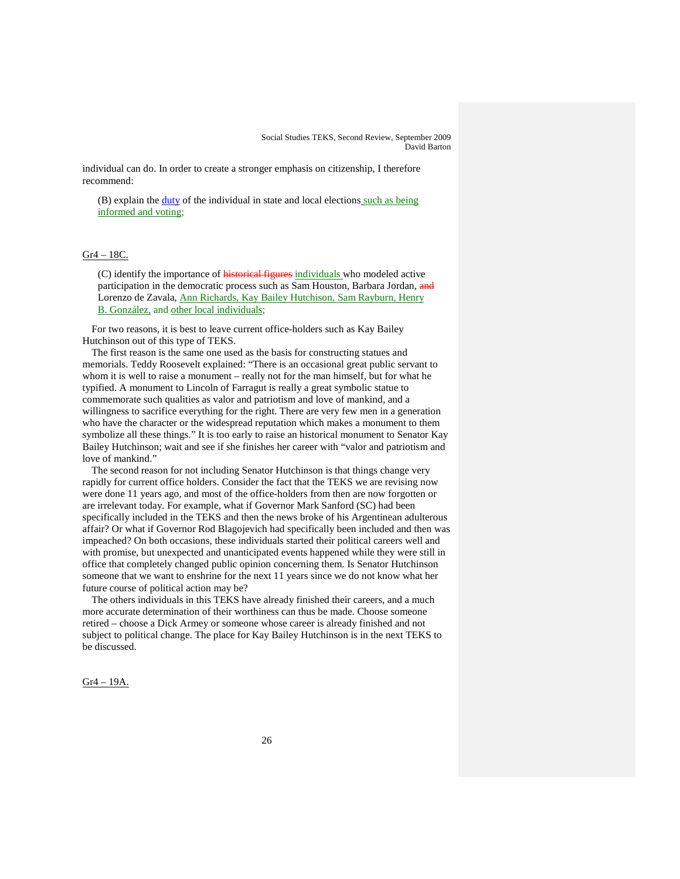individual can do. In order to create a stronger emphasis on citizenship, I therefore recommend:

> (B) explain the duty of the individual in state and local elections such as being informed and voting;

Gr4 – 18C.

> (C) identify the importance of ~~historical figures~~ individuals who modeled active participation in the democratic process such as Sam Houston, Barbara Jordan, ~~and~~ Lorenzo de Zavala, Ann Richards, Kay Bailey Hutchison, Sam Rayburn, Henry B. González, and other local individuals;

For two reasons, it is best to leave current office-holders such as Kay Bailey Hutchinson out of this type of TEKS.

The first reason is the same one used as the basis for constructing statues and memorials. Teddy Roosevelt explained: "There is an occasional great public servant to whom it is well to raise a monument – really not for the man himself, but for what he typified. A monument to Lincoln of Farragut is really a great symbolic statue to commemorate such qualities as valor and patriotism and love of mankind, and a willingness to sacrifice everything for the right. There are very few men in a generation who have the character or the widespread reputation which makes a monument to them symbolize all these things." It is too early to raise an historical monument to Senator Kay Bailey Hutchinson; wait and see if she finishes her career with "valor and patriotism and love of mankind."

The second reason for not including Senator Hutchinson is that things change very rapidly for current office holders. Consider the fact that the TEKS we are revising now were done 11 years ago, and most of the office-holders from then are now forgotten or are irrelevant today. For example, what if Governor Mark Sanford (SC) had been specifically included in the TEKS and then the news broke of his Argentinean adulterous affair? Or what if Governor Rod Blagojevich had specifically been included and then was impeached? On both occasions, these individuals started their political careers well and with promise, but unexpected and unanticipated events happened while they were still in office that completely changed public opinion concerning them. Is Senator Hutchinson someone that we want to enshrine for the next 11 years since we do not know what her future course of political action may be?

The others individuals in this TEKS have already finished their careers, and a much more accurate determination of their worthiness can thus be made. Choose someone retired – choose a Dick Armey or someone whose career is already finished and not subject to political change. The place for Kay Bailey Hutchinson is in the next TEKS to be discussed.

Gr4 – 19A.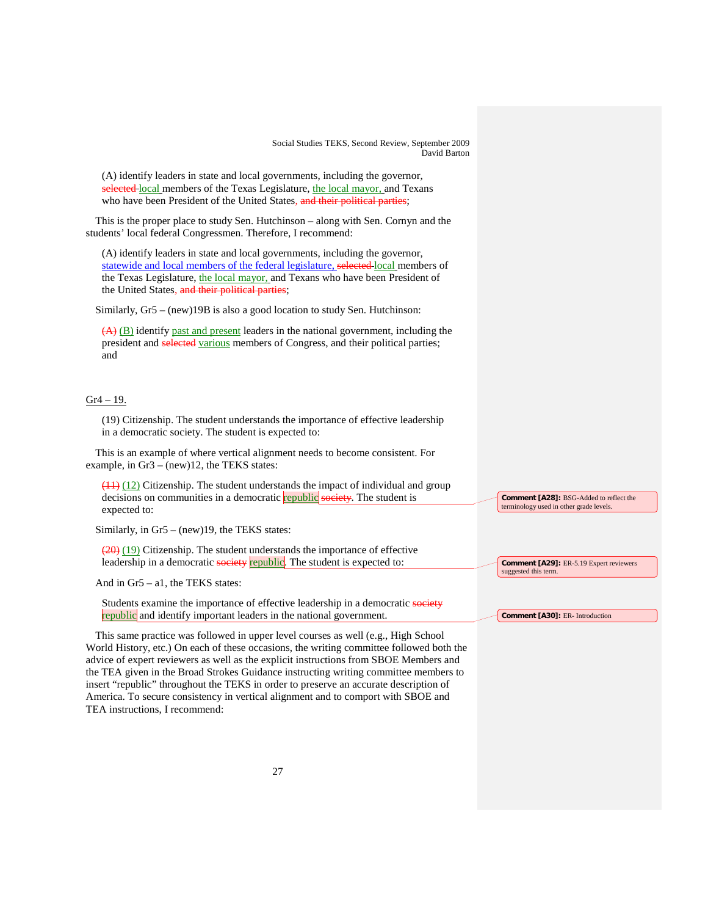(A) identify leaders in state and local governments, including the governor, ~~selected~~ local members of the Texas Legislature, the local mayor, and Texans who have been President of the United States~~, and their political parties~~;

This is the proper place to study Sen. Hutchinson – along with Sen. Cornyn and the students' local federal Congressmen. Therefore, I recommend:

(A) identify leaders in state and local governments, including the governor, statewide and local members of the federal legislature, ~~selected~~ local members of the Texas Legislature, the local mayor, and Texans who have been President of the United States~~, and their political parties~~;

Similarly, Gr5 – (new)19B is also a good location to study Sen. Hutchinson:

~~(A)~~ (B) identify past and present leaders in the national government, including the president and ~~selected~~ various members of Congress, and their political parties; and

Gr4 – 19.

(19) Citizenship. The student understands the importance of effective leadership in a democratic society. The student is expected to:

This is an example of where vertical alignment needs to become consistent. For example, in Gr3 – (new)12, the TEKS states:

~~(11)~~ (12) Citizenship. The student understands the impact of individual and group decisions on communities in a democratic republic ~~society~~. The student is expected to:

> **Comment [A28]:** BSG-Added to reflect the terminology used in other grade levels.

Similarly, in Gr5 – (new)19, the TEKS states:

~~(20)~~ (19) Citizenship. The student understands the importance of effective leadership in a democratic ~~society~~ republic. The student is expected to:

> **Comment [A29]:** ER-5.19 Expert reviewers suggested this term.

And in Gr5 – a1, the TEKS states:

Students examine the importance of effective leadership in a democratic ~~society~~ republic and identify important leaders in the national government.

> **Comment [A30]:** ER- Introduction

This same practice was followed in upper level courses as well (e.g., High School World History, etc.) On each of these occasions, the writing committee followed both the advice of expert reviewers as well as the explicit instructions from SBOE Members and the TEA given in the Broad Strokes Guidance instructing writing committee members to insert "republic" throughout the TEKS in order to preserve an accurate description of America. To secure consistency in vertical alignment and to comport with SBOE and TEA instructions, I recommend: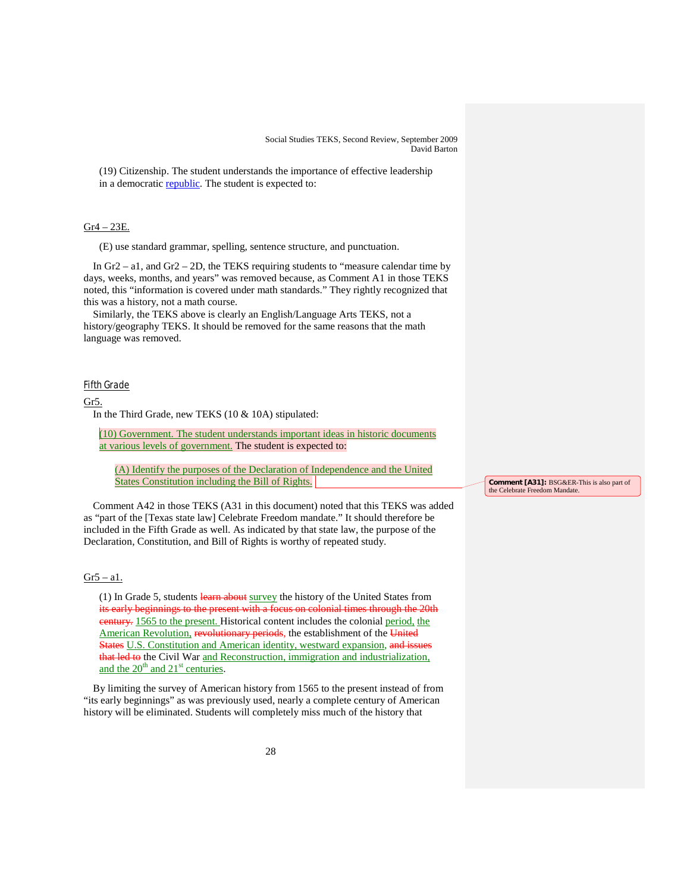(19) Citizenship. The student understands the importance of effective leadership in a democratic republic. The student is expected to:

Gr4 – 23E.

(E) use standard grammar, spelling, sentence structure, and punctuation.

In Gr2 – a1, and Gr2 – 2D, the TEKS requiring students to "measure calendar time by days, weeks, months, and years" was removed because, as Comment A1 in those TEKS noted, this "information is covered under math standards." They rightly recognized that this was a history, not a math course.

Similarly, the TEKS above is clearly an English/Language Arts TEKS, not a history/geography TEKS. It should be removed for the same reasons that the math language was removed.

## Fifth Grade

Gr5.

In the Third Grade, new TEKS (10 & 10A) stipulated:

> (10) Government. The student understands important ideas in historic documents at various levels of government. The student is expected to:
>
> (A) Identify the purposes of the Declaration of Independence and the United States Constitution including the Bill of Rights.

Comment [A31]: BSG&ER-This is also part of the Celebrate Freedom Mandate.

Comment A42 in those TEKS (A31 in this document) noted that this TEKS was added as "part of the [Texas state law] Celebrate Freedom mandate." It should therefore be included in the Fifth Grade as well. As indicated by that state law, the purpose of the Declaration, Constitution, and Bill of Rights is worthy of repeated study.

Gr5 – a1.

(1) In Grade 5, students ~~learn about~~ survey the history of the United States from ~~its early beginnings to the present with a focus on colonial times through the 20th century.~~ 1565 to the present. Historical content includes the colonial period, the American Revolution, ~~revolutionary periods,~~ the establishment of the ~~United States~~ U.S. Constitution and American identity, westward expansion, ~~and issues that led to~~ the Civil War and Reconstruction, immigration and industrialization, and the 20th and 21st centuries.

By limiting the survey of American history from 1565 to the present instead of from "its early beginnings" as was previously used, nearly a complete century of American history will be eliminated. Students will completely miss much of the history that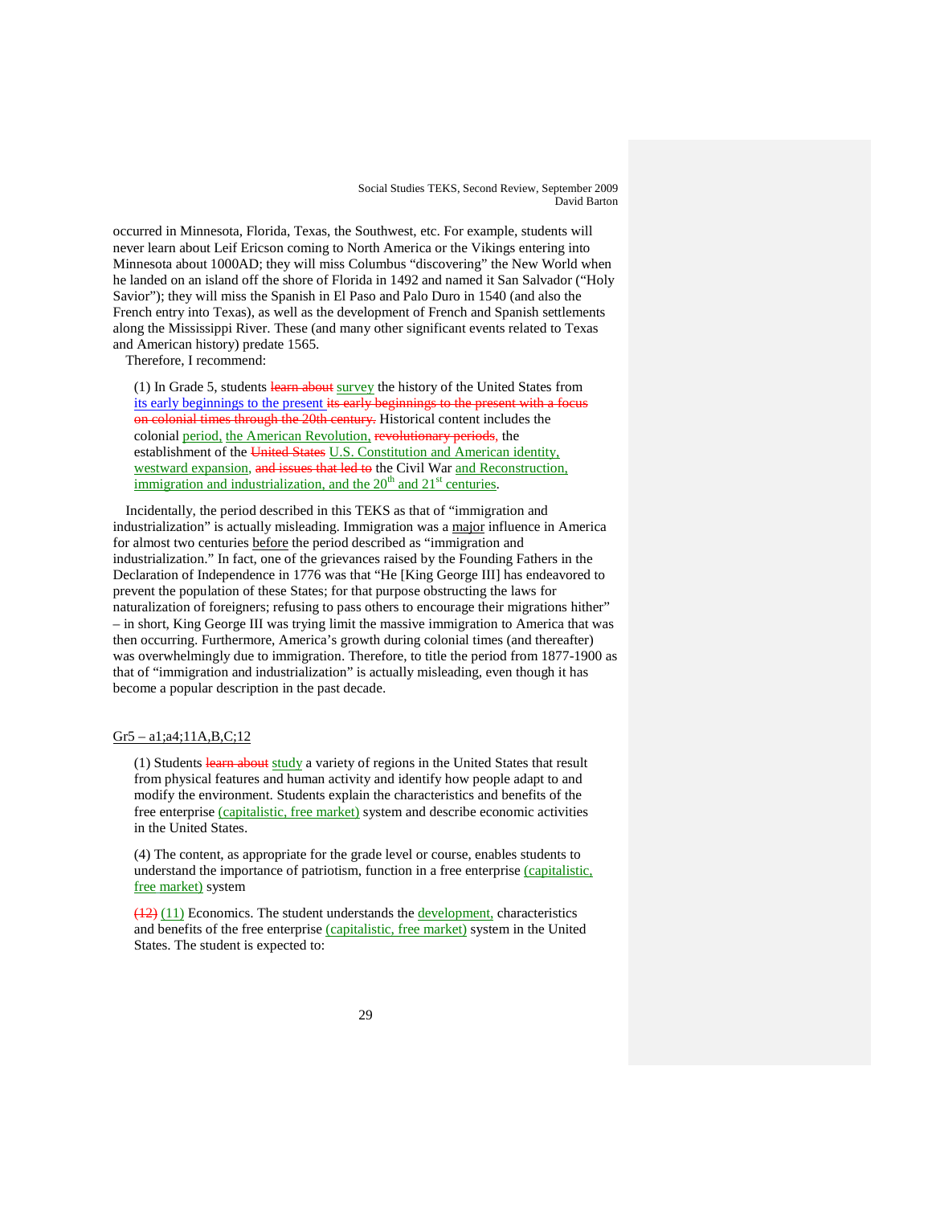occurred in Minnesota, Florida, Texas, the Southwest, etc. For example, students will never learn about Leif Ericson coming to North America or the Vikings entering into Minnesota about 1000AD; they will miss Columbus "discovering" the New World when he landed on an island off the shore of Florida in 1492 and named it San Salvador ("Holy Savior"); they will miss the Spanish in El Paso and Palo Duro in 1540 (and also the French entry into Texas), as well as the development of French and Spanish settlements along the Mississippi River. These (and many other significant events related to Texas and American history) predate 1565.

Therefore, I recommend:

> (1) In Grade 5, students ~~learn about~~ survey the history of the United States from its early beginnings to the present ~~its early beginnings to the present with a focus on colonial times through the 20th century.~~ Historical content includes the colonial period, the American Revolution, ~~revolutionary periods,~~ the establishment of the ~~United States~~ U.S. Constitution and American identity, westward expansion, ~~and issues that led to~~ the Civil War and Reconstruction, immigration and industrialization, and the 20th and 21st centuries.

Incidentally, the period described in this TEKS as that of "immigration and industrialization" is actually misleading. Immigration was a major influence in America for almost two centuries before the period described as "immigration and industrialization." In fact, one of the grievances raised by the Founding Fathers in the Declaration of Independence in 1776 was that "He [King George III] has endeavored to prevent the population of these States; for that purpose obstructing the laws for naturalization of foreigners; refusing to pass others to encourage their migrations hither" – in short, King George III was trying limit the massive immigration to America that was then occurring. Furthermore, America's growth during colonial times (and thereafter) was overwhelmingly due to immigration. Therefore, to title the period from 1877-1900 as that of "immigration and industrialization" is actually misleading, even though it has become a popular description in the past decade.

Gr5 – a1;a4;11A,B,C;12

> (1) Students ~~learn about~~ study a variety of regions in the United States that result from physical features and human activity and identify how people adapt to and modify the environment. Students explain the characteristics and benefits of the free enterprise (capitalistic, free market) system and describe economic activities in the United States.

> (4) The content, as appropriate for the grade level or course, enables students to understand the importance of patriotism, function in a free enterprise (capitalistic, free market) system

> ~~(12)~~ (11) Economics. The student understands the development, characteristics and benefits of the free enterprise (capitalistic, free market) system in the United States. The student is expected to: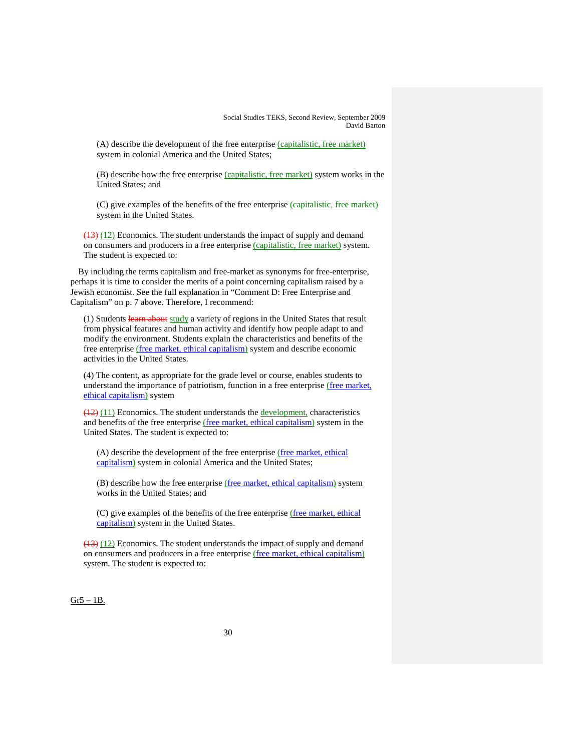(A) describe the development of the free enterprise (capitalistic, free market) system in colonial America and the United States;

(B) describe how the free enterprise (capitalistic, free market) system works in the United States; and

(C) give examples of the benefits of the free enterprise (capitalistic, free market) system in the United States.

~~(13)~~ (12) Economics. The student understands the impact of supply and demand on consumers and producers in a free enterprise (capitalistic, free market) system. The student is expected to:

By including the terms capitalism and free-market as synonyms for free-enterprise, perhaps it is time to consider the merits of a point concerning capitalism raised by a Jewish economist. See the full explanation in "Comment D: Free Enterprise and Capitalism" on p. 7 above. Therefore, I recommend:

(1) Students ~~learn about~~ study a variety of regions in the United States that result from physical features and human activity and identify how people adapt to and modify the environment. Students explain the characteristics and benefits of the free enterprise (free market, ethical capitalism) system and describe economic activities in the United States.

(4) The content, as appropriate for the grade level or course, enables students to understand the importance of patriotism, function in a free enterprise (free market, ethical capitalism) system

~~(12)~~ (11) Economics. The student understands the development, characteristics and benefits of the free enterprise (free market, ethical capitalism) system in the United States. The student is expected to:

(A) describe the development of the free enterprise (free market, ethical capitalism) system in colonial America and the United States;

(B) describe how the free enterprise (free market, ethical capitalism) system works in the United States; and

(C) give examples of the benefits of the free enterprise (free market, ethical capitalism) system in the United States.

~~(13)~~ (12) Economics. The student understands the impact of supply and demand on consumers and producers in a free enterprise (free market, ethical capitalism) system. The student is expected to:

Gr5 – 1B.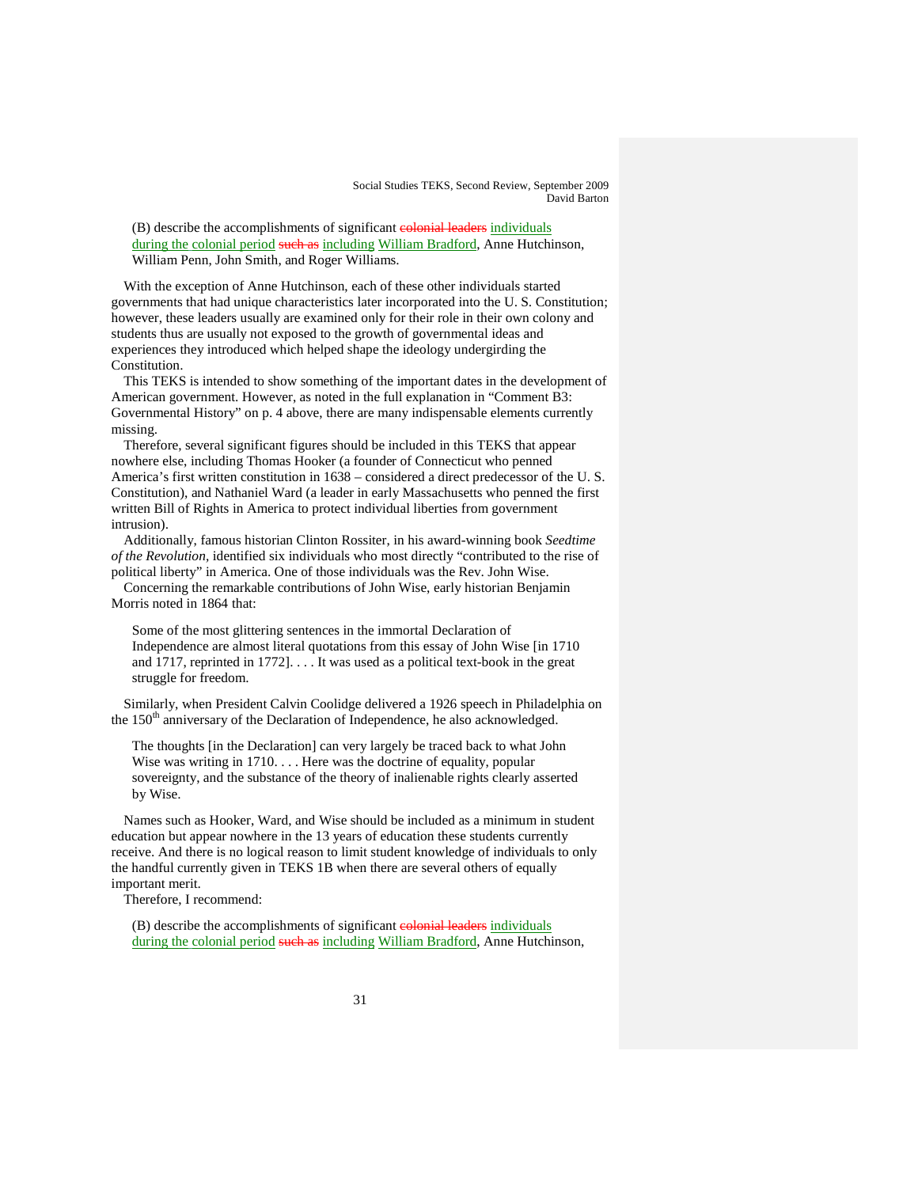(B) describe the accomplishments of significant ~~colonial leaders~~ individuals during the colonial period ~~such as~~ including William Bradford, Anne Hutchinson, William Penn, John Smith, and Roger Williams.

With the exception of Anne Hutchinson, each of these other individuals started governments that had unique characteristics later incorporated into the U. S. Constitution; however, these leaders usually are examined only for their role in their own colony and students thus are usually not exposed to the growth of governmental ideas and experiences they introduced which helped shape the ideology undergirding the Constitution.

This TEKS is intended to show something of the important dates in the development of American government. However, as noted in the full explanation in "Comment B3: Governmental History" on p. 4 above, there are many indispensable elements currently missing.

Therefore, several significant figures should be included in this TEKS that appear nowhere else, including Thomas Hooker (a founder of Connecticut who penned America's first written constitution in 1638 – considered a direct predecessor of the U. S. Constitution), and Nathaniel Ward (a leader in early Massachusetts who penned the first written Bill of Rights in America to protect individual liberties from government intrusion).

Additionally, famous historian Clinton Rossiter, in his award-winning book *Seedtime of the Revolution*, identified six individuals who most directly "contributed to the rise of political liberty" in America. One of those individuals was the Rev. John Wise.

Concerning the remarkable contributions of John Wise, early historian Benjamin Morris noted in 1864 that:

> Some of the most glittering sentences in the immortal Declaration of Independence are almost literal quotations from this essay of John Wise [in 1710 and 1717, reprinted in 1772]. . . . It was used as a political text-book in the great struggle for freedom.

Similarly, when President Calvin Coolidge delivered a 1926 speech in Philadelphia on the 150th anniversary of the Declaration of Independence, he also acknowledged.

> The thoughts [in the Declaration] can very largely be traced back to what John Wise was writing in 1710. . . . Here was the doctrine of equality, popular sovereignty, and the substance of the theory of inalienable rights clearly asserted by Wise.

Names such as Hooker, Ward, and Wise should be included as a minimum in student education but appear nowhere in the 13 years of education these students currently receive. And there is no logical reason to limit student knowledge of individuals to only the handful currently given in TEKS 1B when there are several others of equally important merit.

Therefore, I recommend:

(B) describe the accomplishments of significant ~~colonial leaders~~ individuals during the colonial period ~~such as~~ including William Bradford, Anne Hutchinson,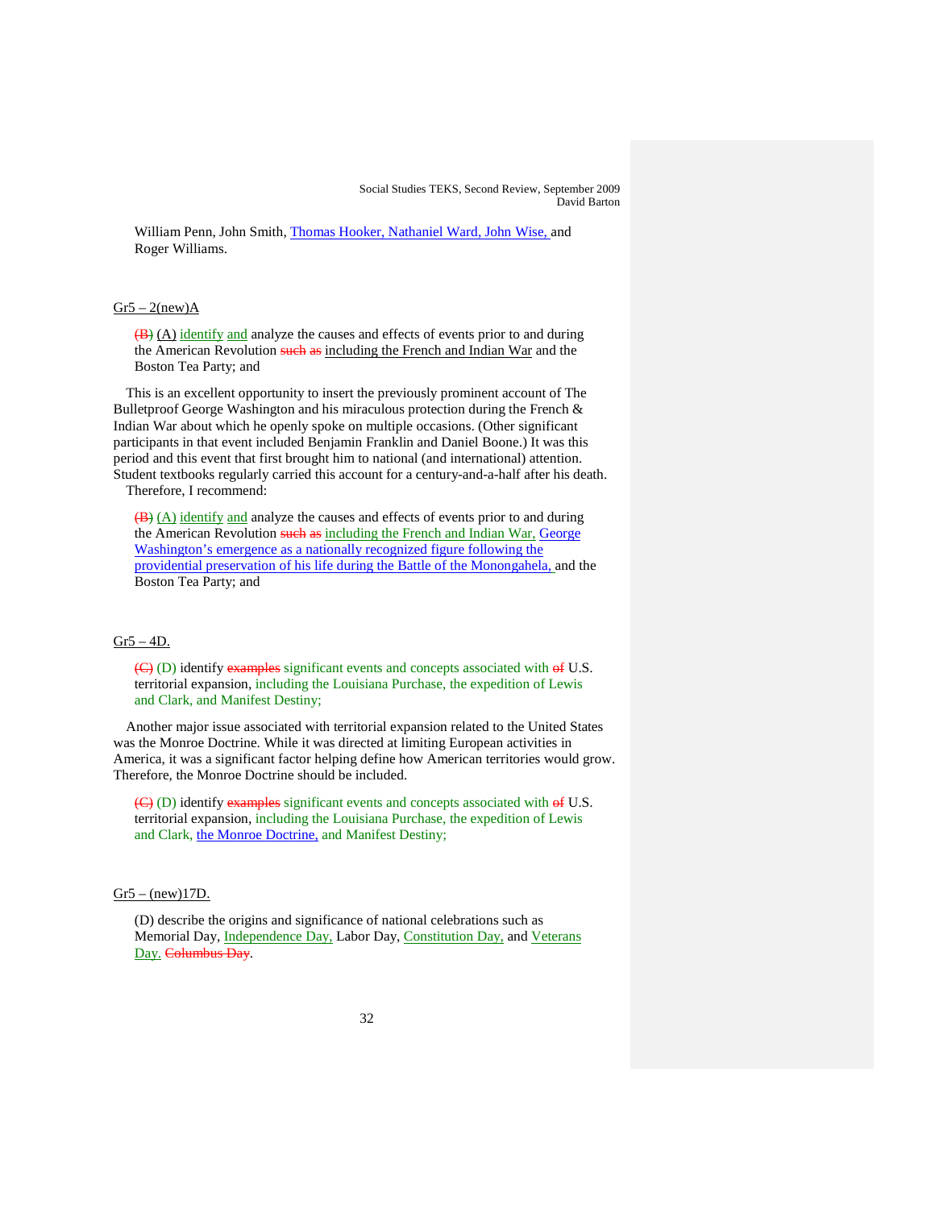William Penn, John Smith, Thomas Hooker, Nathaniel Ward, John Wise, and Roger Williams.

Gr5 – 2(new)A

~~(B)~~ (A) identify and analyze the causes and effects of events prior to and during the American Revolution ~~such as~~ including the French and Indian War and the Boston Tea Party; and

This is an excellent opportunity to insert the previously prominent account of The Bulletproof George Washington and his miraculous protection during the French & Indian War about which he openly spoke on multiple occasions. (Other significant participants in that event included Benjamin Franklin and Daniel Boone.) It was this period and this event that first brought him to national (and international) attention. Student textbooks regularly carried this account for a century-and-a-half after his death. Therefore, I recommend:

~~(B)~~ (A) identify and analyze the causes and effects of events prior to and during the American Revolution ~~such as~~ including the French and Indian War, George Washington's emergence as a nationally recognized figure following the providential preservation of his life during the Battle of the Monongahela, and the Boston Tea Party; and

Gr5 – 4D.

~~(C)~~ (D) identify ~~examples~~ significant events and concepts associated with ~~of~~ U.S. territorial expansion, including the Louisiana Purchase, the expedition of Lewis and Clark, and Manifest Destiny;

Another major issue associated with territorial expansion related to the United States was the Monroe Doctrine. While it was directed at limiting European activities in America, it was a significant factor helping define how American territories would grow. Therefore, the Monroe Doctrine should be included.

~~(C)~~ (D) identify ~~examples~~ significant events and concepts associated with ~~of~~ U.S. territorial expansion, including the Louisiana Purchase, the expedition of Lewis and Clark, the Monroe Doctrine, and Manifest Destiny;

Gr5 – (new)17D.

(D) describe the origins and significance of national celebrations such as Memorial Day, Independence Day, Labor Day, Constitution Day, and Veterans Day. ~~Columbus Day~~.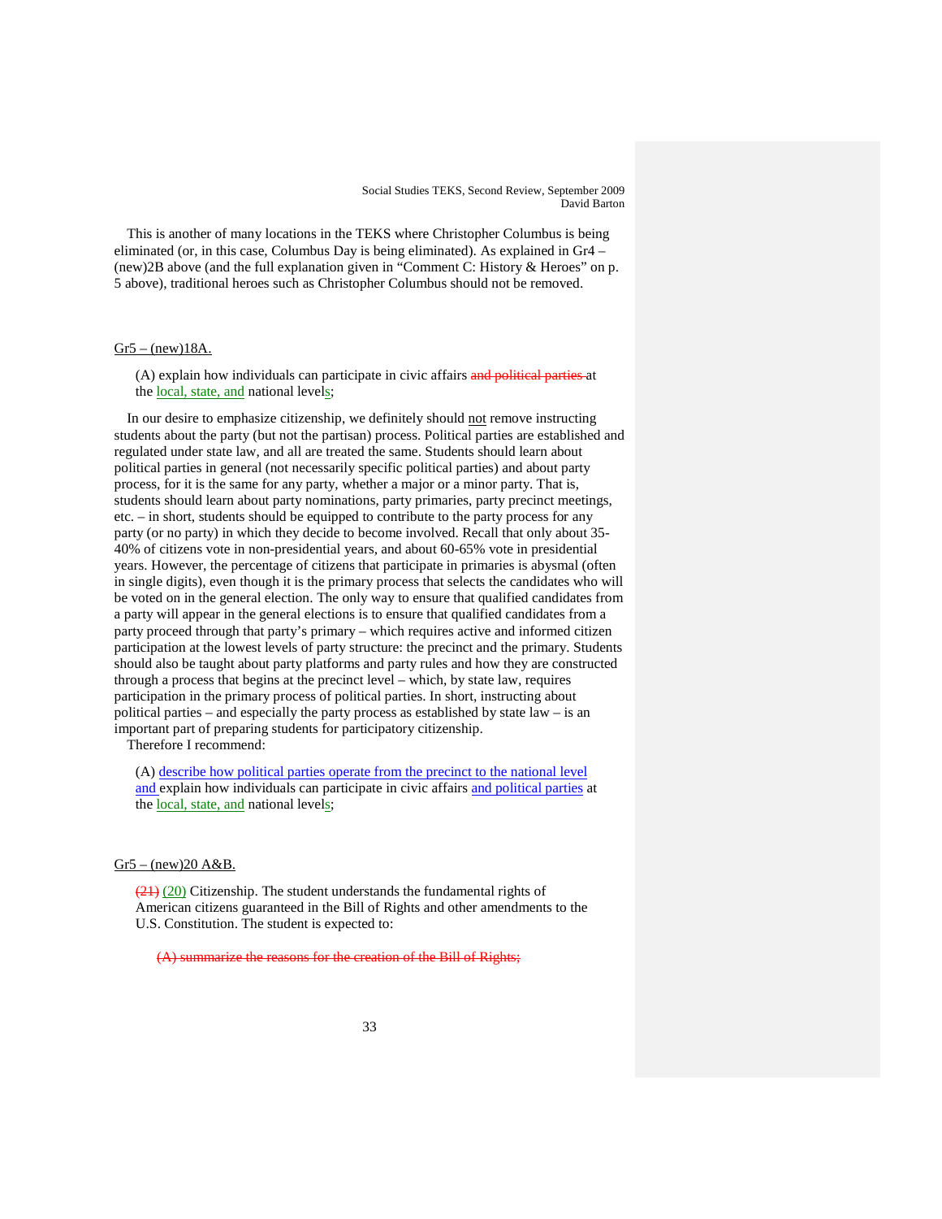This is another of many locations in the TEKS where Christopher Columbus is being eliminated (or, in this case, Columbus Day is being eliminated). As explained in Gr4 – (new)2B above (and the full explanation given in "Comment C: History & Heroes" on p. 5 above), traditional heroes such as Christopher Columbus should not be removed.

Gr5 – (new)18A.

> (A) explain how individuals can participate in civic affairs ~~and political parties~~ at the <u>local, state, and</u> national level<u>s</u>;

In our desire to emphasize citizenship, we definitely should <u>not</u> remove instructing students about the party (but not the partisan) process. Political parties are established and regulated under state law, and all are treated the same. Students should learn about political parties in general (not necessarily specific political parties) and about party process, for it is the same for any party, whether a major or a minor party. That is, students should learn about party nominations, party primaries, party precinct meetings, etc. – in short, students should be equipped to contribute to the party process for any party (or no party) in which they decide to become involved. Recall that only about 35-40% of citizens vote in non-presidential years, and about 60-65% vote in presidential years. However, the percentage of citizens that participate in primaries is abysmal (often in single digits), even though it is the primary process that selects the candidates who will be voted on in the general election. The only way to ensure that qualified candidates from a party will appear in the general elections is to ensure that qualified candidates from a party proceed through that party's primary – which requires active and informed citizen participation at the lowest levels of party structure: the precinct and the primary. Students should also be taught about party platforms and party rules and how they are constructed through a process that begins at the precinct level – which, by state law, requires participation in the primary process of political parties. In short, instructing about political parties – and especially the party process as established by state law – is an important part of preparing students for participatory citizenship.

Therefore I recommend:

> (A) <u>describe how political parties operate from the precinct to the national level and</u> explain how individuals can participate in civic affairs <u>and political parties</u> at the <u>local, state, and</u> national level<u>s</u>;

Gr5 – (new)20 A&B.

> ~~(21)~~ <u>(20)</u> Citizenship. The student understands the fundamental rights of American citizens guaranteed in the Bill of Rights and other amendments to the U.S. Constitution. The student is expected to:
>
> ~~(A) summarize the reasons for the creation of the Bill of Rights;~~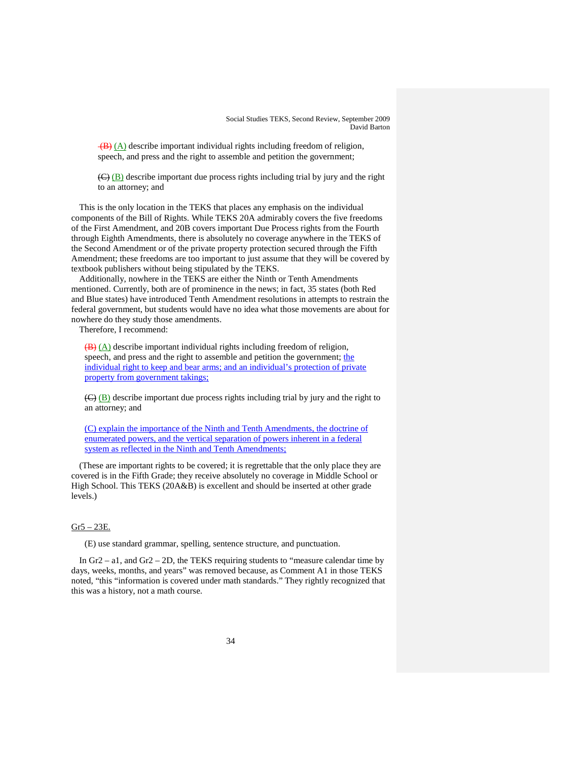~~(B)~~ (A) describe important individual rights including freedom of religion, speech, and press and the right to assemble and petition the government;

~~(C)~~ (B) describe important due process rights including trial by jury and the right to an attorney; and

This is the only location in the TEKS that places any emphasis on the individual components of the Bill of Rights. While TEKS 20A admirably covers the five freedoms of the First Amendment, and 20B covers important Due Process rights from the Fourth through Eighth Amendments, there is absolutely no coverage anywhere in the TEKS of the Second Amendment or of the private property protection secured through the Fifth Amendment; these freedoms are too important to just assume that they will be covered by textbook publishers without being stipulated by the TEKS.

Additionally, nowhere in the TEKS are either the Ninth or Tenth Amendments mentioned. Currently, both are of prominence in the news; in fact, 35 states (both Red and Blue states) have introduced Tenth Amendment resolutions in attempts to restrain the federal government, but students would have no idea what those movements are about for nowhere do they study those amendments.

Therefore, I recommend:

~~(B)~~ (A) describe important individual rights including freedom of religion, speech, and press and the right to assemble and petition the government; <u>the individual right to keep and bear arms; and an individual's protection of private property from government takings;</u>

~~(C)~~ (B) describe important due process rights including trial by jury and the right to an attorney; and

<u>(C) explain the importance of the Ninth and Tenth Amendments, the doctrine of enumerated powers, and the vertical separation of powers inherent in a federal system as reflected in the Ninth and Tenth Amendments;</u>

(These are important rights to be covered; it is regrettable that the only place they are covered is in the Fifth Grade; they receive absolutely no coverage in Middle School or High School. This TEKS (20A&B) is excellent and should be inserted at other grade levels.)

<u>Gr5 – 23E.</u>

(E) use standard grammar, spelling, sentence structure, and punctuation.

In Gr2 – a1, and Gr2 – 2D, the TEKS requiring students to "measure calendar time by days, weeks, months, and years" was removed because, as Comment A1 in those TEKS noted, "this "information is covered under math standards." They rightly recognized that this was a history, not a math course.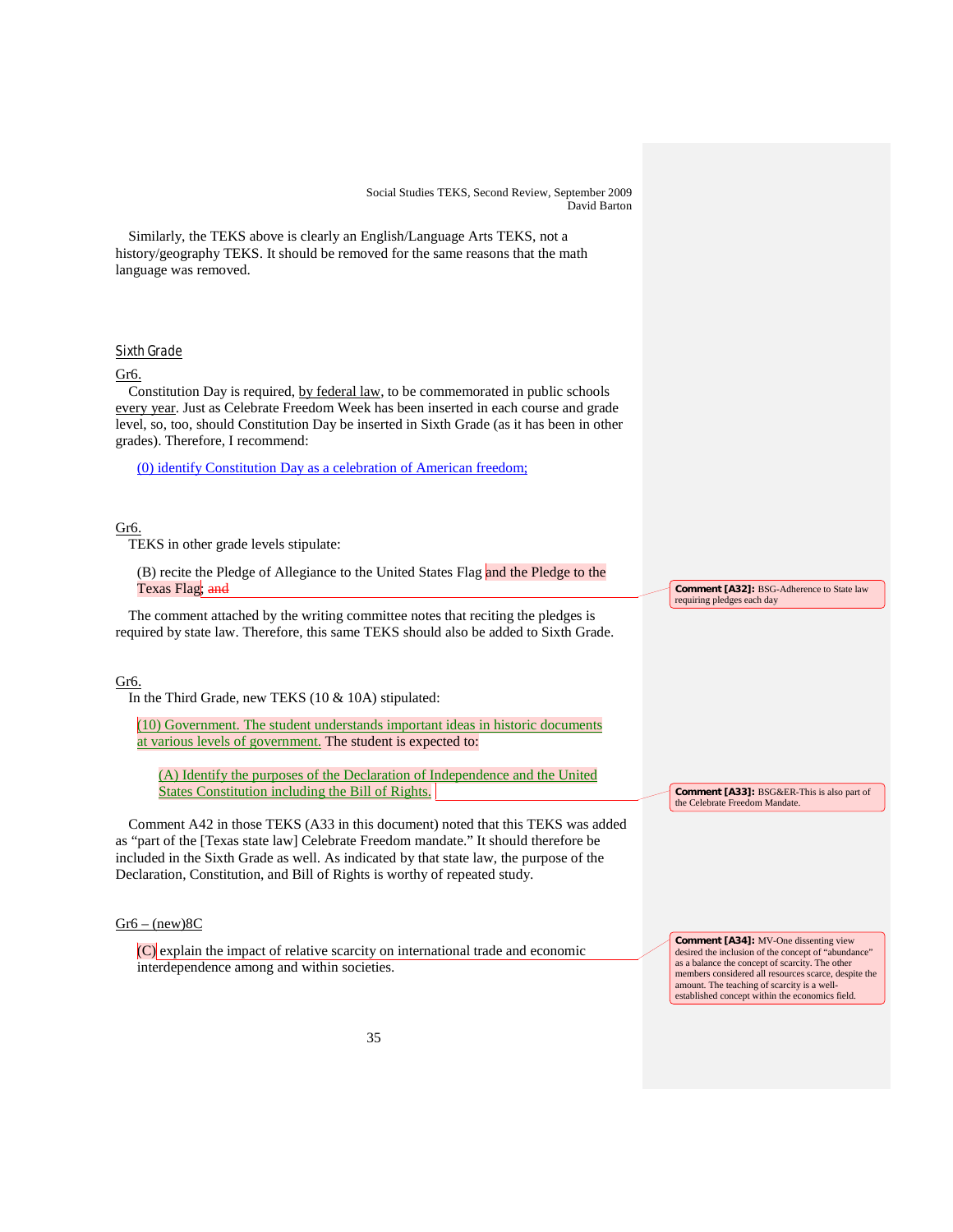Similarly, the TEKS above is clearly an English/Language Arts TEKS, not a history/geography TEKS. It should be removed for the same reasons that the math language was removed.

## Sixth Grade

Gr6.

Constitution Day is required, by federal law, to be commemorated in public schools every year. Just as Celebrate Freedom Week has been inserted in each course and grade level, so, too, should Constitution Day be inserted in Sixth Grade (as it has been in other grades). Therefore, I recommend:

> (0) identify Constitution Day as a celebration of American freedom;

Gr6.

TEKS in other grade levels stipulate:

> (B) recite the Pledge of Allegiance to the United States Flag and the Pledge to the Texas Flag; ~~and~~

**Comment [A32]:** BSG-Adherence to State law requiring pledges each day

The comment attached by the writing committee notes that reciting the pledges is required by state law. Therefore, this same TEKS should also be added to Sixth Grade.

Gr6.

In the Third Grade, new TEKS (10 & 10A) stipulated:

> (10) Government. The student understands important ideas in historic documents at various levels of government. The student is expected to:
>
> > (A) Identify the purposes of the Declaration of Independence and the United States Constitution including the Bill of Rights.

**Comment [A33]:** BSG&ER-This is also part of the Celebrate Freedom Mandate.

Comment A42 in those TEKS (A33 in this document) noted that this TEKS was added as "part of the [Texas state law] Celebrate Freedom mandate." It should therefore be included in the Sixth Grade as well. As indicated by that state law, the purpose of the Declaration, Constitution, and Bill of Rights is worthy of repeated study.

Gr6 – (new)8C

> (C) explain the impact of relative scarcity on international trade and economic interdependence among and within societies.

**Comment [A34]:** MV-One dissenting view desired the inclusion of the concept of "abundance" as a balance the concept of scarcity. The other members considered all resources scarce, despite the amount. The teaching of scarcity is a well-established concept within the economics field.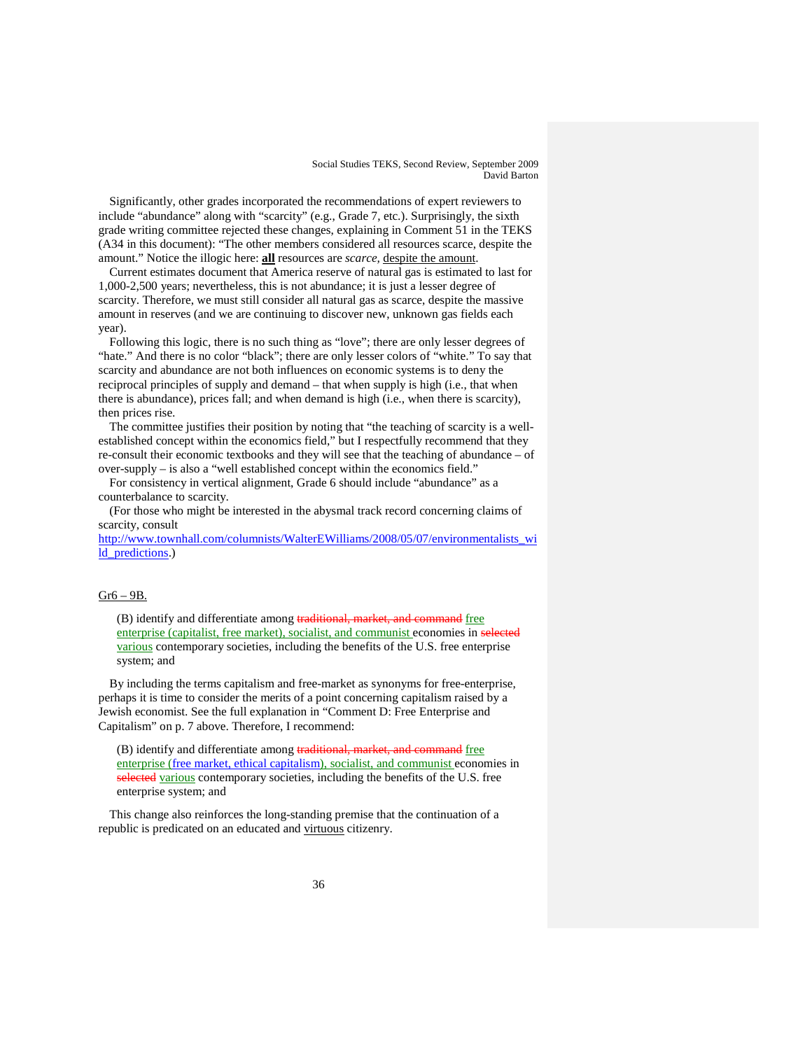Significantly, other grades incorporated the recommendations of expert reviewers to include "abundance" along with "scarcity" (e.g., Grade 7, etc.). Surprisingly, the sixth grade writing committee rejected these changes, explaining in Comment 51 in the TEKS (A34 in this document): "The other members considered all resources scarce, despite the amount." Notice the illogic here: **all** resources are *scarce*, despite the amount.

Current estimates document that America reserve of natural gas is estimated to last for 1,000-2,500 years; nevertheless, this is not abundance; it is just a lesser degree of scarcity. Therefore, we must still consider all natural gas as scarce, despite the massive amount in reserves (and we are continuing to discover new, unknown gas fields each year).

Following this logic, there is no such thing as "love"; there are only lesser degrees of "hate." And there is no color "black"; there are only lesser colors of "white." To say that scarcity and abundance are not both influences on economic systems is to deny the reciprocal principles of supply and demand – that when supply is high (i.e., that when there is abundance), prices fall; and when demand is high (i.e., when there is scarcity), then prices rise.

The committee justifies their position by noting that "the teaching of scarcity is a well-established concept within the economics field," but I respectfully recommend that they re-consult their economic textbooks and they will see that the teaching of abundance – of over-supply – is also a "well established concept within the economics field."

For consistency in vertical alignment, Grade 6 should include "abundance" as a counterbalance to scarcity.

(For those who might be interested in the abysmal track record concerning claims of scarcity, consult http://www.townhall.com/columnists/WalterEWilliams/2008/05/07/environmentalists_wild_predictions.)

Gr6 – 9B.

> (B) identify and differentiate among ~~traditional, market, and command~~ free enterprise (capitalist, free market), socialist, and communist economies in ~~selected~~ various contemporary societies, including the benefits of the U.S. free enterprise system; and

By including the terms capitalism and free-market as synonyms for free-enterprise, perhaps it is time to consider the merits of a point concerning capitalism raised by a Jewish economist. See the full explanation in "Comment D: Free Enterprise and Capitalism" on p. 7 above. Therefore, I recommend:

> (B) identify and differentiate among ~~traditional, market, and command~~ free enterprise (free market, ethical capitalism), socialist, and communist economies in ~~selected~~ various contemporary societies, including the benefits of the U.S. free enterprise system; and

This change also reinforces the long-standing premise that the continuation of a republic is predicated on an educated and virtuous citizenry.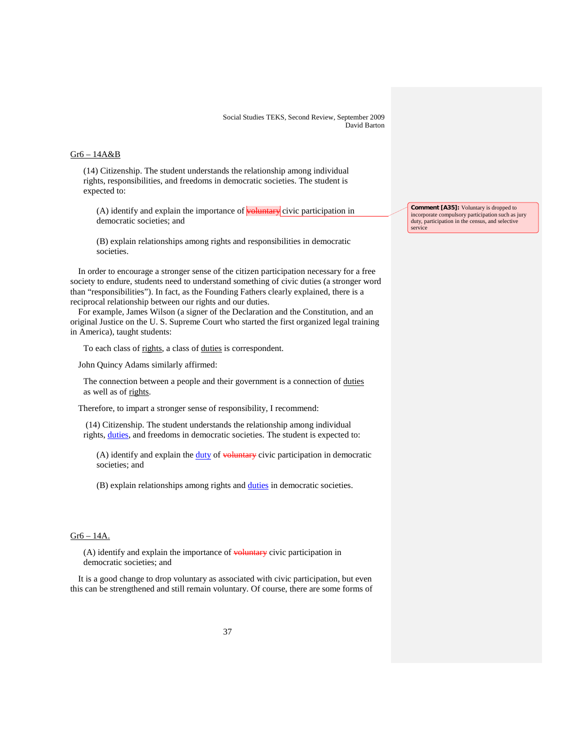Gr6 – 14A&B

(14) Citizenship. The student understands the relationship among individual rights, responsibilities, and freedoms in democratic societies. The student is expected to:

(A) identify and explain the importance of ~~voluntary~~ civic participation in democratic societies; and

> **Comment [A35]:** Voluntary is dropped to incorporate compulsory participation such as jury duty, participation in the census, and selective service

(B) explain relationships among rights and responsibilities in democratic societies.

In order to encourage a stronger sense of the citizen participation necessary for a free society to endure, students need to understand something of civic duties (a stronger word than "responsibilities"). In fact, as the Founding Fathers clearly explained, there is a reciprocal relationship between our rights and our duties.

For example, James Wilson (a signer of the Declaration and the Constitution, and an original Justice on the U. S. Supreme Court who started the first organized legal training in America), taught students:

> To each class of <u>rights</u>, a class of <u>duties</u> is correspondent.

John Quincy Adams similarly affirmed:

> The connection between a people and their government is a connection of <u>duties</u> as well as of <u>rights</u>.

Therefore, to impart a stronger sense of responsibility, I recommend:

(14) Citizenship. The student understands the relationship among individual rights, <u>duties</u>, and freedoms in democratic societies. The student is expected to:

(A) identify and explain the <u>duty</u> of ~~voluntary~~ civic participation in democratic societies; and

(B) explain relationships among rights and <u>duties</u> in democratic societies.

Gr6 – 14A.

(A) identify and explain the importance of ~~voluntary~~ civic participation in democratic societies; and

It is a good change to drop voluntary as associated with civic participation, but even this can be strengthened and still remain voluntary. Of course, there are some forms of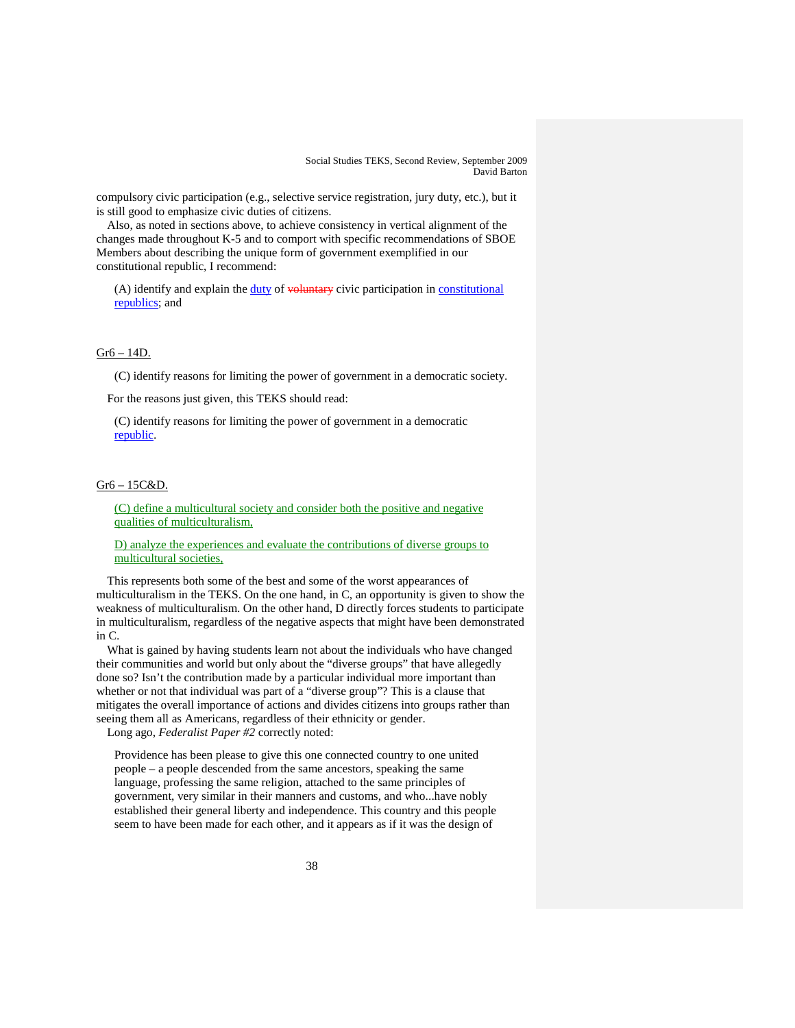compulsory civic participation (e.g., selective service registration, jury duty, etc.), but it is still good to emphasize civic duties of citizens.

Also, as noted in sections above, to achieve consistency in vertical alignment of the changes made throughout K-5 and to comport with specific recommendations of SBOE Members about describing the unique form of government exemplified in our constitutional republic, I recommend:

> (A) identify and explain the duty of ~~voluntary~~ civic participation in constitutional republics; and

Gr6 – 14D.

> (C) identify reasons for limiting the power of government in a democratic society.

For the reasons just given, this TEKS should read:

> (C) identify reasons for limiting the power of government in a democratic republic.

Gr6 – 15C&D.

> (C) define a multicultural society and consider both the positive and negative qualities of multiculturalism,
>
> D) analyze the experiences and evaluate the contributions of diverse groups to multicultural societies,

This represents both some of the best and some of the worst appearances of multiculturalism in the TEKS. On the one hand, in C, an opportunity is given to show the weakness of multiculturalism. On the other hand, D directly forces students to participate in multiculturalism, regardless of the negative aspects that might have been demonstrated in C.

What is gained by having students learn not about the individuals who have changed their communities and world but only about the "diverse groups" that have allegedly done so? Isn't the contribution made by a particular individual more important than whether or not that individual was part of a "diverse group"? This is a clause that mitigates the overall importance of actions and divides citizens into groups rather than seeing them all as Americans, regardless of their ethnicity or gender.

Long ago, *Federalist Paper #2* correctly noted:

> Providence has been please to give this one connected country to one united people – a people descended from the same ancestors, speaking the same language, professing the same religion, attached to the same principles of government, very similar in their manners and customs, and who...have nobly established their general liberty and independence. This country and this people seem to have been made for each other, and it appears as if it was the design of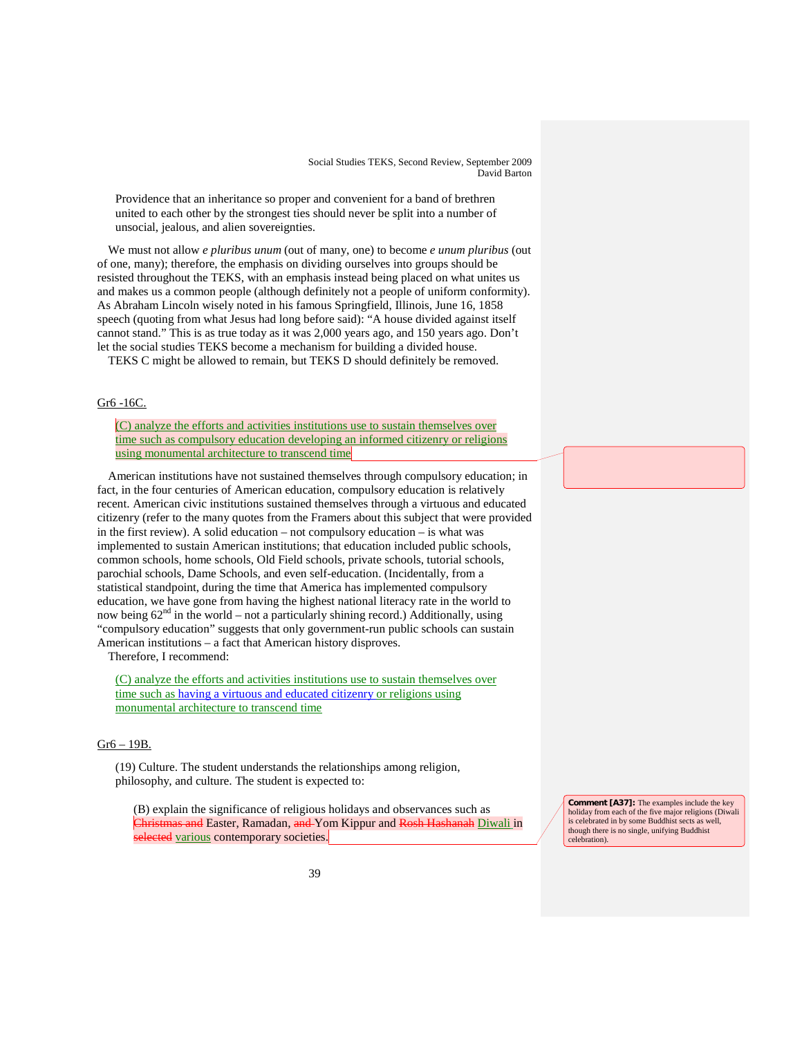Providence that an inheritance so proper and convenient for a band of brethren united to each other by the strongest ties should never be split into a number of unsocial, jealous, and alien sovereignties.

We must not allow *e pluribus unum* (out of many, one) to become *e unum pluribus* (out of one, many); therefore, the emphasis on dividing ourselves into groups should be resisted throughout the TEKS, with an emphasis instead being placed on what unites us and makes us a common people (although definitely not a people of uniform conformity). As Abraham Lincoln wisely noted in his famous Springfield, Illinois, June 16, 1858 speech (quoting from what Jesus had long before said): "A house divided against itself cannot stand." This is as true today as it was 2,000 years ago, and 150 years ago. Don't let the social studies TEKS become a mechanism for building a divided house.

TEKS C might be allowed to remain, but TEKS D should definitely be removed.

Gr6 -16C.

> (C) analyze the efforts and activities institutions use to sustain themselves over time such as compulsory education developing an informed citizenry or religions using monumental architecture to transcend time

American institutions have not sustained themselves through compulsory education; in fact, in the four centuries of American education, compulsory education is relatively recent. American civic institutions sustained themselves through a virtuous and educated citizenry (refer to the many quotes from the Framers about this subject that were provided in the first review). A solid education – not compulsory education – is what was implemented to sustain American institutions; that education included public schools, common schools, home schools, Old Field schools, private schools, tutorial schools, parochial schools, Dame Schools, and even self-education. (Incidentally, from a statistical standpoint, during the time that America has implemented compulsory education, we have gone from having the highest national literacy rate in the world to now being 62nd in the world – not a particularly shining record.) Additionally, using "compulsory education" suggests that only government-run public schools can sustain American institutions – a fact that American history disproves.

Therefore, I recommend:

> (C) analyze the efforts and activities institutions use to sustain themselves over time such as having a virtuous and educated citizenry or religions using monumental architecture to transcend time

Gr6 – 19B.

> (19) Culture. The student understands the relationships among religion, philosophy, and culture. The student is expected to:
>
> (B) explain the significance of religious holidays and observances such as ~~Christmas and~~ Easter, Ramadan, ~~and~~ Yom Kippur and ~~Rosh Hashanah~~ Diwali in ~~selected~~ various contemporary societies.

**Comment [A37]:** The examples include the key holiday from each of the five major religions (Diwali is celebrated in by some Buddhist sects as well, though there is no single, unifying Buddhist celebration).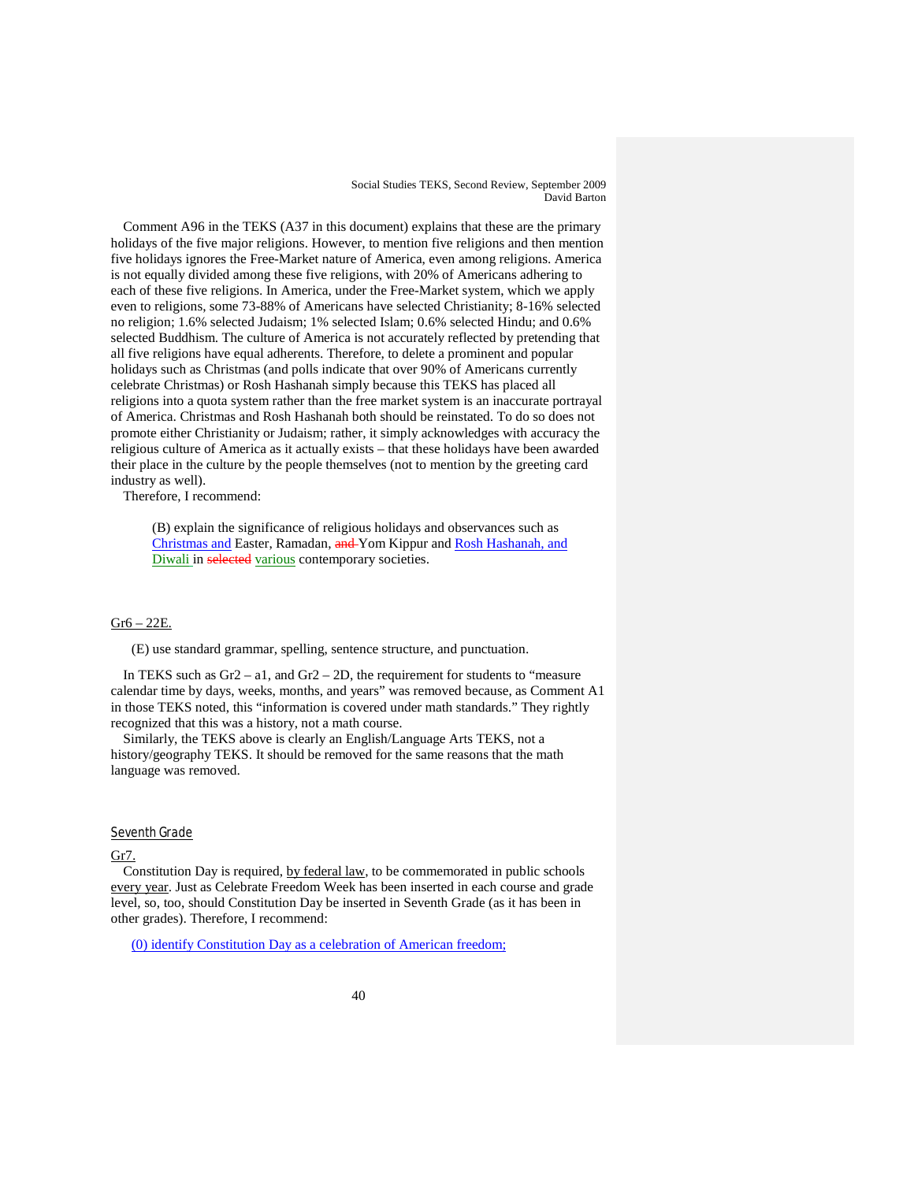Comment A96 in the TEKS (A37 in this document) explains that these are the primary holidays of the five major religions. However, to mention five religions and then mention five holidays ignores the Free-Market nature of America, even among religions. America is not equally divided among these five religions, with 20% of Americans adhering to each of these five religions. In America, under the Free-Market system, which we apply even to religions, some 73-88% of Americans have selected Christianity; 8-16% selected no religion; 1.6% selected Judaism; 1% selected Islam; 0.6% selected Hindu; and 0.6% selected Buddhism. The culture of America is not accurately reflected by pretending that all five religions have equal adherents. Therefore, to delete a prominent and popular holidays such as Christmas (and polls indicate that over 90% of Americans currently celebrate Christmas) or Rosh Hashanah simply because this TEKS has placed all religions into a quota system rather than the free market system is an inaccurate portrayal of America. Christmas and Rosh Hashanah both should be reinstated. To do so does not promote either Christianity or Judaism; rather, it simply acknowledges with accuracy the religious culture of America as it actually exists – that these holidays have been awarded their place in the culture by the people themselves (not to mention by the greeting card industry as well).

Therefore, I recommend:

> (B) explain the significance of religious holidays and observances such as <u>Christmas and</u> Easter, Ramadan, ~~and~~ Yom Kippur and <u>Rosh Hashanah, and</u> <u>Diwali</u> in ~~selected~~ <u>various</u> contemporary societies.

<u>Gr6 – 22E.</u>

(E) use standard grammar, spelling, sentence structure, and punctuation.

In TEKS such as Gr2 – a1, and Gr2 – 2D, the requirement for students to "measure calendar time by days, weeks, months, and years" was removed because, as Comment A1 in those TEKS noted, this "information is covered under math standards." They rightly recognized that this was a history, not a math course.

Similarly, the TEKS above is clearly an English/Language Arts TEKS, not a history/geography TEKS. It should be removed for the same reasons that the math language was removed.

## <u>Seventh Grade</u>

<u>Gr7.</u>

Constitution Day is required, <u>by federal law</u>, to be commemorated in public schools <u>every year</u>. Just as Celebrate Freedom Week has been inserted in each course and grade level, so, too, should Constitution Day be inserted in Seventh Grade (as it has been in other grades). Therefore, I recommend:

> <u>(0) identify Constitution Day as a celebration of American freedom;</u>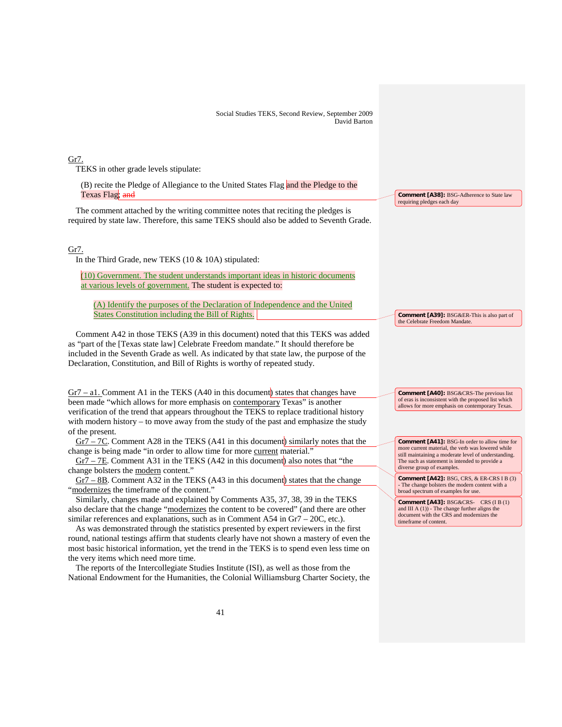Gr7.

TEKS in other grade levels stipulate:

> (B) recite the Pledge of Allegiance to the United States Flag and the Pledge to the Texas Flag; ~~and~~

**Comment [A38]:** BSG-Adherence to State law requiring pledges each day

The comment attached by the writing committee notes that reciting the pledges is required by state law. Therefore, this same TEKS should also be added to Seventh Grade.

Gr7.

In the Third Grade, new TEKS (10 & 10A) stipulated:

> (10) Government. The student understands important ideas in historic documents at various levels of government. The student is expected to:
>
> > (A) Identify the purposes of the Declaration of Independence and the United States Constitution including the Bill of Rights.

**Comment [A39]:** BSG&ER-This is also part of the Celebrate Freedom Mandate.

Comment A42 in those TEKS (A39 in this document) noted that this TEKS was added as "part of the [Texas state law] Celebrate Freedom mandate." It should therefore be included in the Seventh Grade as well. As indicated by that state law, the purpose of the Declaration, Constitution, and Bill of Rights is worthy of repeated study.

Gr7 – a1. Comment A1 in the TEKS (A40 in this document) states that changes have been made "which allows for more emphasis on contemporary Texas" is another verification of the trend that appears throughout the TEKS to replace traditional history with modern history – to move away from the study of the past and emphasize the study of the present.

**Comment [A40]:** BSG&CRS-The previous list of eras is inconsistent with the proposed list which allows for more emphasis on contemporary Texas.

Gr7 – 7C. Comment A28 in the TEKS (A41 in this document) similarly notes that the change is being made "in order to allow time for more current material."

**Comment [A41]:** BSG-In order to allow time for more current material, the verb was lowered while still maintaining a moderate level of understanding. The such as statement is intended to provide a diverse group of examples.

Gr7 – 7E. Comment A31 in the TEKS (A42 in this document) also notes that "the change bolsters the modern content."

**Comment [A42]:** BSG, CRS, & ER-CRS I B (3) - The change bolsters the modern content with a broad spectrum of examples for use.

Gr7 – 8B. Comment A32 in the TEKS (A43 in this document) states that the change "modernizes the timeframe of the content."

**Comment [A43]:** BSG&CRS- CRS (I B (1) and III A (1)) - The change further aligns the document with the CRS and modernizes the timeframe of content.

Similarly, changes made and explained by Comments A35, 37, 38, 39 in the TEKS also declare that the change "modernizes the content to be covered" (and there are other similar references and explanations, such as in Comment A54 in Gr7 – 20C, etc.).

As was demonstrated through the statistics presented by expert reviewers in the first round, national testings affirm that students clearly have not shown a mastery of even the most basic historical information, yet the trend in the TEKS is to spend even less time on the very items which need more time.

The reports of the Intercollegiate Studies Institute (ISI), as well as those from the National Endowment for the Humanities, the Colonial Williamsburg Charter Society, the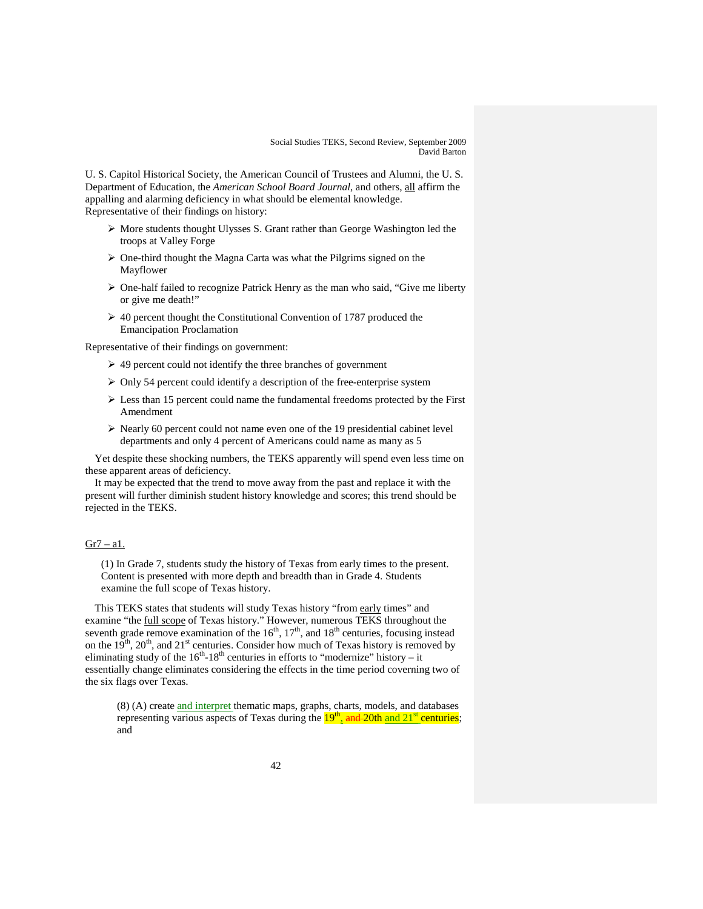U. S. Capitol Historical Society, the American Council of Trustees and Alumni, the U. S. Department of Education, the *American School Board Journal*, and others, all affirm the appalling and alarming deficiency in what should be elemental knowledge. Representative of their findings on history:

- More students thought Ulysses S. Grant rather than George Washington led the troops at Valley Forge
- One-third thought the Magna Carta was what the Pilgrims signed on the Mayflower
- One-half failed to recognize Patrick Henry as the man who said, "Give me liberty or give me death!"
- 40 percent thought the Constitutional Convention of 1787 produced the Emancipation Proclamation

Representative of their findings on government:

- 49 percent could not identify the three branches of government
- Only 54 percent could identify a description of the free-enterprise system
- Less than 15 percent could name the fundamental freedoms protected by the First Amendment
- Nearly 60 percent could not name even one of the 19 presidential cabinet level departments and only 4 percent of Americans could name as many as 5

Yet despite these shocking numbers, the TEKS apparently will spend even less time on these apparent areas of deficiency.

It may be expected that the trend to move away from the past and replace it with the present will further diminish student history knowledge and scores; this trend should be rejected in the TEKS.

Gr7 – a1.

> (1) In Grade 7, students study the history of Texas from early times to the present. Content is presented with more depth and breadth than in Grade 4. Students examine the full scope of Texas history.

This TEKS states that students will study Texas history "from early times" and examine "the full scope of Texas history." However, numerous TEKS throughout the seventh grade remove examination of the 16th, 17th, and 18th centuries, focusing instead on the 19th, 20th, and 21st centuries. Consider how much of Texas history is removed by eliminating study of the 16th-18th centuries in efforts to "modernize" history – it essentially change eliminates considering the effects in the time period covering two of the six flags over Texas.

> (8) (A) create and interpret thematic maps, graphs, charts, models, and databases representing various aspects of Texas during the 19th, ~~and~~ 20th and 21st centuries; and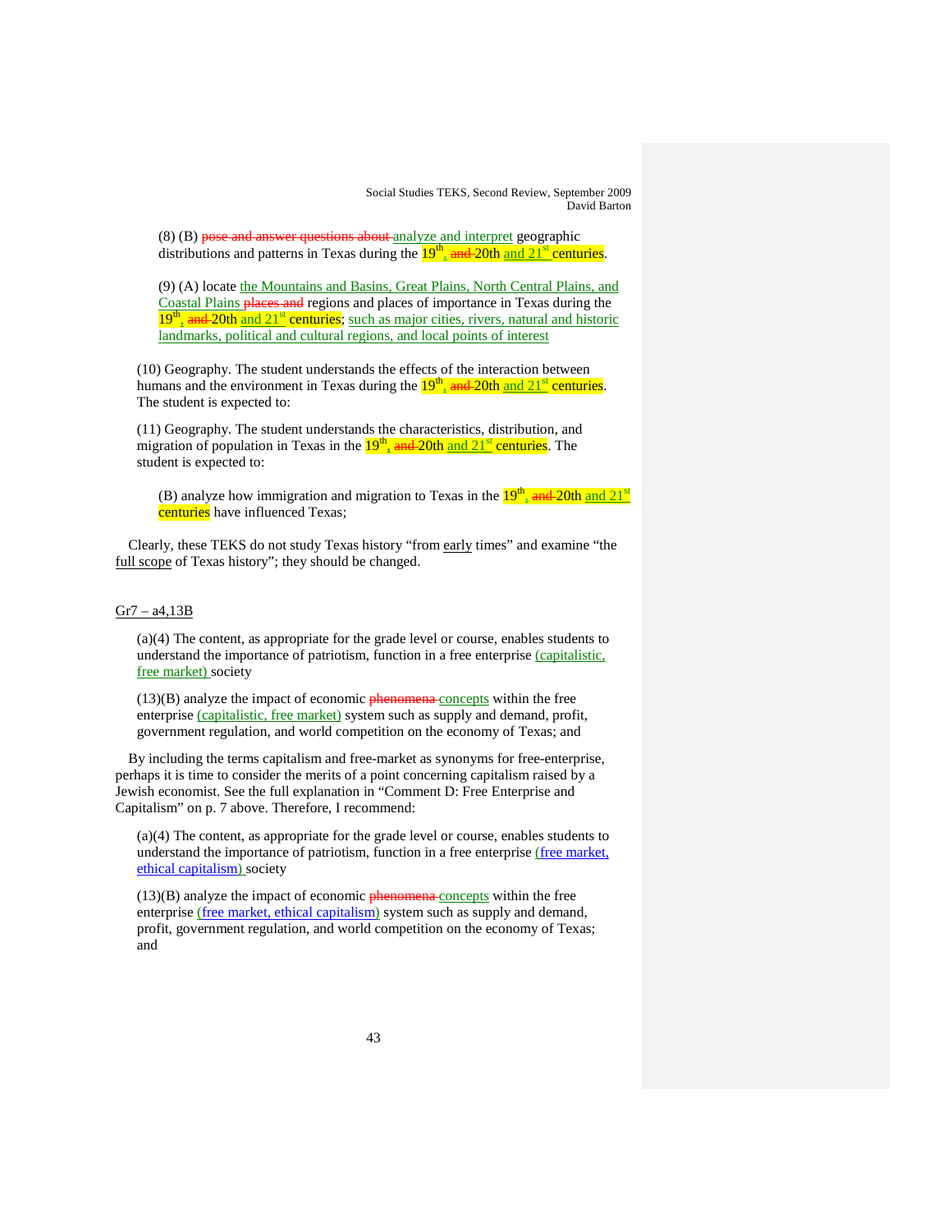(8) (B) ~~pose and answer questions about~~ analyze and interpret geographic distributions and patterns in Texas during the 19th, ~~and~~ 20th and 21st centuries.

(9) (A) locate the Mountains and Basins, Great Plains, North Central Plains, and Coastal Plains ~~places and~~ regions and places of importance in Texas during the 19th, ~~and~~ 20th and 21st centuries; such as major cities, rivers, natural and historic landmarks, political and cultural regions, and local points of interest

(10) Geography. The student understands the effects of the interaction between humans and the environment in Texas during the 19th, ~~and~~ 20th and 21st centuries. The student is expected to:

(11) Geography. The student understands the characteristics, distribution, and migration of population in Texas in the 19th, ~~and~~ 20th and 21st centuries. The student is expected to:

(B) analyze how immigration and migration to Texas in the 19th, ~~and~~ 20th and 21st centuries have influenced Texas;

Clearly, these TEKS do not study Texas history "from early times" and examine "the full scope of Texas history"; they should be changed.

Gr7 – a4,13B

(a)(4) The content, as appropriate for the grade level or course, enables students to understand the importance of patriotism, function in a free enterprise (capitalistic, free market) society

(13)(B) analyze the impact of economic ~~phenomena~~ concepts within the free enterprise (capitalistic, free market) system such as supply and demand, profit, government regulation, and world competition on the economy of Texas; and

By including the terms capitalism and free-market as synonyms for free-enterprise, perhaps it is time to consider the merits of a point concerning capitalism raised by a Jewish economist. See the full explanation in "Comment D: Free Enterprise and Capitalism" on p. 7 above. Therefore, I recommend:

(a)(4) The content, as appropriate for the grade level or course, enables students to understand the importance of patriotism, function in a free enterprise (free market, ethical capitalism) society

(13)(B) analyze the impact of economic ~~phenomena~~ concepts within the free enterprise (free market, ethical capitalism) system such as supply and demand, profit, government regulation, and world competition on the economy of Texas; and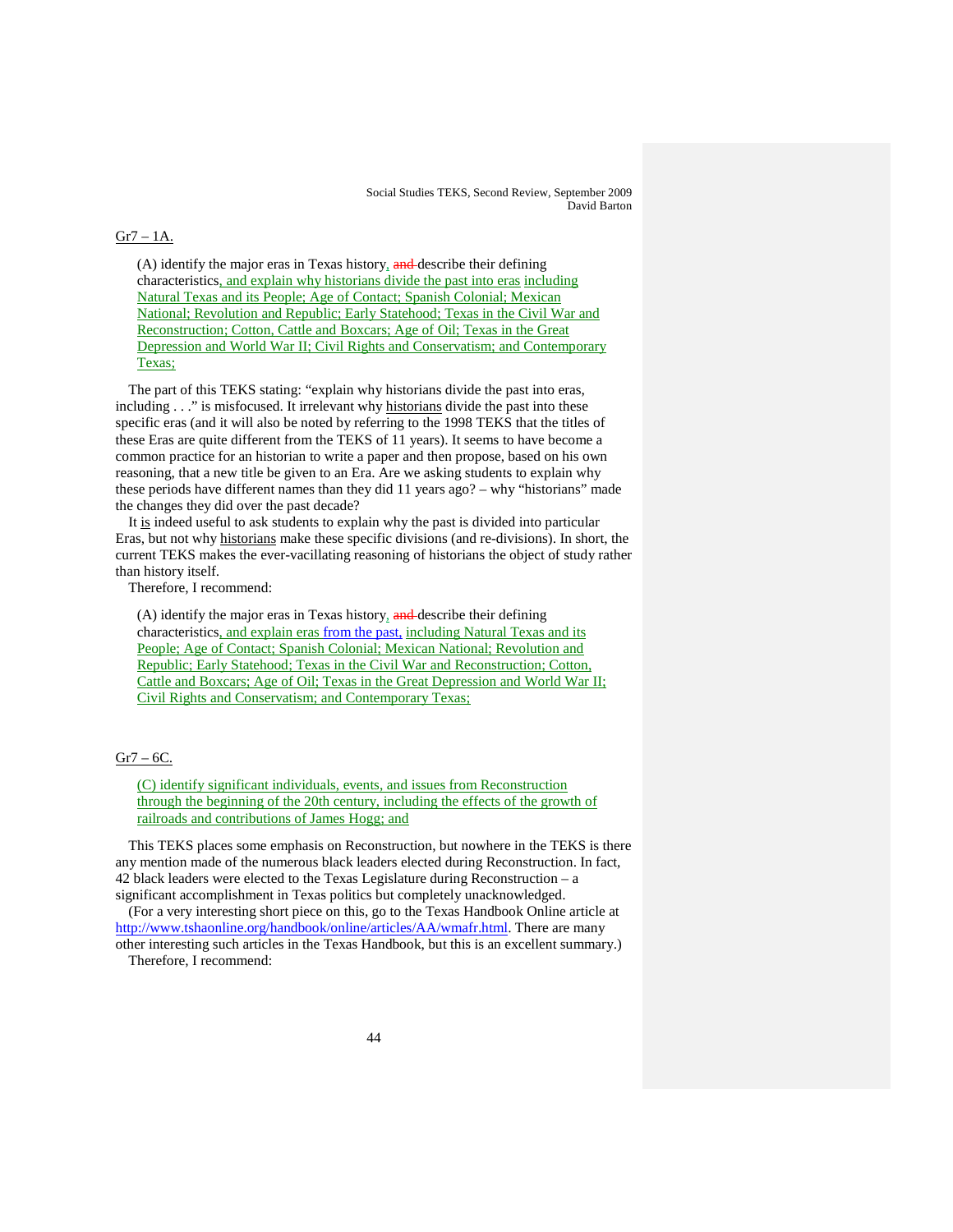Gr7 – 1A.

> (A) identify the major eras in Texas history, and describe their defining characteristics, and explain why historians divide the past into eras including Natural Texas and its People; Age of Contact; Spanish Colonial; Mexican National; Revolution and Republic; Early Statehood; Texas in the Civil War and Reconstruction; Cotton, Cattle and Boxcars; Age of Oil; Texas in the Great Depression and World War II; Civil Rights and Conservatism; and Contemporary Texas;

The part of this TEKS stating: "explain why historians divide the past into eras, including . . ." is misfocused. It irrelevant why historians divide the past into these specific eras (and it will also be noted by referring to the 1998 TEKS that the titles of these Eras are quite different from the TEKS of 11 years). It seems to have become a common practice for an historian to write a paper and then propose, based on his own reasoning, that a new title be given to an Era. Are we asking students to explain why these periods have different names than they did 11 years ago? – why "historians" made the changes they did over the past decade?

It is indeed useful to ask students to explain why the past is divided into particular Eras, but not why historians make these specific divisions (and re-divisions). In short, the current TEKS makes the ever-vacillating reasoning of historians the object of study rather than history itself.

Therefore, I recommend:

> (A) identify the major eras in Texas history, and describe their defining characteristics, and explain eras from the past, including Natural Texas and its People; Age of Contact; Spanish Colonial; Mexican National; Revolution and Republic; Early Statehood; Texas in the Civil War and Reconstruction; Cotton, Cattle and Boxcars; Age of Oil; Texas in the Great Depression and World War II; Civil Rights and Conservatism; and Contemporary Texas;

Gr7 – 6C.

> (C) identify significant individuals, events, and issues from Reconstruction through the beginning of the 20th century, including the effects of the growth of railroads and contributions of James Hogg; and

This TEKS places some emphasis on Reconstruction, but nowhere in the TEKS is there any mention made of the numerous black leaders elected during Reconstruction. In fact, 42 black leaders were elected to the Texas Legislature during Reconstruction – a significant accomplishment in Texas politics but completely unacknowledged.

(For a very interesting short piece on this, go to the Texas Handbook Online article at http://www.tshaonline.org/handbook/online/articles/AA/wmafr.html. There are many other interesting such articles in the Texas Handbook, but this is an excellent summary.)

Therefore, I recommend: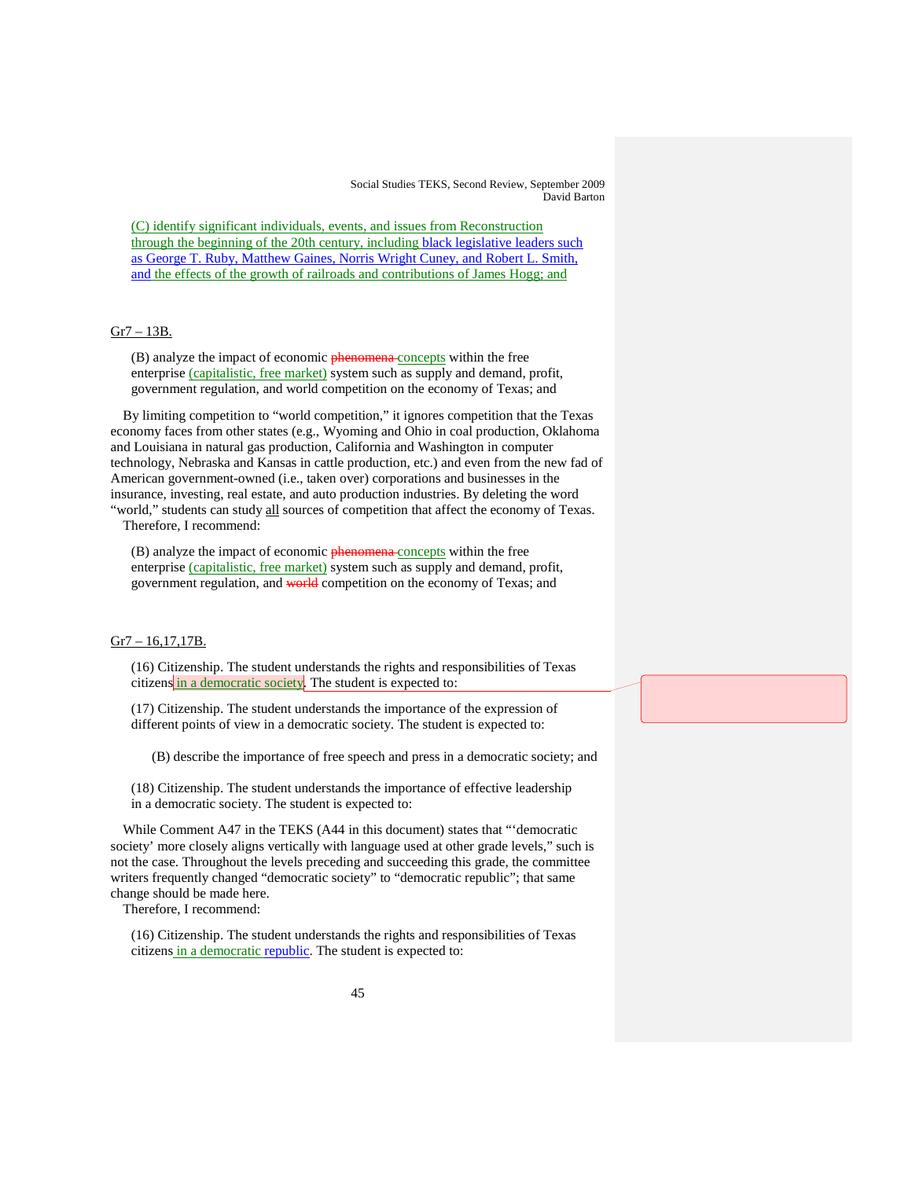(C) identify significant individuals, events, and issues from Reconstruction through the beginning of the 20th century, including black legislative leaders such as George T. Ruby, Matthew Gaines, Norris Wright Cuney, and Robert L. Smith, and the effects of the growth of railroads and contributions of James Hogg; and

Gr7 – 13B.

(B) analyze the impact of economic ~~phenomena~~ concepts within the free enterprise (capitalistic, free market) system such as supply and demand, profit, government regulation, and world competition on the economy of Texas; and

By limiting competition to "world competition," it ignores competition that the Texas economy faces from other states (e.g., Wyoming and Ohio in coal production, Oklahoma and Louisiana in natural gas production, California and Washington in computer technology, Nebraska and Kansas in cattle production, etc.) and even from the new fad of American government-owned (i.e., taken over) corporations and businesses in the insurance, investing, real estate, and auto production industries. By deleting the word "world," students can study all sources of competition that affect the economy of Texas.
Therefore, I recommend:

(B) analyze the impact of economic ~~phenomena~~ concepts within the free enterprise (capitalistic, free market) system such as supply and demand, profit, government regulation, and ~~world~~ competition on the economy of Texas; and

Gr7 – 16,17,17B.

(16) Citizenship. The student understands the rights and responsibilities of Texas citizens in a democratic society. The student is expected to:

(17) Citizenship. The student understands the importance of the expression of different points of view in a democratic society. The student is expected to:

(B) describe the importance of free speech and press in a democratic society; and

(18) Citizenship. The student understands the importance of effective leadership in a democratic society. The student is expected to:

While Comment A47 in the TEKS (A44 in this document) states that "'democratic society' more closely aligns vertically with language used at other grade levels," such is not the case. Throughout the levels preceding and succeeding this grade, the committee writers frequently changed "democratic society" to "democratic republic"; that same change should be made here.
Therefore, I recommend:

(16) Citizenship. The student understands the rights and responsibilities of Texas citizens in a democratic republic. The student is expected to: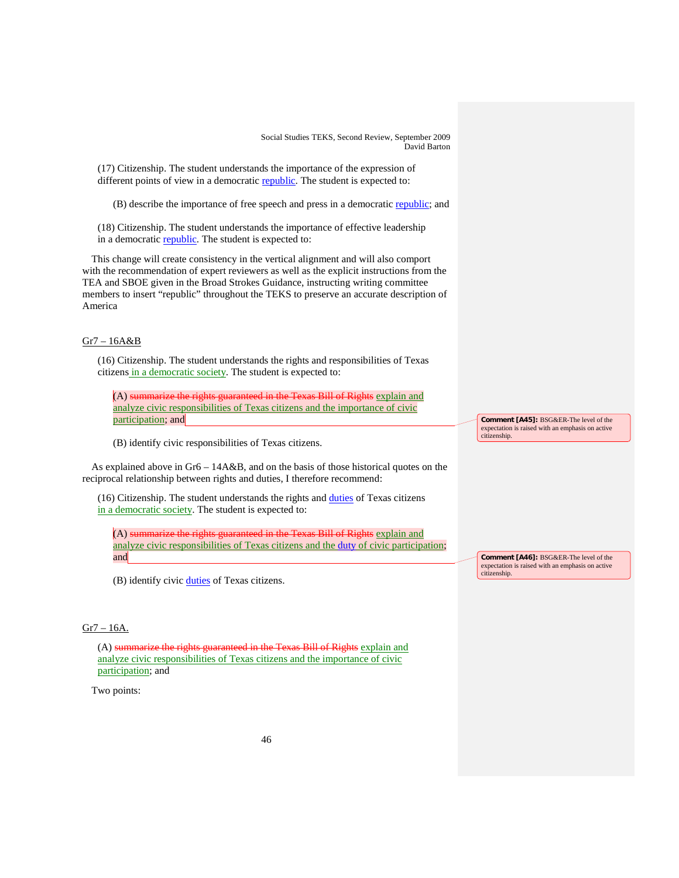(17) Citizenship. The student understands the importance of the expression of different points of view in a democratic republic. The student is expected to:

(B) describe the importance of free speech and press in a democratic republic; and

(18) Citizenship. The student understands the importance of effective leadership in a democratic republic. The student is expected to:

This change will create consistency in the vertical alignment and will also comport with the recommendation of expert reviewers as well as the explicit instructions from the TEA and SBOE given in the Broad Strokes Guidance, instructing writing committee members to insert "republic" throughout the TEKS to preserve an accurate description of America

Gr7 – 16A&B

(16) Citizenship. The student understands the rights and responsibilities of Texas citizens in a democratic society. The student is expected to:

(A) ~~summarize the rights guaranteed in the Texas Bill of Rights~~ explain and analyze civic responsibilities of Texas citizens and the importance of civic participation; and

> **Comment [A45]:** BSG&ER-The level of the expectation is raised with an emphasis on active citizenship.

(B) identify civic responsibilities of Texas citizens.

As explained above in Gr6 – 14A&B, and on the basis of those historical quotes on the reciprocal relationship between rights and duties, I therefore recommend:

(16) Citizenship. The student understands the rights and duties of Texas citizens in a democratic society. The student is expected to:

(A) ~~summarize the rights guaranteed in the Texas Bill of Rights~~ explain and analyze civic responsibilities of Texas citizens and the duty of civic participation; and

> **Comment [A46]:** BSG&ER-The level of the expectation is raised with an emphasis on active citizenship.

(B) identify civic duties of Texas citizens.

Gr7 – 16A.

(A) ~~summarize the rights guaranteed in the Texas Bill of Rights~~ explain and analyze civic responsibilities of Texas citizens and the importance of civic participation; and

Two points: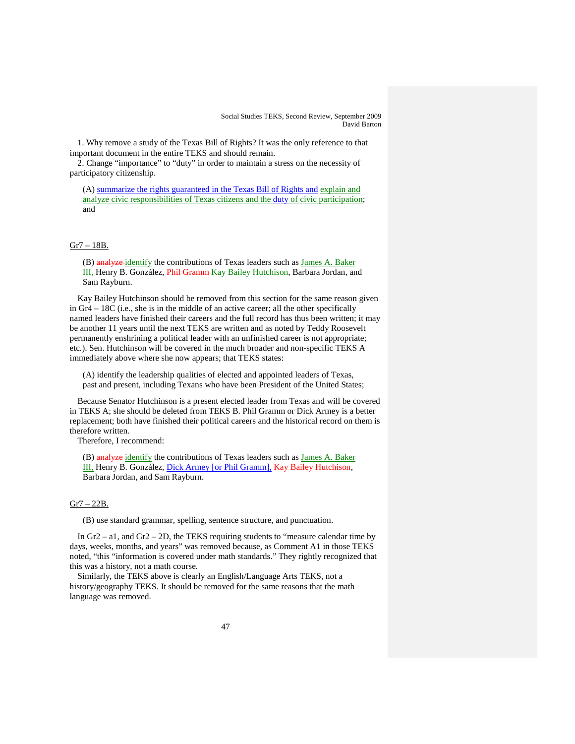1. Why remove a study of the Texas Bill of Rights? It was the only reference to that important document in the entire TEKS and should remain.
2. Change "importance" to "duty" in order to maintain a stress on the necessity of participatory citizenship.

> (A) <u>summarize the rights guaranteed in the Texas Bill of Rights and</u> <u>explain and analyze civic responsibilities of Texas citizens and the duty of civic participation</u>; and

<u>Gr7 – 18B.</u>

> (B) ~~analyze~~ <u>identify</u> the contributions of Texas leaders such as <u>James A. Baker III,</u> Henry B. González, ~~Phil Gramm~~ <u>Kay Bailey Hutchison</u>, Barbara Jordan, and Sam Rayburn.

Kay Bailey Hutchinson should be removed from this section for the same reason given in Gr4 – 18C (i.e., she is in the middle of an active career; all the other specifically named leaders have finished their careers and the full record has thus been written; it may be another 11 years until the next TEKS are written and as noted by Teddy Roosevelt permanently enshrining a political leader with an unfinished career is not appropriate; etc.). Sen. Hutchinson will be covered in the much broader and non-specific TEKS A immediately above where she now appears; that TEKS states:

> (A) identify the leadership qualities of elected and appointed leaders of Texas, past and present, including Texans who have been President of the United States;

Because Senator Hutchinson is a present elected leader from Texas and will be covered in TEKS A; she should be deleted from TEKS B. Phil Gramm or Dick Armey is a better replacement; both have finished their political careers and the historical record on them is therefore written.

Therefore, I recommend:

> (B) ~~analyze~~ <u>identify</u> the contributions of Texas leaders such as <u>James A. Baker III,</u> Henry B. González, <u>Dick Armey [or Phil Gramm],</u> ~~Kay Bailey Hutchison~~, Barbara Jordan, and Sam Rayburn.

<u>Gr7 – 22B.</u>

> (B) use standard grammar, spelling, sentence structure, and punctuation.

In Gr2 – a1, and Gr2 – 2D, the TEKS requiring students to "measure calendar time by days, weeks, months, and years" was removed because, as Comment A1 in those TEKS noted, "this "information is covered under math standards." They rightly recognized that this was a history, not a math course.

Similarly, the TEKS above is clearly an English/Language Arts TEKS, not a history/geography TEKS. It should be removed for the same reasons that the math language was removed.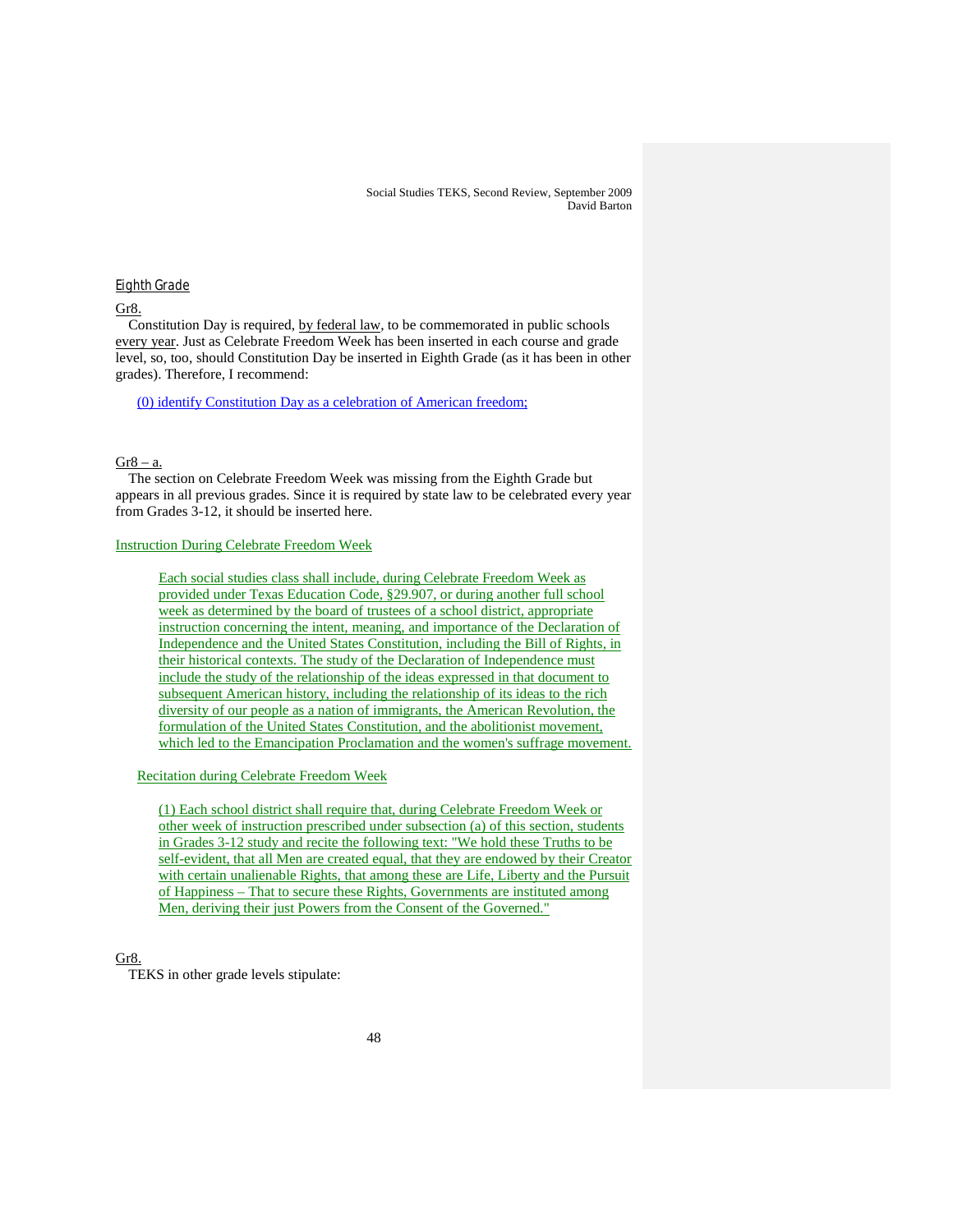## Eighth Grade

Gr8.

Constitution Day is required, by federal law, to be commemorated in public schools every year. Just as Celebrate Freedom Week has been inserted in each course and grade level, so, too, should Constitution Day be inserted in Eighth Grade (as it has been in other grades). Therefore, I recommend:

> (0) identify Constitution Day as a celebration of American freedom;

Gr8 – a.

The section on Celebrate Freedom Week was missing from the Eighth Grade but appears in all previous grades. Since it is required by state law to be celebrated every year from Grades 3-12, it should be inserted here.

Instruction During Celebrate Freedom Week

> Each social studies class shall include, during Celebrate Freedom Week as provided under Texas Education Code, §29.907, or during another full school week as determined by the board of trustees of a school district, appropriate instruction concerning the intent, meaning, and importance of the Declaration of Independence and the United States Constitution, including the Bill of Rights, in their historical contexts. The study of the Declaration of Independence must include the study of the relationship of the ideas expressed in that document to subsequent American history, including the relationship of its ideas to the rich diversity of our people as a nation of immigrants, the American Revolution, the formulation of the United States Constitution, and the abolitionist movement, which led to the Emancipation Proclamation and the women's suffrage movement.

Recitation during Celebrate Freedom Week

> (1) Each school district shall require that, during Celebrate Freedom Week or other week of instruction prescribed under subsection (a) of this section, students in Grades 3-12 study and recite the following text: "We hold these Truths to be self-evident, that all Men are created equal, that they are endowed by their Creator with certain unalienable Rights, that among these are Life, Liberty and the Pursuit of Happiness – That to secure these Rights, Governments are instituted among Men, deriving their just Powers from the Consent of the Governed."

Gr8.

TEKS in other grade levels stipulate: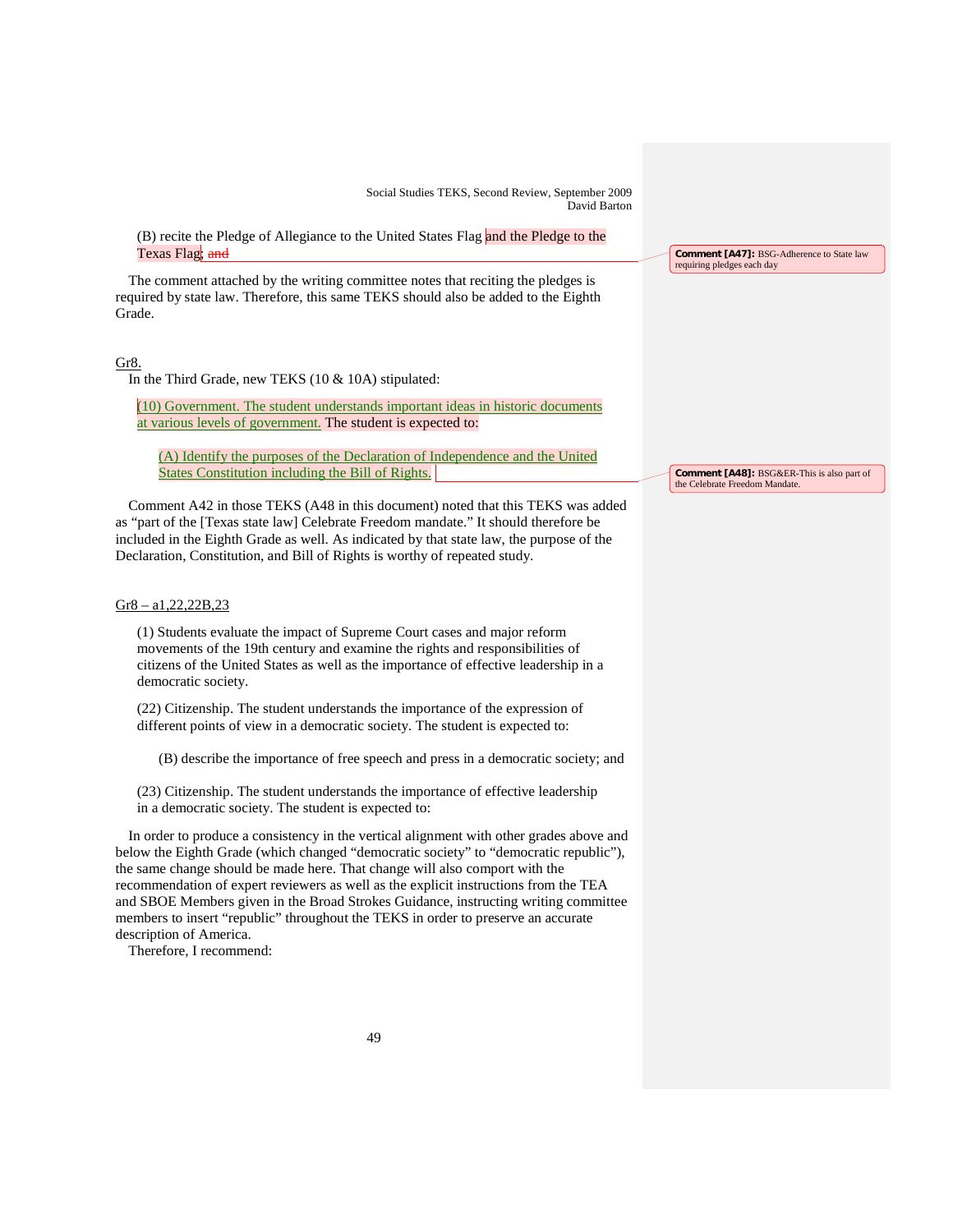(B) recite the Pledge of Allegiance to the United States Flag and the Pledge to the Texas Flag; ~~and~~

> Comment [A47]: BSG-Adherence to State law requiring pledges each day

The comment attached by the writing committee notes that reciting the pledges is required by state law. Therefore, this same TEKS should also be added to the Eighth Grade.

Gr8.

In the Third Grade, new TEKS (10 & 10A) stipulated:

> (10) Government. The student understands important ideas in historic documents at various levels of government. The student is expected to:
>
> (A) Identify the purposes of the Declaration of Independence and the United States Constitution including the Bill of Rights.

> Comment [A48]: BSG&ER-This is also part of the Celebrate Freedom Mandate.

Comment A42 in those TEKS (A48 in this document) noted that this TEKS was added as "part of the [Texas state law] Celebrate Freedom mandate." It should therefore be included in the Eighth Grade as well. As indicated by that state law, the purpose of the Declaration, Constitution, and Bill of Rights is worthy of repeated study.

Gr8 – a1,22,22B,23

> (1) Students evaluate the impact of Supreme Court cases and major reform movements of the 19th century and examine the rights and responsibilities of citizens of the United States as well as the importance of effective leadership in a democratic society.
>
> (22) Citizenship. The student understands the importance of the expression of different points of view in a democratic society. The student is expected to:
>
> (B) describe the importance of free speech and press in a democratic society; and
>
> (23) Citizenship. The student understands the importance of effective leadership in a democratic society. The student is expected to:

In order to produce a consistency in the vertical alignment with other grades above and below the Eighth Grade (which changed "democratic society" to "democratic republic"), the same change should be made here. That change will also comport with the recommendation of expert reviewers as well as the explicit instructions from the TEA and SBOE Members given in the Broad Strokes Guidance, instructing writing committee members to insert "republic" throughout the TEKS in order to preserve an accurate description of America.

Therefore, I recommend: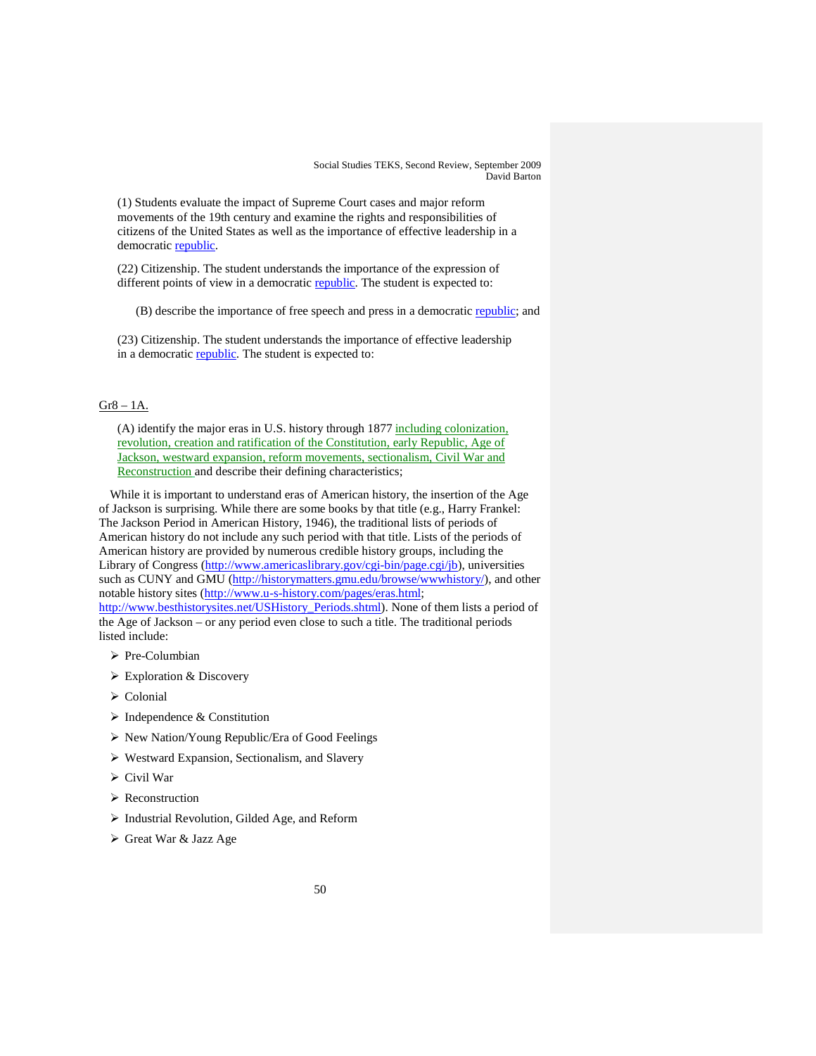(1) Students evaluate the impact of Supreme Court cases and major reform movements of the 19th century and examine the rights and responsibilities of citizens of the United States as well as the importance of effective leadership in a democratic republic.

(22) Citizenship. The student understands the importance of the expression of different points of view in a democratic republic. The student is expected to:

> (B) describe the importance of free speech and press in a democratic republic; and

(23) Citizenship. The student understands the importance of effective leadership in a democratic republic. The student is expected to:

Gr8 – 1A.

(A) identify the major eras in U.S. history through 1877 including colonization, revolution, creation and ratification of the Constitution, early Republic, Age of Jackson, westward expansion, reform movements, sectionalism, Civil War and Reconstruction and describe their defining characteristics;

While it is important to understand eras of American history, the insertion of the Age of Jackson is surprising. While there are some books by that title (e.g., Harry Frankel: The Jackson Period in American History, 1946), the traditional lists of periods of American history do not include any such period with that title. Lists of the periods of American history are provided by numerous credible history groups, including the Library of Congress (http://www.americaslibrary.gov/cgi-bin/page.cgi/jb), universities such as CUNY and GMU (http://historymatters.gmu.edu/browse/wwwhistory/), and other notable history sites (http://www.u-s-history.com/pages/eras.html; http://www.besthistorysites.net/USHistory_Periods.shtml). None of them lists a period of the Age of Jackson – or any period even close to such a title. The traditional periods listed include:

- Pre-Columbian
- Exploration & Discovery
- Colonial
- Independence & Constitution
- New Nation/Young Republic/Era of Good Feelings
- Westward Expansion, Sectionalism, and Slavery
- Civil War
- Reconstruction
- Industrial Revolution, Gilded Age, and Reform
- Great War & Jazz Age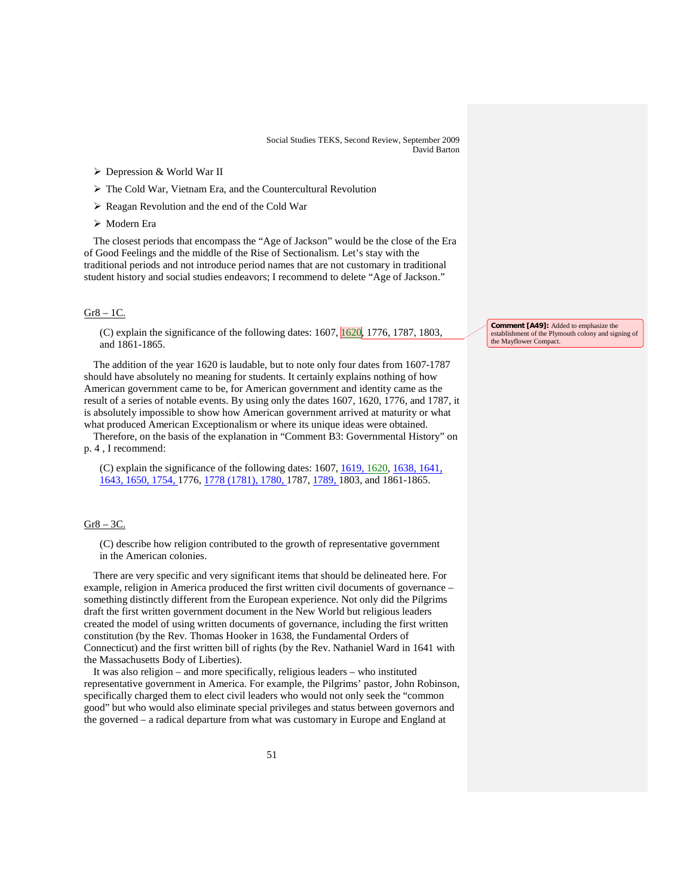- Depression & World War II
- The Cold War, Vietnam Era, and the Countercultural Revolution
- Reagan Revolution and the end of the Cold War
- Modern Era

The closest periods that encompass the "Age of Jackson" would be the close of the Era of Good Feelings and the middle of the Rise of Sectionalism. Let's stay with the traditional periods and not introduce period names that are not customary in traditional student history and social studies endeavors; I recommend to delete "Age of Jackson."

Gr8 – 1C.

(C) explain the significance of the following dates: 1607, 1620, 1776, 1787, 1803, and 1861-1865.

**Comment [A49]:** Added to emphasize the establishment of the Plymouth colony and signing of the Mayflower Compact.

The addition of the year 1620 is laudable, but to note only four dates from 1607-1787 should have absolutely no meaning for students. It certainly explains nothing of how American government came to be, for American government and identity came as the result of a series of notable events. By using only the dates 1607, 1620, 1776, and 1787, it is absolutely impossible to show how American government arrived at maturity or what what produced American Exceptionalism or where its unique ideas were obtained.

Therefore, on the basis of the explanation in "Comment B3: Governmental History" on p. 4 , I recommend:

(C) explain the significance of the following dates: 1607, 1619, 1620, 1638, 1641, 1643, 1650, 1754, 1776, 1778 (1781), 1780, 1787, 1789, 1803, and 1861-1865.

Gr8 – 3C.

(C) describe how religion contributed to the growth of representative government in the American colonies.

There are very specific and very significant items that should be delineated here. For example, religion in America produced the first written civil documents of governance – something distinctly different from the European experience. Not only did the Pilgrims draft the first written government document in the New World but religious leaders created the model of using written documents of governance, including the first written constitution (by the Rev. Thomas Hooker in 1638, the Fundamental Orders of Connecticut) and the first written bill of rights (by the Rev. Nathaniel Ward in 1641 with the Massachusetts Body of Liberties).

It was also religion – and more specifically, religious leaders – who instituted representative government in America. For example, the Pilgrims' pastor, John Robinson, specifically charged them to elect civil leaders who would not only seek the "common good" but who would also eliminate special privileges and status between governors and the governed – a radical departure from what was customary in Europe and England at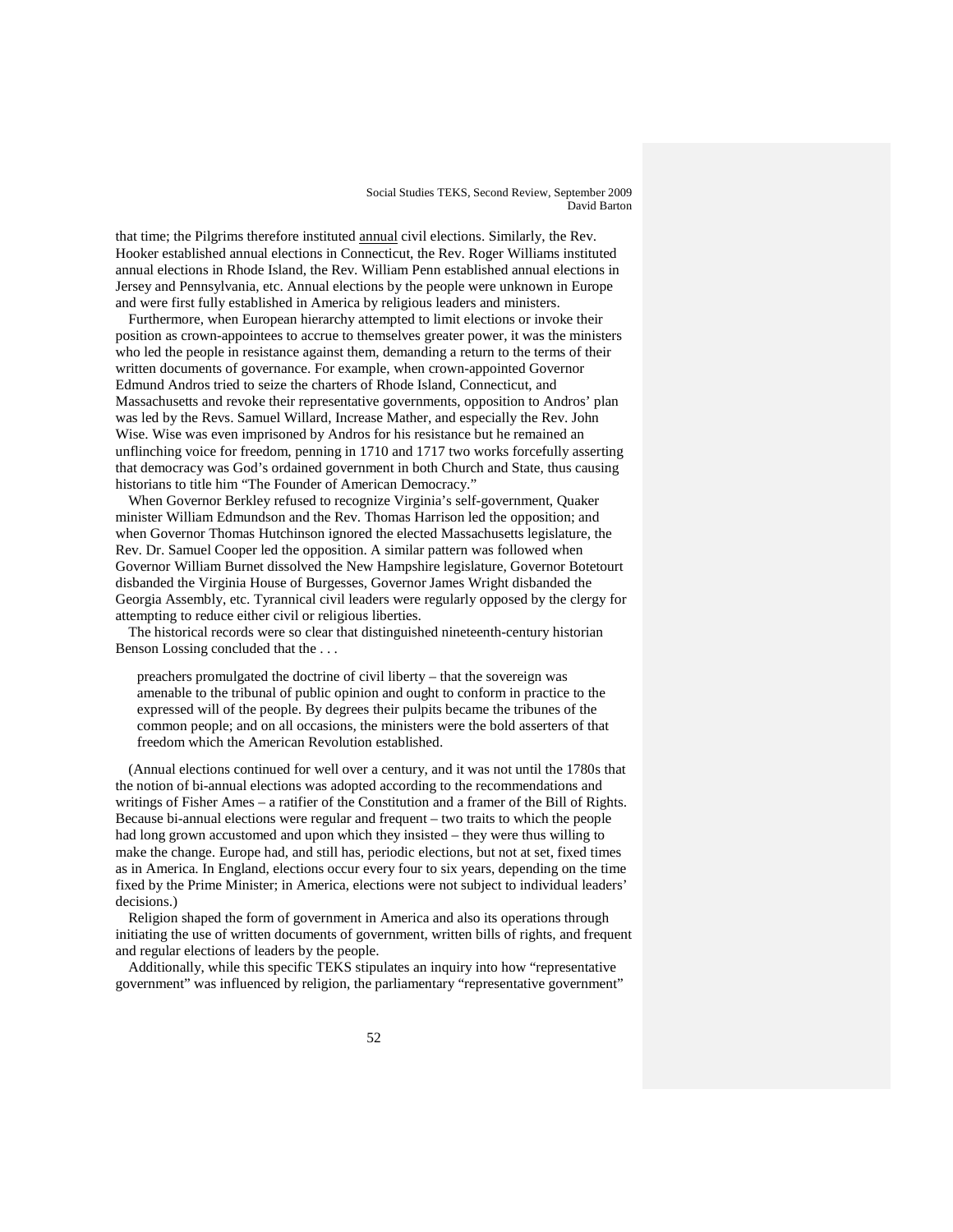that time; the Pilgrims therefore instituted annual civil elections. Similarly, the Rev. Hooker established annual elections in Connecticut, the Rev. Roger Williams instituted annual elections in Rhode Island, the Rev. William Penn established annual elections in Jersey and Pennsylvania, etc. Annual elections by the people were unknown in Europe and were first fully established in America by religious leaders and ministers.

Furthermore, when European hierarchy attempted to limit elections or invoke their position as crown-appointees to accrue to themselves greater power, it was the ministers who led the people in resistance against them, demanding a return to the terms of their written documents of governance. For example, when crown-appointed Governor Edmund Andros tried to seize the charters of Rhode Island, Connecticut, and Massachusetts and revoke their representative governments, opposition to Andros' plan was led by the Revs. Samuel Willard, Increase Mather, and especially the Rev. John Wise. Wise was even imprisoned by Andros for his resistance but he remained an unflinching voice for freedom, penning in 1710 and 1717 two works forcefully asserting that democracy was God's ordained government in both Church and State, thus causing historians to title him "The Founder of American Democracy."

When Governor Berkley refused to recognize Virginia's self-government, Quaker minister William Edmundson and the Rev. Thomas Harrison led the opposition; and when Governor Thomas Hutchinson ignored the elected Massachusetts legislature, the Rev. Dr. Samuel Cooper led the opposition. A similar pattern was followed when Governor William Burnet dissolved the New Hampshire legislature, Governor Botetourt disbanded the Virginia House of Burgesses, Governor James Wright disbanded the Georgia Assembly, etc. Tyrannical civil leaders were regularly opposed by the clergy for attempting to reduce either civil or religious liberties.

The historical records were so clear that distinguished nineteenth-century historian Benson Lossing concluded that the . . .

> preachers promulgated the doctrine of civil liberty – that the sovereign was amenable to the tribunal of public opinion and ought to conform in practice to the expressed will of the people. By degrees their pulpits became the tribunes of the common people; and on all occasions, the ministers were the bold asserters of that freedom which the American Revolution established.

(Annual elections continued for well over a century, and it was not until the 1780s that the notion of bi-annual elections was adopted according to the recommendations and writings of Fisher Ames – a ratifier of the Constitution and a framer of the Bill of Rights. Because bi-annual elections were regular and frequent – two traits to which the people had long grown accustomed and upon which they insisted – they were thus willing to make the change. Europe had, and still has, periodic elections, but not at set, fixed times as in America. In England, elections occur every four to six years, depending on the time fixed by the Prime Minister; in America, elections were not subject to individual leaders' decisions.)

Religion shaped the form of government in America and also its operations through initiating the use of written documents of government, written bills of rights, and frequent and regular elections of leaders by the people.

Additionally, while this specific TEKS stipulates an inquiry into how "representative government" was influenced by religion, the parliamentary "representative government"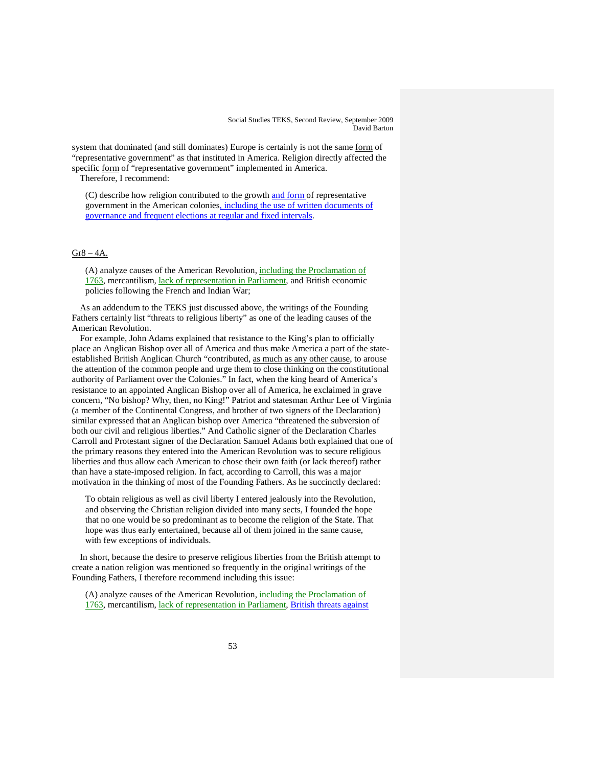system that dominated (and still dominates) Europe is certainly is not the same <u>form</u> of "representative government" as that instituted in America. Religion directly affected the specific <u>form</u> of "representative government" implemented in America.

Therefore, I recommend:

> (C) describe how religion contributed to the growth <u>and form</u> of representative government in the American colonies<u>, including the use of written documents of governance and frequent elections at regular and fixed intervals</u>.

<u>Gr8 – 4A.</u>

> (A) analyze causes of the American Revolution, <u>including the Proclamation of 1763</u>, mercantilism, <u>lack of representation in Parliament</u>, and British economic policies following the French and Indian War;

As an addendum to the TEKS just discussed above, the writings of the Founding Fathers certainly list "threats to religious liberty" as one of the leading causes of the American Revolution.

For example, John Adams explained that resistance to the King's plan to officially place an Anglican Bishop over all of America and thus make America a part of the state-established British Anglican Church "contributed, <u>as much as any other cause</u>, to arouse the attention of the common people and urge them to close thinking on the constitutional authority of Parliament over the Colonies." In fact, when the king heard of America's resistance to an appointed Anglican Bishop over all of America, he exclaimed in grave concern, "No bishop? Why, then, no King!" Patriot and statesman Arthur Lee of Virginia (a member of the Continental Congress, and brother of two signers of the Declaration) similar expressed that an Anglican bishop over America "threatened the subversion of both our civil and religious liberties." And Catholic signer of the Declaration Charles Carroll and Protestant signer of the Declaration Samuel Adams both explained that one of the primary reasons they entered into the American Revolution was to secure religious liberties and thus allow each American to chose their own faith (or lack thereof) rather than have a state-imposed religion. In fact, according to Carroll, this was a major motivation in the thinking of most of the Founding Fathers. As he succinctly declared:

> To obtain religious as well as civil liberty I entered jealously into the Revolution, and observing the Christian religion divided into many sects, I founded the hope that no one would be so predominant as to become the religion of the State. That hope was thus early entertained, because all of them joined in the same cause, with few exceptions of individuals.

In short, because the desire to preserve religious liberties from the British attempt to create a nation religion was mentioned so frequently in the original writings of the Founding Fathers, I therefore recommend including this issue:

> (A) analyze causes of the American Revolution, <u>including the Proclamation of 1763</u>, mercantilism, <u>lack of representation in Parliament</u>, <u>British threats against</u>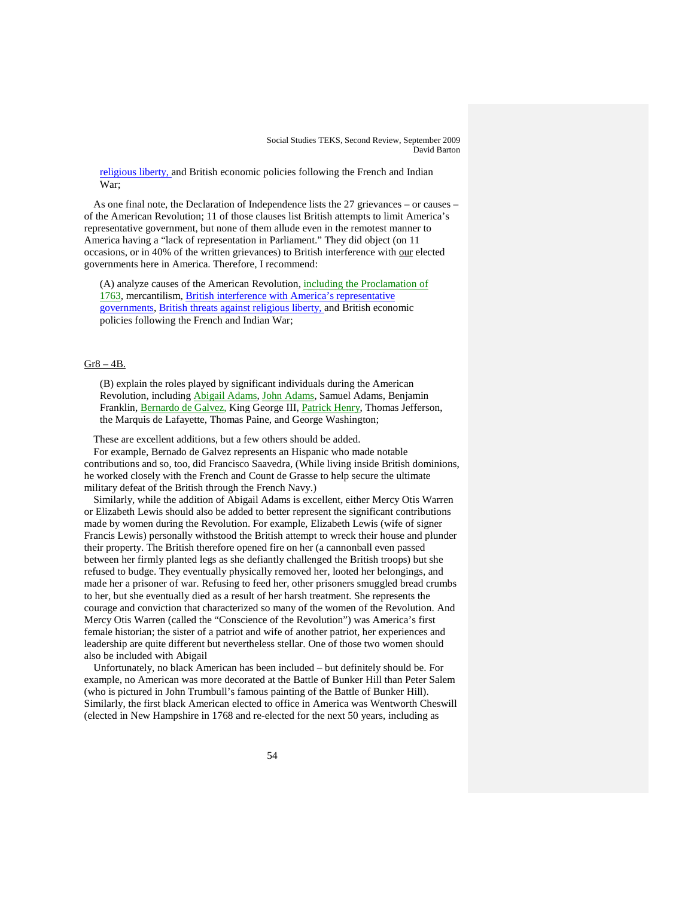religious liberty, and British economic policies following the French and Indian War;

As one final note, the Declaration of Independence lists the 27 grievances – or causes – of the American Revolution; 11 of those clauses list British attempts to limit America's representative government, but none of them allude even in the remotest manner to America having a "lack of representation in Parliament." They did object (on 11 occasions, or in 40% of the written grievances) to British interference with our elected governments here in America. Therefore, I recommend:

> (A) analyze causes of the American Revolution, including the Proclamation of 1763, mercantilism, British interference with America's representative governments, British threats against religious liberty, and British economic policies following the French and Indian War;

Gr8 – 4B.

> (B) explain the roles played by significant individuals during the American Revolution, including Abigail Adams, John Adams, Samuel Adams, Benjamin Franklin, Bernardo de Galvez, King George III, Patrick Henry, Thomas Jefferson, the Marquis de Lafayette, Thomas Paine, and George Washington;

These are excellent additions, but a few others should be added.

For example, Bernado de Galvez represents an Hispanic who made notable contributions and so, too, did Francisco Saavedra, (While living inside British dominions, he worked closely with the French and Count de Grasse to help secure the ultimate military defeat of the British through the French Navy.)

Similarly, while the addition of Abigail Adams is excellent, either Mercy Otis Warren or Elizabeth Lewis should also be added to better represent the significant contributions made by women during the Revolution. For example, Elizabeth Lewis (wife of signer Francis Lewis) personally withstood the British attempt to wreck their house and plunder their property. The British therefore opened fire on her (a cannonball even passed between her firmly planted legs as she defiantly challenged the British troops) but she refused to budge. They eventually physically removed her, looted her belongings, and made her a prisoner of war. Refusing to feed her, other prisoners smuggled bread crumbs to her, but she eventually died as a result of her harsh treatment. She represents the courage and conviction that characterized so many of the women of the Revolution. And Mercy Otis Warren (called the "Conscience of the Revolution") was America's first female historian; the sister of a patriot and wife of another patriot, her experiences and leadership are quite different but nevertheless stellar. One of those two women should also be included with Abigail

Unfortunately, no black American has been included – but definitely should be. For example, no American was more decorated at the Battle of Bunker Hill than Peter Salem (who is pictured in John Trumbull's famous painting of the Battle of Bunker Hill). Similarly, the first black American elected to office in America was Wentworth Cheswill (elected in New Hampshire in 1768 and re-elected for the next 50 years, including as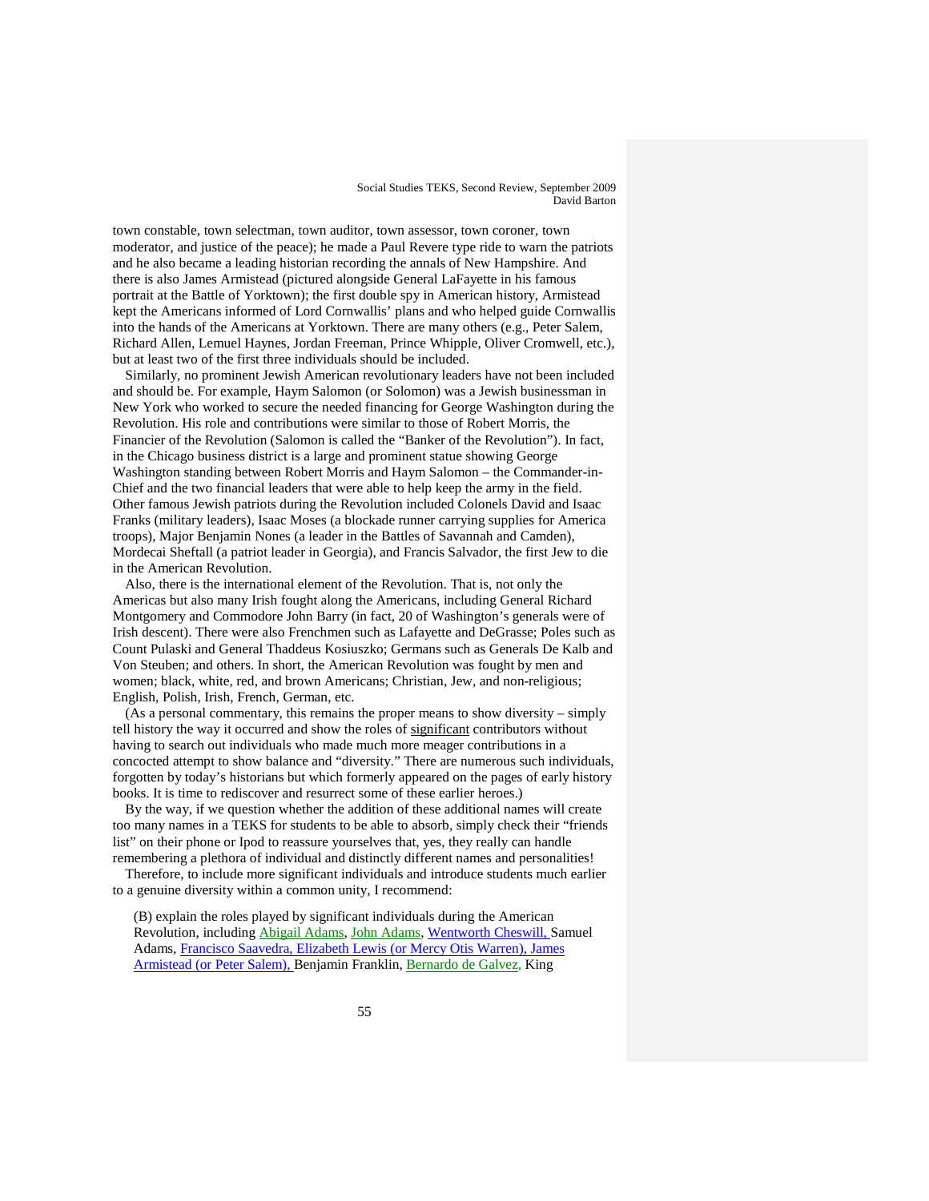town constable, town selectman, town auditor, town assessor, town coroner, town moderator, and justice of the peace); he made a Paul Revere type ride to warn the patriots and he also became a leading historian recording the annals of New Hampshire. And there is also James Armistead (pictured alongside General LaFayette in his famous portrait at the Battle of Yorktown); the first double spy in American history, Armistead kept the Americans informed of Lord Cornwallis' plans and who helped guide Cornwallis into the hands of the Americans at Yorktown. There are many others (e.g., Peter Salem, Richard Allen, Lemuel Haynes, Jordan Freeman, Prince Whipple, Oliver Cromwell, etc.), but at least two of the first three individuals should be included.

Similarly, no prominent Jewish American revolutionary leaders have not been included and should be. For example, Haym Salomon (or Solomon) was a Jewish businessman in New York who worked to secure the needed financing for George Washington during the Revolution. His role and contributions were similar to those of Robert Morris, the Financier of the Revolution (Salomon is called the "Banker of the Revolution"). In fact, in the Chicago business district is a large and prominent statue showing George Washington standing between Robert Morris and Haym Salomon – the Commander-in-Chief and the two financial leaders that were able to help keep the army in the field. Other famous Jewish patriots during the Revolution included Colonels David and Isaac Franks (military leaders), Isaac Moses (a blockade runner carrying supplies for America troops), Major Benjamin Nones (a leader in the Battles of Savannah and Camden), Mordecai Sheftall (a patriot leader in Georgia), and Francis Salvador, the first Jew to die in the American Revolution.

Also, there is the international element of the Revolution. That is, not only the Americas but also many Irish fought along the Americans, including General Richard Montgomery and Commodore John Barry (in fact, 20 of Washington's generals were of Irish descent). There were also Frenchmen such as Lafayette and DeGrasse; Poles such as Count Pulaski and General Thaddeus Kosiuszko; Germans such as Generals De Kalb and Von Steuben; and others. In short, the American Revolution was fought by men and women; black, white, red, and brown Americans; Christian, Jew, and non-religious; English, Polish, Irish, French, German, etc.

(As a personal commentary, this remains the proper means to show diversity – simply tell history the way it occurred and show the roles of significant contributors without having to search out individuals who made much more meager contributions in a concocted attempt to show balance and "diversity." There are numerous such individuals, forgotten by today's historians but which formerly appeared on the pages of early history books. It is time to rediscover and resurrect some of these earlier heroes.)

By the way, if we question whether the addition of these additional names will create too many names in a TEKS for students to be able to absorb, simply check their "friends list" on their phone or Ipod to reassure yourselves that, yes, they really can handle remembering a plethora of individual and distinctly different names and personalities!

Therefore, to include more significant individuals and introduce students much earlier to a genuine diversity within a common unity, I recommend:

(B) explain the roles played by significant individuals during the American Revolution, including Abigail Adams, John Adams, Wentworth Cheswill, Samuel Adams, Francisco Saavedra, Elizabeth Lewis (or Mercy Otis Warren), James Armistead (or Peter Salem), Benjamin Franklin, Bernardo de Galvez, King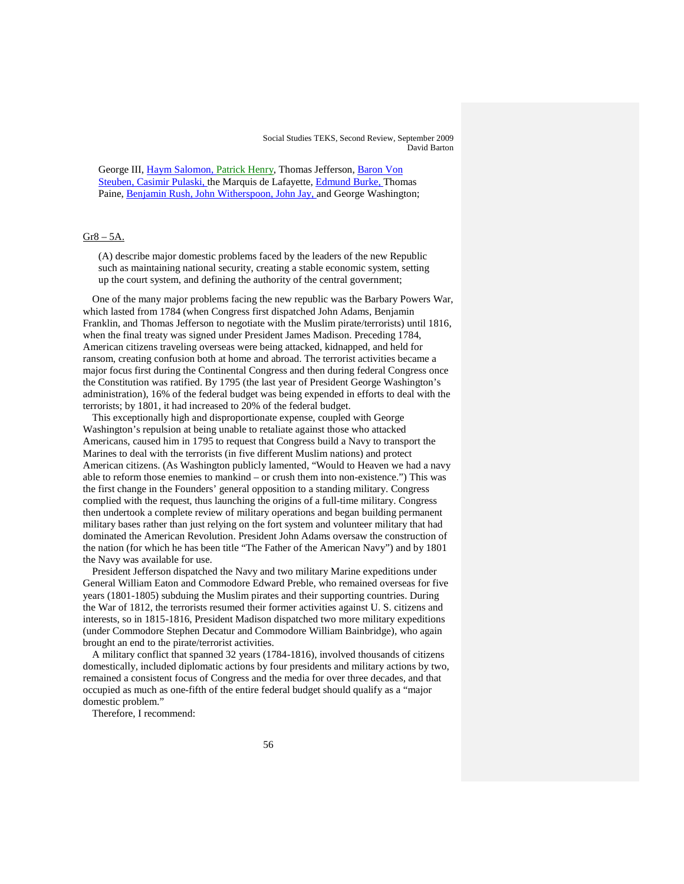George III, Haym Salomon, Patrick Henry, Thomas Jefferson, Baron Von Steuben, Casimir Pulaski, the Marquis de Lafayette, Edmund Burke, Thomas Paine, Benjamin Rush, John Witherspoon, John Jay, and George Washington;

Gr8 – 5A.

(A) describe major domestic problems faced by the leaders of the new Republic such as maintaining national security, creating a stable economic system, setting up the court system, and defining the authority of the central government;

One of the many major problems facing the new republic was the Barbary Powers War, which lasted from 1784 (when Congress first dispatched John Adams, Benjamin Franklin, and Thomas Jefferson to negotiate with the Muslim pirate/terrorists) until 1816, when the final treaty was signed under President James Madison. Preceding 1784, American citizens traveling overseas were being attacked, kidnapped, and held for ransom, creating confusion both at home and abroad. The terrorist activities became a major focus first during the Continental Congress and then during federal Congress once the Constitution was ratified. By 1795 (the last year of President George Washington's administration), 16% of the federal budget was being expended in efforts to deal with the terrorists; by 1801, it had increased to 20% of the federal budget.

This exceptionally high and disproportionate expense, coupled with George Washington's repulsion at being unable to retaliate against those who attacked Americans, caused him in 1795 to request that Congress build a Navy to transport the Marines to deal with the terrorists (in five different Muslim nations) and protect American citizens. (As Washington publicly lamented, "Would to Heaven we had a navy able to reform those enemies to mankind – or crush them into non-existence.") This was the first change in the Founders' general opposition to a standing military. Congress complied with the request, thus launching the origins of a full-time military. Congress then undertook a complete review of military operations and began building permanent military bases rather than just relying on the fort system and volunteer military that had dominated the American Revolution. President John Adams oversaw the construction of the nation (for which he has been title "The Father of the American Navy") and by 1801 the Navy was available for use.

President Jefferson dispatched the Navy and two military Marine expeditions under General William Eaton and Commodore Edward Preble, who remained overseas for five years (1801-1805) subduing the Muslim pirates and their supporting countries. During the War of 1812, the terrorists resumed their former activities against U. S. citizens and interests, so in 1815-1816, President Madison dispatched two more military expeditions (under Commodore Stephen Decatur and Commodore William Bainbridge), who again brought an end to the pirate/terrorist activities.

A military conflict that spanned 32 years (1784-1816), involved thousands of citizens domestically, included diplomatic actions by four presidents and military actions by two, remained a consistent focus of Congress and the media for over three decades, and that occupied as much as one-fifth of the entire federal budget should qualify as a "major domestic problem."

Therefore, I recommend: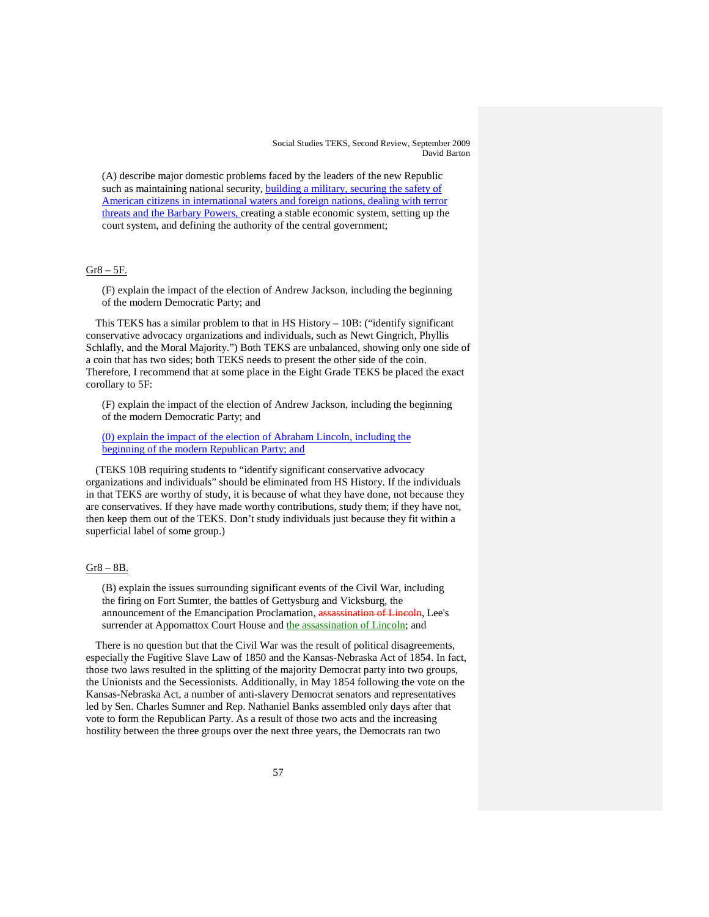(A) describe major domestic problems faced by the leaders of the new Republic such as maintaining national security, building a military, securing the safety of American citizens in international waters and foreign nations, dealing with terror threats and the Barbary Powers, creating a stable economic system, setting up the court system, and defining the authority of the central government;

Gr8 – 5F.

(F) explain the impact of the election of Andrew Jackson, including the beginning of the modern Democratic Party; and

This TEKS has a similar problem to that in HS History – 10B: ("identify significant conservative advocacy organizations and individuals, such as Newt Gingrich, Phyllis Schlafly, and the Moral Majority.") Both TEKS are unbalanced, showing only one side of a coin that has two sides; both TEKS needs to present the other side of the coin. Therefore, I recommend that at some place in the Eight Grade TEKS be placed the exact corollary to 5F:

(F) explain the impact of the election of Andrew Jackson, including the beginning of the modern Democratic Party; and

(0) explain the impact of the election of Abraham Lincoln, including the beginning of the modern Republican Party; and

(TEKS 10B requiring students to "identify significant conservative advocacy organizations and individuals" should be eliminated from HS History. If the individuals in that TEKS are worthy of study, it is because of what they have done, not because they are conservatives. If they have made worthy contributions, study them; if they have not, then keep them out of the TEKS. Don't study individuals just because they fit within a superficial label of some group.)

Gr8 – 8B.

(B) explain the issues surrounding significant events of the Civil War, including the firing on Fort Sumter, the battles of Gettysburg and Vicksburg, the announcement of the Emancipation Proclamation, ~~assassination of Lincoln~~, Lee's surrender at Appomattox Court House and the assassination of Lincoln; and

There is no question but that the Civil War was the result of political disagreements, especially the Fugitive Slave Law of 1850 and the Kansas-Nebraska Act of 1854. In fact, those two laws resulted in the splitting of the majority Democrat party into two groups, the Unionists and the Secessionists. Additionally, in May 1854 following the vote on the Kansas-Nebraska Act, a number of anti-slavery Democrat senators and representatives led by Sen. Charles Sumner and Rep. Nathaniel Banks assembled only days after that vote to form the Republican Party. As a result of those two acts and the increasing hostility between the three groups over the next three years, the Democrats ran two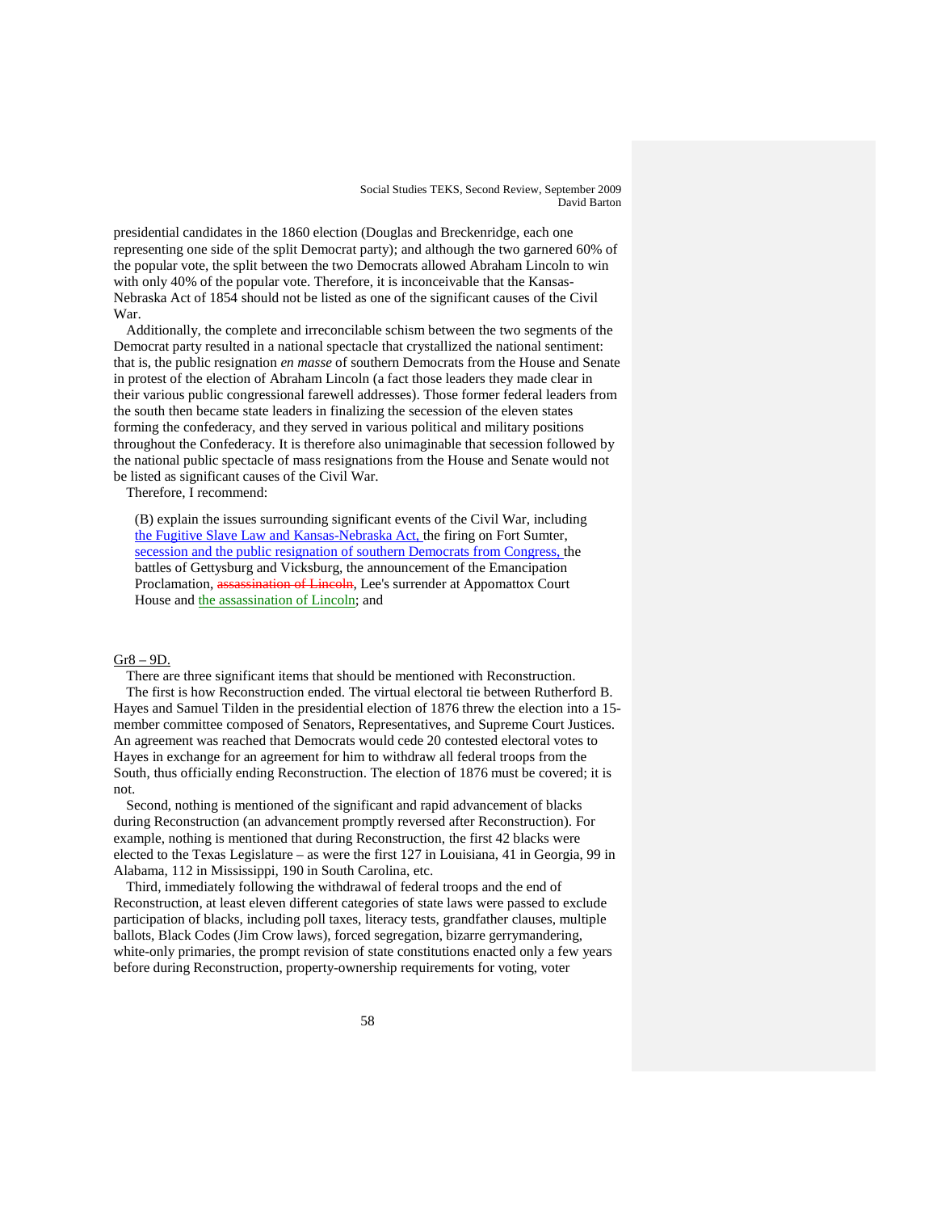presidential candidates in the 1860 election (Douglas and Breckenridge, each one representing one side of the split Democrat party); and although the two garnered 60% of the popular vote, the split between the two Democrats allowed Abraham Lincoln to win with only 40% of the popular vote. Therefore, it is inconceivable that the Kansas-Nebraska Act of 1854 should not be listed as one of the significant causes of the Civil War.

Additionally, the complete and irreconcilable schism between the two segments of the Democrat party resulted in a national spectacle that crystallized the national sentiment: that is, the public resignation *en masse* of southern Democrats from the House and Senate in protest of the election of Abraham Lincoln (a fact those leaders they made clear in their various public congressional farewell addresses). Those former federal leaders from the south then became state leaders in finalizing the secession of the eleven states forming the confederacy, and they served in various political and military positions throughout the Confederacy. It is therefore also unimaginable that secession followed by the national public spectacle of mass resignations from the House and Senate would not be listed as significant causes of the Civil War.

Therefore, I recommend:

> (B) explain the issues surrounding significant events of the Civil War, including the Fugitive Slave Law and Kansas-Nebraska Act, the firing on Fort Sumter, secession and the public resignation of southern Democrats from Congress, the battles of Gettysburg and Vicksburg, the announcement of the Emancipation Proclamation, ~~assassination of Lincoln~~, Lee's surrender at Appomattox Court House and the assassination of Lincoln; and

Gr8 – 9D.

There are three significant items that should be mentioned with Reconstruction.

The first is how Reconstruction ended. The virtual electoral tie between Rutherford B. Hayes and Samuel Tilden in the presidential election of 1876 threw the election into a 15-member committee composed of Senators, Representatives, and Supreme Court Justices. An agreement was reached that Democrats would cede 20 contested electoral votes to Hayes in exchange for an agreement for him to withdraw all federal troops from the South, thus officially ending Reconstruction. The election of 1876 must be covered; it is not.

Second, nothing is mentioned of the significant and rapid advancement of blacks during Reconstruction (an advancement promptly reversed after Reconstruction). For example, nothing is mentioned that during Reconstruction, the first 42 blacks were elected to the Texas Legislature – as were the first 127 in Louisiana, 41 in Georgia, 99 in Alabama, 112 in Mississippi, 190 in South Carolina, etc.

Third, immediately following the withdrawal of federal troops and the end of Reconstruction, at least eleven different categories of state laws were passed to exclude participation of blacks, including poll taxes, literacy tests, grandfather clauses, multiple ballots, Black Codes (Jim Crow laws), forced segregation, bizarre gerrymandering, white-only primaries, the prompt revision of state constitutions enacted only a few years before during Reconstruction, property-ownership requirements for voting, voter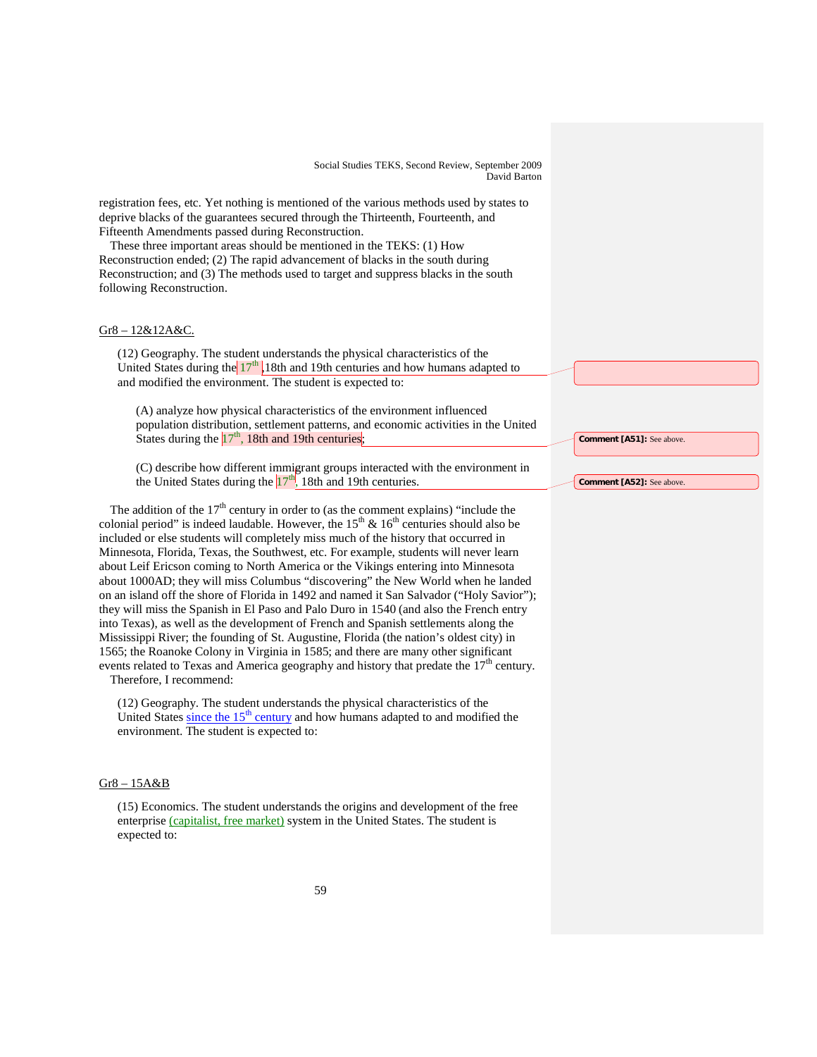registration fees, etc. Yet nothing is mentioned of the various methods used by states to deprive blacks of the guarantees secured through the Thirteenth, Fourteenth, and Fifteenth Amendments passed during Reconstruction.

These three important areas should be mentioned in the TEKS: (1) How Reconstruction ended; (2) The rapid advancement of blacks in the south during Reconstruction; and (3) The methods used to target and suppress blacks in the south following Reconstruction.

Gr8 – 12&12A&C.

> (12) Geography. The student understands the physical characteristics of the United States during the 17th, 18th and 19th centuries and how humans adapted to and modified the environment. The student is expected to:
>
> > (A) analyze how physical characteristics of the environment influenced population distribution, settlement patterns, and economic activities in the United States during the 17th, 18th and 19th centuries;
> >
> > (C) describe how different immigrant groups interacted with the environment in the United States during the 17th, 18th and 19th centuries.

**Comment [A51]:** See above.

**Comment [A52]:** See above.

The addition of the 17th century in order to (as the comment explains) "include the colonial period" is indeed laudable. However, the 15th & 16th centuries should also be included or else students will completely miss much of the history that occurred in Minnesota, Florida, Texas, the Southwest, etc. For example, students will never learn about Leif Ericson coming to North America or the Vikings entering into Minnesota about 1000AD; they will miss Columbus "discovering" the New World when he landed on an island off the shore of Florida in 1492 and named it San Salvador ("Holy Savior"); they will miss the Spanish in El Paso and Palo Duro in 1540 (and also the French entry into Texas), as well as the development of French and Spanish settlements along the Mississippi River; the founding of St. Augustine, Florida (the nation's oldest city) in 1565; the Roanoke Colony in Virginia in 1585; and there are many other significant events related to Texas and America geography and history that predate the 17th century.

Therefore, I recommend:

> (12) Geography. The student understands the physical characteristics of the United States since the 15th century and how humans adapted to and modified the environment. The student is expected to:

Gr8 – 15A&B

> (15) Economics. The student understands the origins and development of the free enterprise (capitalist, free market) system in the United States. The student is expected to: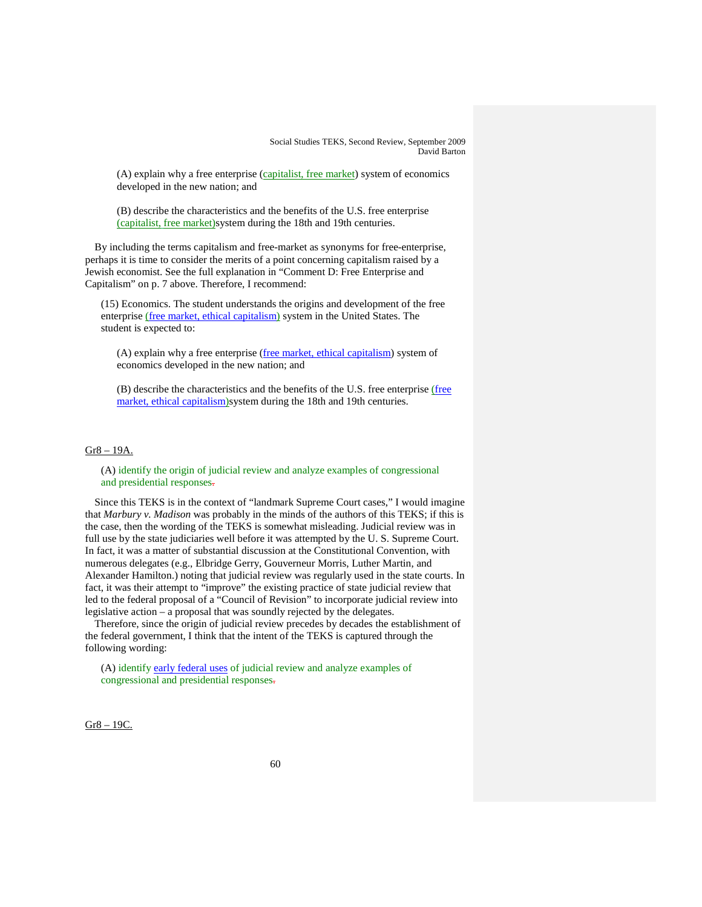(A) explain why a free enterprise (capitalist, free market) system of economics developed in the new nation; and

(B) describe the characteristics and the benefits of the U.S. free enterprise (capitalist, free market)system during the 18th and 19th centuries.

By including the terms capitalism and free-market as synonyms for free-enterprise, perhaps it is time to consider the merits of a point concerning capitalism raised by a Jewish economist. See the full explanation in "Comment D: Free Enterprise and Capitalism" on p. 7 above. Therefore, I recommend:

> (15) Economics. The student understands the origins and development of the free enterprise (free market, ethical capitalism) system in the United States. The student is expected to:
>
> (A) explain why a free enterprise (free market, ethical capitalism) system of economics developed in the new nation; and
>
> (B) describe the characteristics and the benefits of the U.S. free enterprise (free market, ethical capitalism)system during the 18th and 19th centuries.

Gr8 – 19A.

> (A) identify the origin of judicial review and analyze examples of congressional and presidential responses.

Since this TEKS is in the context of "landmark Supreme Court cases," I would imagine that *Marbury v. Madison* was probably in the minds of the authors of this TEKS; if this is the case, then the wording of the TEKS is somewhat misleading. Judicial review was in full use by the state judiciaries well before it was attempted by the U. S. Supreme Court. In fact, it was a matter of substantial discussion at the Constitutional Convention, with numerous delegates (e.g., Elbridge Gerry, Gouverneur Morris, Luther Martin, and Alexander Hamilton.) noting that judicial review was regularly used in the state courts. In fact, it was their attempt to "improve" the existing practice of state judicial review that led to the federal proposal of a "Council of Revision" to incorporate judicial review into legislative action – a proposal that was soundly rejected by the delegates.

Therefore, since the origin of judicial review precedes by decades the establishment of the federal government, I think that the intent of the TEKS is captured through the following wording:

> (A) identify early federal uses of judicial review and analyze examples of congressional and presidential responses.

Gr8 – 19C.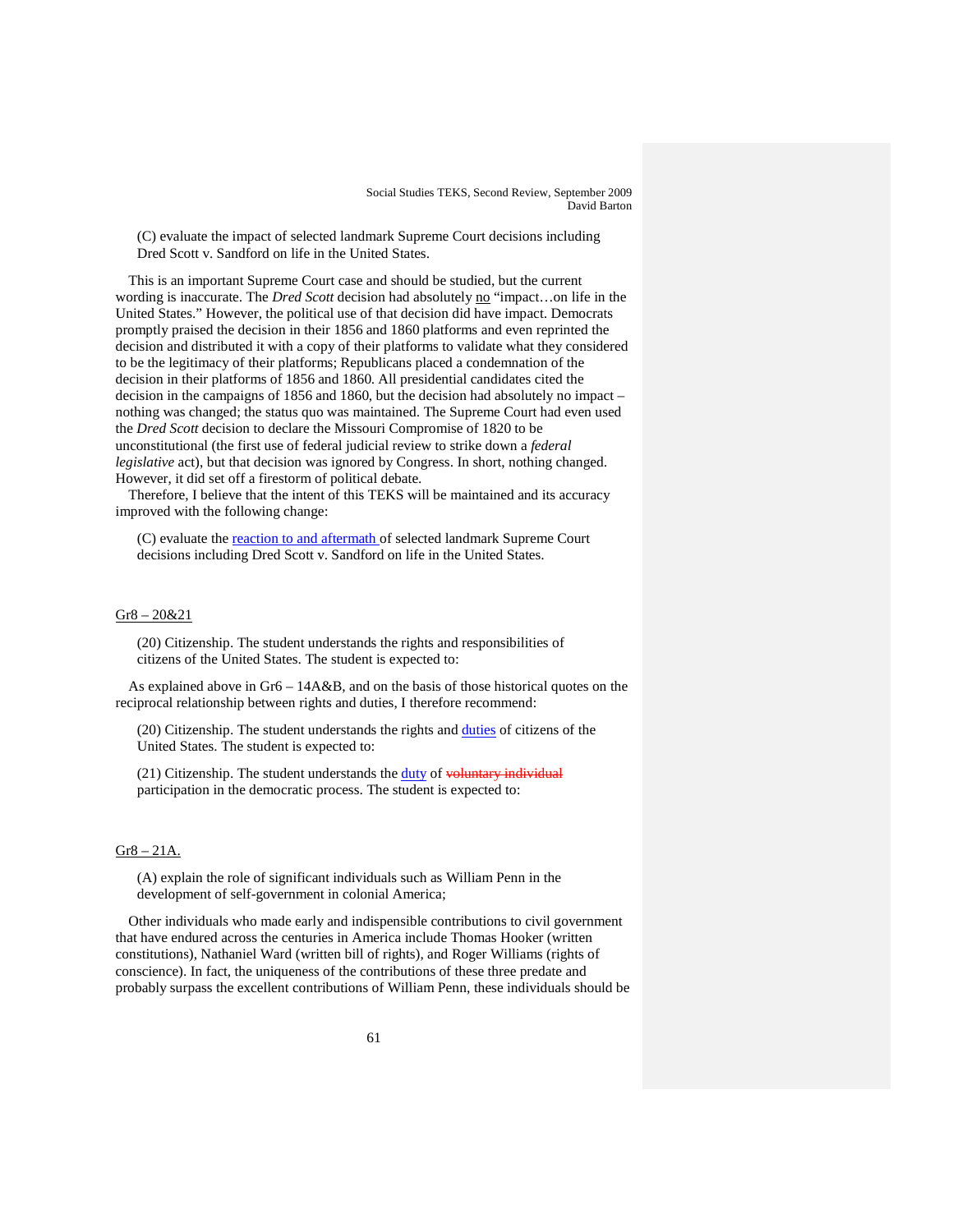(C) evaluate the impact of selected landmark Supreme Court decisions including Dred Scott v. Sandford on life in the United States.

This is an important Supreme Court case and should be studied, but the current wording is inaccurate. The *Dred Scott* decision had absolutely <u>no</u> "impact…on life in the United States." However, the political use of that decision did have impact. Democrats promptly praised the decision in their 1856 and 1860 platforms and even reprinted the decision and distributed it with a copy of their platforms to validate what they considered to be the legitimacy of their platforms; Republicans placed a condemnation of the decision in their platforms of 1856 and 1860. All presidential candidates cited the decision in the campaigns of 1856 and 1860, but the decision had absolutely no impact – nothing was changed; the status quo was maintained. The Supreme Court had even used the *Dred Scott* decision to declare the Missouri Compromise of 1820 to be unconstitutional (the first use of federal judicial review to strike down a *federal legislative* act), but that decision was ignored by Congress. In short, nothing changed. However, it did set off a firestorm of political debate.

Therefore, I believe that the intent of this TEKS will be maintained and its accuracy improved with the following change:

(C) evaluate the <u>reaction to and aftermath</u> of selected landmark Supreme Court decisions including Dred Scott v. Sandford on life in the United States.

<u>Gr8 – 20&21</u>

(20) Citizenship. The student understands the rights and responsibilities of citizens of the United States. The student is expected to:

As explained above in Gr6 – 14A&B, and on the basis of those historical quotes on the reciprocal relationship between rights and duties, I therefore recommend:

(20) Citizenship. The student understands the rights and <u>duties</u> of citizens of the United States. The student is expected to:

(21) Citizenship. The student understands the <u>duty</u> of ~~voluntary individual~~ participation in the democratic process. The student is expected to:

<u>Gr8 – 21A.</u>

(A) explain the role of significant individuals such as William Penn in the development of self-government in colonial America;

Other individuals who made early and indispensible contributions to civil government that have endured across the centuries in America include Thomas Hooker (written constitutions), Nathaniel Ward (written bill of rights), and Roger Williams (rights of conscience). In fact, the uniqueness of the contributions of these three predate and probably surpass the excellent contributions of William Penn, these individuals should be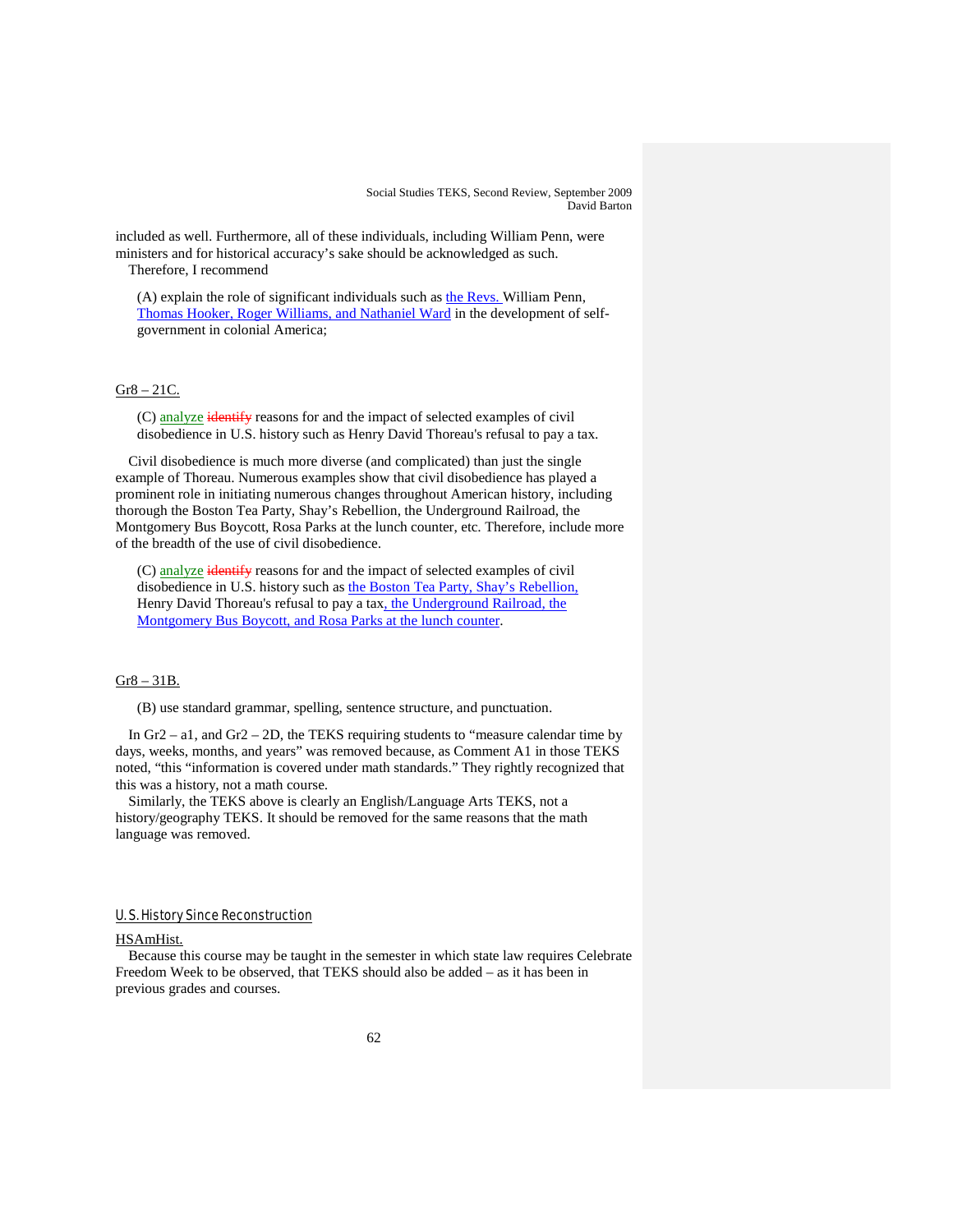included as well. Furthermore, all of these individuals, including William Penn, were ministers and for historical accuracy's sake should be acknowledged as such.

Therefore, I recommend

> (A) explain the role of significant individuals such as the Revs. William Penn, Thomas Hooker, Roger Williams, and Nathaniel Ward in the development of self-government in colonial America;

Gr8 – 21C.

> (C) analyze ~~identify~~ reasons for and the impact of selected examples of civil disobedience in U.S. history such as Henry David Thoreau's refusal to pay a tax.

Civil disobedience is much more diverse (and complicated) than just the single example of Thoreau. Numerous examples show that civil disobedience has played a prominent role in initiating numerous changes throughout American history, including thorough the Boston Tea Party, Shay's Rebellion, the Underground Railroad, the Montgomery Bus Boycott, Rosa Parks at the lunch counter, etc. Therefore, include more of the breadth of the use of civil disobedience.

> (C) analyze ~~identify~~ reasons for and the impact of selected examples of civil disobedience in U.S. history such as the Boston Tea Party, Shay's Rebellion, Henry David Thoreau's refusal to pay a tax, the Underground Railroad, the Montgomery Bus Boycott, and Rosa Parks at the lunch counter.

Gr8 – 31B.

> (B) use standard grammar, spelling, sentence structure, and punctuation.

In Gr2 – a1, and Gr2 – 2D, the TEKS requiring students to "measure calendar time by days, weeks, months, and years" was removed because, as Comment A1 in those TEKS noted, "this "information is covered under math standards." They rightly recognized that this was a history, not a math course.

Similarly, the TEKS above is clearly an English/Language Arts TEKS, not a history/geography TEKS. It should be removed for the same reasons that the math language was removed.

## U.S. History Since Reconstruction

HSAmHist.

Because this course may be taught in the semester in which state law requires Celebrate Freedom Week to be observed, that TEKS should also be added – as it has been in previous grades and courses.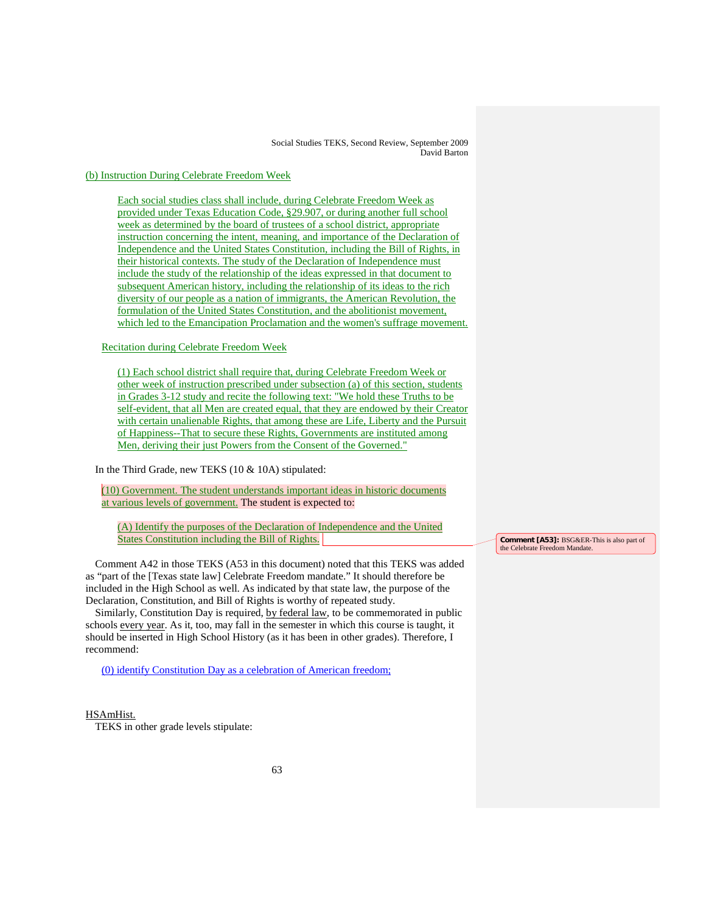(b) Instruction During Celebrate Freedom Week

> Each social studies class shall include, during Celebrate Freedom Week as provided under Texas Education Code, §29.907, or during another full school week as determined by the board of trustees of a school district, appropriate instruction concerning the intent, meaning, and importance of the Declaration of Independence and the United States Constitution, including the Bill of Rights, in their historical contexts. The study of the Declaration of Independence must include the study of the relationship of the ideas expressed in that document to subsequent American history, including the relationship of its ideas to the rich diversity of our people as a nation of immigrants, the American Revolution, the formulation of the United States Constitution, and the abolitionist movement, which led to the Emancipation Proclamation and the women's suffrage movement.

Recitation during Celebrate Freedom Week

> (1) Each school district shall require that, during Celebrate Freedom Week or other week of instruction prescribed under subsection (a) of this section, students in Grades 3-12 study and recite the following text: "We hold these Truths to be self-evident, that all Men are created equal, that they are endowed by their Creator with certain unalienable Rights, that among these are Life, Liberty and the Pursuit of Happiness--That to secure these Rights, Governments are instituted among Men, deriving their just Powers from the Consent of the Governed."

In the Third Grade, new TEKS (10 & 10A) stipulated:

(10) Government. The student understands important ideas in historic documents at various levels of government. The student is expected to:

> (A) Identify the purposes of the Declaration of Independence and the United States Constitution including the Bill of Rights.

**Comment [A53]:** BSG&ER-This is also part of the Celebrate Freedom Mandate.

Comment A42 in those TEKS (A53 in this document) noted that this TEKS was added as "part of the [Texas state law] Celebrate Freedom mandate." It should therefore be included in the High School as well. As indicated by that state law, the purpose of the Declaration, Constitution, and Bill of Rights is worthy of repeated study.

Similarly, Constitution Day is required, by federal law, to be commemorated in public schools every year. As it, too, may fall in the semester in which this course is taught, it should be inserted in High School History (as it has been in other grades). Therefore, I recommend:

(0) identify Constitution Day as a celebration of American freedom;

HSAmHist.

TEKS in other grade levels stipulate: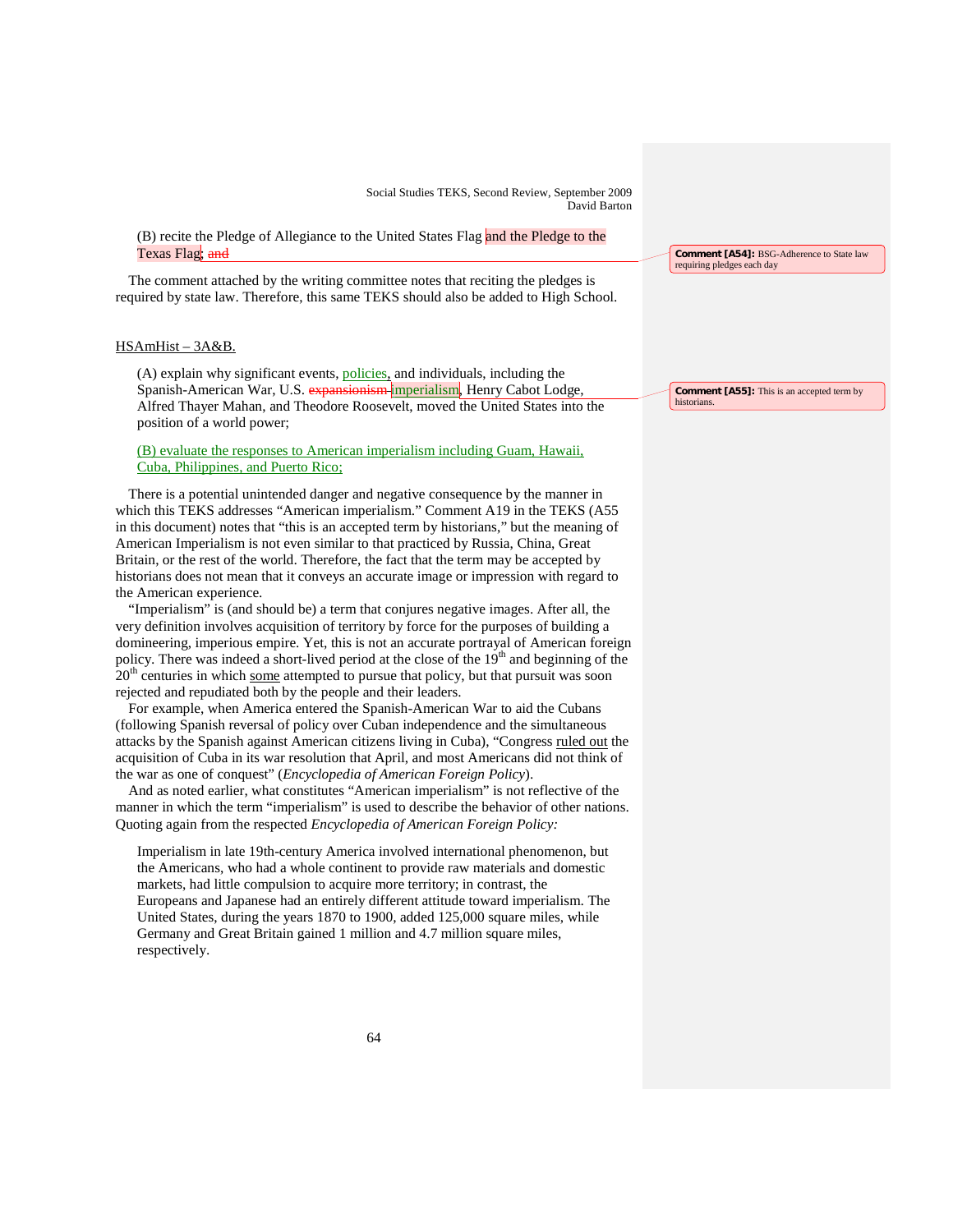(B) recite the Pledge of Allegiance to the United States Flag and the Pledge to the Texas Flag; ~~and~~

> **Comment [A54]:** BSG-Adherence to State law requiring pledges each day

The comment attached by the writing committee notes that reciting the pledges is required by state law. Therefore, this same TEKS should also be added to High School.

HSAmHist – 3A&B.

(A) explain why significant events, policies, and individuals, including the Spanish-American War, U.S. ~~expansionism~~ imperialism, Henry Cabot Lodge, Alfred Thayer Mahan, and Theodore Roosevelt, moved the United States into the position of a world power;

> **Comment [A55]:** This is an accepted term by historians.

(B) evaluate the responses to American imperialism including Guam, Hawaii, Cuba, Philippines, and Puerto Rico;

There is a potential unintended danger and negative consequence by the manner in which this TEKS addresses "American imperialism." Comment A19 in the TEKS (A55 in this document) notes that "this is an accepted term by historians," but the meaning of American Imperialism is not even similar to that practiced by Russia, China, Great Britain, or the rest of the world. Therefore, the fact that the term may be accepted by historians does not mean that it conveys an accurate image or impression with regard to the American experience.

"Imperialism" is (and should be) a term that conjures negative images. After all, the very definition involves acquisition of territory by force for the purposes of building a domineering, imperious empire. Yet, this is not an accurate portrayal of American foreign policy. There was indeed a short-lived period at the close of the 19th and beginning of the 20th centuries in which some attempted to pursue that policy, but that pursuit was soon rejected and repudiated both by the people and their leaders.

For example, when America entered the Spanish-American War to aid the Cubans (following Spanish reversal of policy over Cuban independence and the simultaneous attacks by the Spanish against American citizens living in Cuba), "Congress ruled out the acquisition of Cuba in its war resolution that April, and most Americans did not think of the war as one of conquest" (*Encyclopedia of American Foreign Policy*).

And as noted earlier, what constitutes "American imperialism" is not reflective of the manner in which the term "imperialism" is used to describe the behavior of other nations. Quoting again from the respected *Encyclopedia of American Foreign Policy:*

> Imperialism in late 19th-century America involved international phenomenon, but the Americans, who had a whole continent to provide raw materials and domestic markets, had little compulsion to acquire more territory; in contrast, the Europeans and Japanese had an entirely different attitude toward imperialism. The United States, during the years 1870 to 1900, added 125,000 square miles, while Germany and Great Britain gained 1 million and 4.7 million square miles, respectively.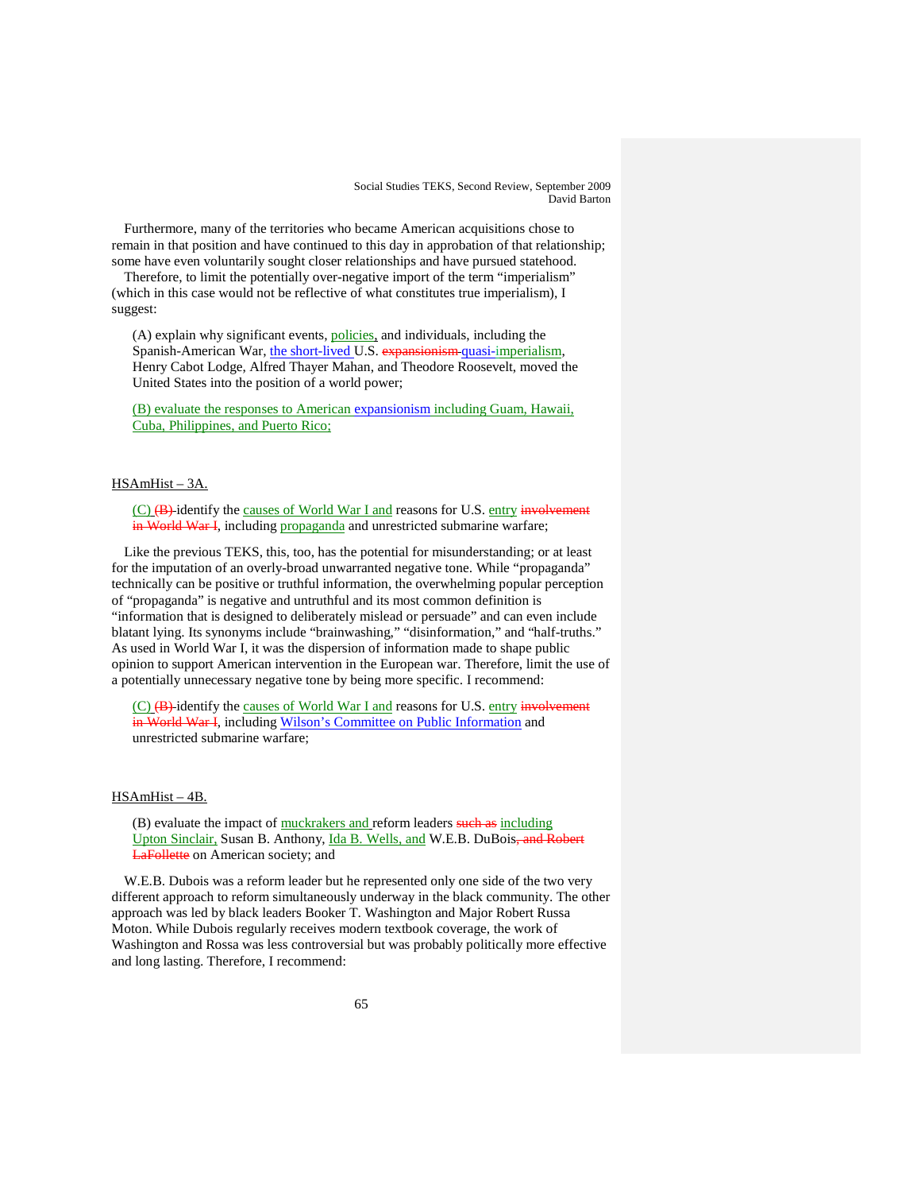Furthermore, many of the territories who became American acquisitions chose to remain in that position and have continued to this day in approbation of that relationship; some have even voluntarily sought closer relationships and have pursued statehood.

Therefore, to limit the potentially over-negative import of the term "imperialism" (which in this case would not be reflective of what constitutes true imperialism), I suggest:

> (A) explain why significant events, policies, and individuals, including the Spanish-American War, the short-lived U.S. ~~expansionism~~ quasi-imperialism, Henry Cabot Lodge, Alfred Thayer Mahan, and Theodore Roosevelt, moved the United States into the position of a world power;
>
> (B) evaluate the responses to American expansionism including Guam, Hawaii, Cuba, Philippines, and Puerto Rico;

HSAmHist – 3A.

> (C) ~~(B)~~ identify the causes of World War I and reasons for U.S. entry ~~involvement in World War I~~, including propaganda and unrestricted submarine warfare;

Like the previous TEKS, this, too, has the potential for misunderstanding; or at least for the imputation of an overly-broad unwarranted negative tone. While "propaganda" technically can be positive or truthful information, the overwhelming popular perception of "propaganda" is negative and untruthful and its most common definition is "information that is designed to deliberately mislead or persuade" and can even include blatant lying. Its synonyms include "brainwashing," "disinformation," and "half-truths." As used in World War I, it was the dispersion of information made to shape public opinion to support American intervention in the European war. Therefore, limit the use of a potentially unnecessary negative tone by being more specific. I recommend:

> (C) ~~(B)~~ identify the causes of World War I and reasons for U.S. entry ~~involvement in World War I~~, including Wilson's Committee on Public Information and unrestricted submarine warfare;

HSAmHist – 4B.

> (B) evaluate the impact of muckrakers and reform leaders ~~such as~~ including Upton Sinclair, Susan B. Anthony, Ida B. Wells, and W.E.B. DuBois~~, and Robert LaFollette~~ on American society; and

W.E.B. Dubois was a reform leader but he represented only one side of the two very different approach to reform simultaneously underway in the black community. The other approach was led by black leaders Booker T. Washington and Major Robert Russa Moton. While Dubois regularly receives modern textbook coverage, the work of Washington and Rossa was less controversial but was probably politically more effective and long lasting. Therefore, I recommend: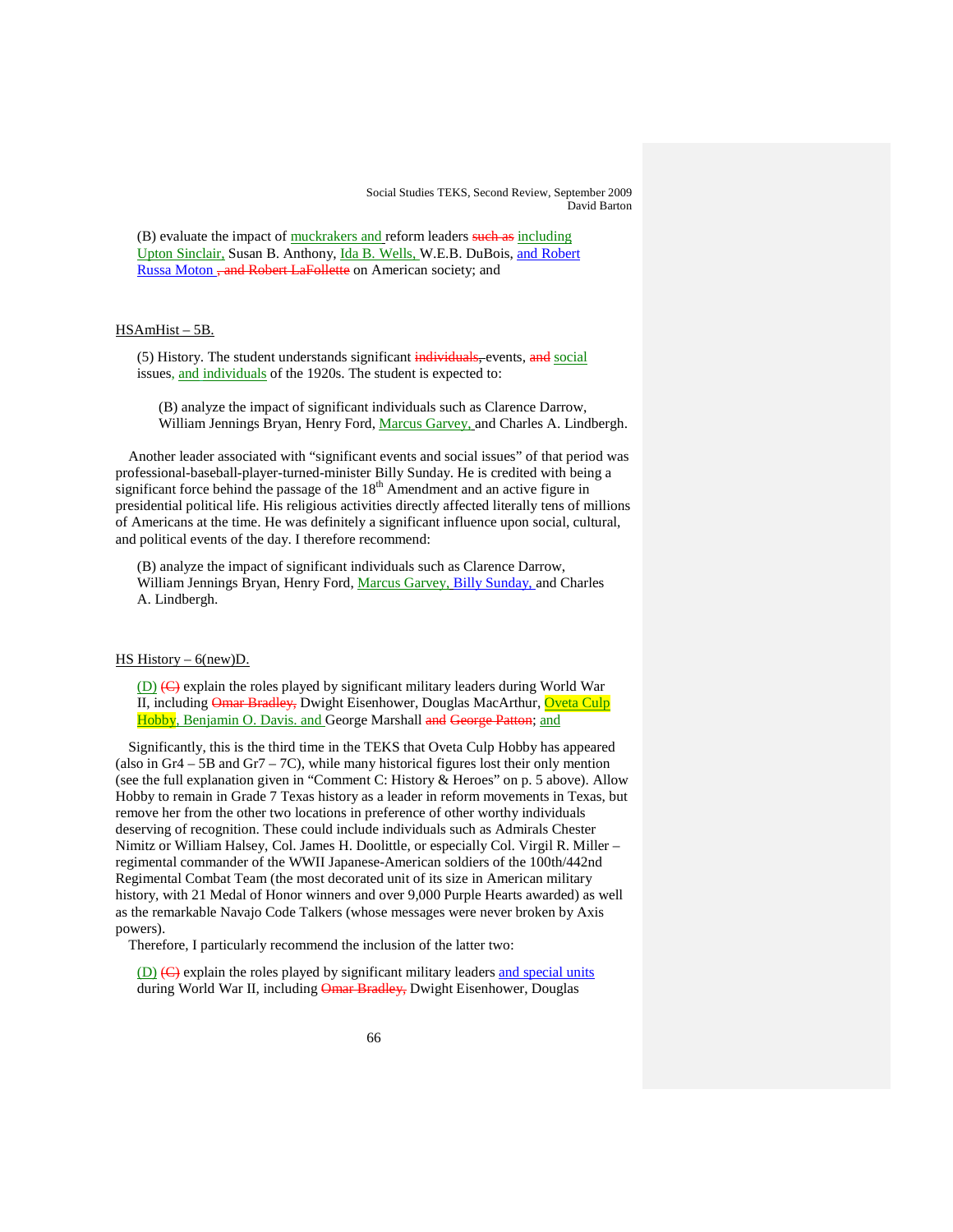(B) evaluate the impact of muckrakers and reform leaders ~~such as~~ including Upton Sinclair, Susan B. Anthony, Ida B. Wells, W.E.B. DuBois, and Robert Russa Moton ~~, and Robert LaFollette~~ on American society; and

HSAmHist – 5B.

(5) History. The student understands significant ~~individuals,~~ events, ~~and~~ social issues, and individuals of the 1920s. The student is expected to:

(B) analyze the impact of significant individuals such as Clarence Darrow, William Jennings Bryan, Henry Ford, Marcus Garvey, and Charles A. Lindbergh.

Another leader associated with "significant events and social issues" of that period was professional-baseball-player-turned-minister Billy Sunday. He is credited with being a significant force behind the passage of the 18th Amendment and an active figure in presidential political life. His religious activities directly affected literally tens of millions of Americans at the time. He was definitely a significant influence upon social, cultural, and political events of the day. I therefore recommend:

(B) analyze the impact of significant individuals such as Clarence Darrow, William Jennings Bryan, Henry Ford, Marcus Garvey, Billy Sunday, and Charles A. Lindbergh.

HS History – 6(new)D.

(D) ~~(C)~~ explain the roles played by significant military leaders during World War II, including ~~Omar Bradley,~~ Dwight Eisenhower, Douglas MacArthur, Oveta Culp Hobby, Benjamin O. Davis. and George Marshall ~~and George Patton~~; and

Significantly, this is the third time in the TEKS that Oveta Culp Hobby has appeared (also in Gr4 – 5B and Gr7 – 7C), while many historical figures lost their only mention (see the full explanation given in "Comment C: History & Heroes" on p. 5 above). Allow Hobby to remain in Grade 7 Texas history as a leader in reform movements in Texas, but remove her from the other two locations in preference of other worthy individuals deserving of recognition. These could include individuals such as Admirals Chester Nimitz or William Halsey, Col. James H. Doolittle, or especially Col. Virgil R. Miller – regimental commander of the WWII Japanese-American soldiers of the 100th/442nd Regimental Combat Team (the most decorated unit of its size in American military history, with 21 Medal of Honor winners and over 9,000 Purple Hearts awarded) as well as the remarkable Navajo Code Talkers (whose messages were never broken by Axis powers).

Therefore, I particularly recommend the inclusion of the latter two:

(D) ~~(C)~~ explain the roles played by significant military leaders and special units during World War II, including ~~Omar Bradley,~~ Dwight Eisenhower, Douglas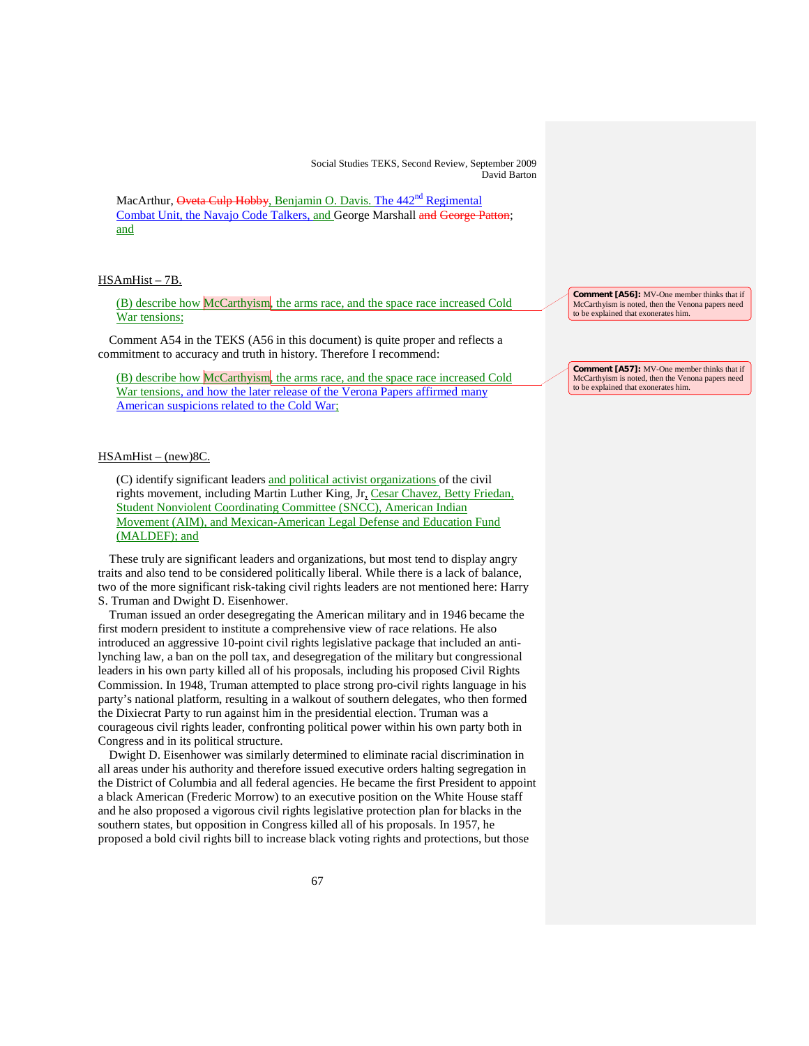MacArthur, ~~Oveta Culp Hobby~~, Benjamin O. Davis. The 442nd Regimental Combat Unit, the Navajo Code Talkers, and George Marshall ~~and George Patton~~; and

HSAmHist – 7B.

(B) describe how McCarthyism, the arms race, and the space race increased Cold War tensions;

> **Comment [A56]:** MV-One member thinks that if McCarthyism is noted, then the Venona papers need to be explained that exonerates him.

Comment A54 in the TEKS (A56 in this document) is quite proper and reflects a commitment to accuracy and truth in history. Therefore I recommend:

(B) describe how McCarthyism, the arms race, and the space race increased Cold War tensions, and how the later release of the Verona Papers affirmed many American suspicions related to the Cold War;

> **Comment [A57]:** MV-One member thinks that if McCarthyism is noted, then the Venona papers need to be explained that exonerates him.

HSAmHist – (new)8C.

(C) identify significant leaders and political activist organizations of the civil rights movement, including Martin Luther King, Jr, Cesar Chavez, Betty Friedan, Student Nonviolent Coordinating Committee (SNCC), American Indian Movement (AIM), and Mexican-American Legal Defense and Education Fund (MALDEF); and

These truly are significant leaders and organizations, but most tend to display angry traits and also tend to be considered politically liberal. While there is a lack of balance, two of the more significant risk-taking civil rights leaders are not mentioned here: Harry S. Truman and Dwight D. Eisenhower.

Truman issued an order desegregating the American military and in 1946 became the first modern president to institute a comprehensive view of race relations. He also introduced an aggressive 10-point civil rights legislative package that included an anti-lynching law, a ban on the poll tax, and desegregation of the military but congressional leaders in his own party killed all of his proposals, including his proposed Civil Rights Commission. In 1948, Truman attempted to place strong pro-civil rights language in his party's national platform, resulting in a walkout of southern delegates, who then formed the Dixiecrat Party to run against him in the presidential election. Truman was a courageous civil rights leader, confronting political power within his own party both in Congress and in its political structure.

Dwight D. Eisenhower was similarly determined to eliminate racial discrimination in all areas under his authority and therefore issued executive orders halting segregation in the District of Columbia and all federal agencies. He became the first President to appoint a black American (Frederic Morrow) to an executive position on the White House staff and he also proposed a vigorous civil rights legislative protection plan for blacks in the southern states, but opposition in Congress killed all of his proposals. In 1957, he proposed a bold civil rights bill to increase black voting rights and protections, but those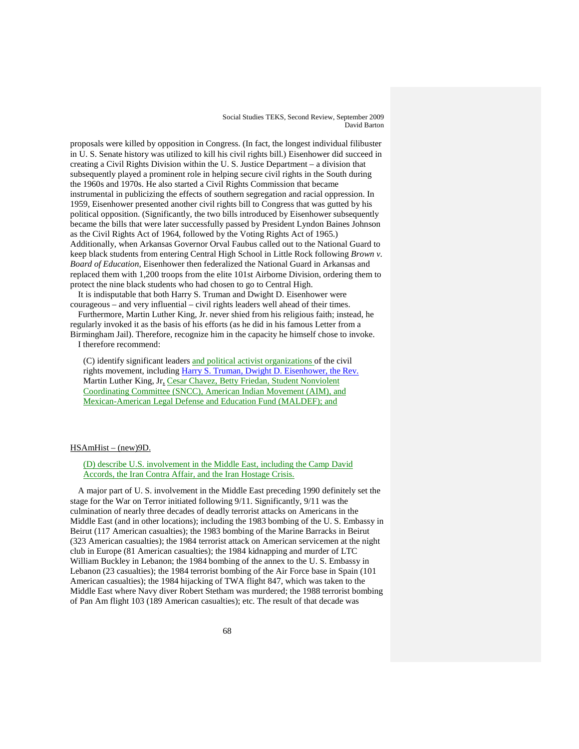proposals were killed by opposition in Congress. (In fact, the longest individual filibuster in U. S. Senate history was utilized to kill his civil rights bill.) Eisenhower did succeed in creating a Civil Rights Division within the U. S. Justice Department – a division that subsequently played a prominent role in helping secure civil rights in the South during the 1960s and 1970s. He also started a Civil Rights Commission that became instrumental in publicizing the effects of southern segregation and racial oppression. In 1959, Eisenhower presented another civil rights bill to Congress that was gutted by his political opposition. (Significantly, the two bills introduced by Eisenhower subsequently became the bills that were later successfully passed by President Lyndon Baines Johnson as the Civil Rights Act of 1964, followed by the Voting Rights Act of 1965.) Additionally, when Arkansas Governor Orval Faubus called out to the National Guard to keep black students from entering Central High School in Little Rock following *Brown v. Board of Education*, Eisenhower then federalized the National Guard in Arkansas and replaced them with 1,200 troops from the elite 101st Airborne Division, ordering them to protect the nine black students who had chosen to go to Central High.

It is indisputable that both Harry S. Truman and Dwight D. Eisenhower were courageous – and very influential – civil rights leaders well ahead of their times.

Furthermore, Martin Luther King, Jr. never shied from his religious faith; instead, he regularly invoked it as the basis of his efforts (as he did in his famous Letter from a Birmingham Jail). Therefore, recognize him in the capacity he himself chose to invoke.

I therefore recommend:

> (C) identify significant leaders and political activist organizations of the civil rights movement, including Harry S. Truman, Dwight D. Eisenhower, the Rev. Martin Luther King, Jr, Cesar Chavez, Betty Friedan, Student Nonviolent Coordinating Committee (SNCC), American Indian Movement (AIM), and Mexican-American Legal Defense and Education Fund (MALDEF); and

HSAmHist – (new)9D.

> (D) describe U.S. involvement in the Middle East, including the Camp David Accords, the Iran Contra Affair, and the Iran Hostage Crisis.

A major part of U. S. involvement in the Middle East preceding 1990 definitely set the stage for the War on Terror initiated following 9/11. Significantly, 9/11 was the culmination of nearly three decades of deadly terrorist attacks on Americans in the Middle East (and in other locations); including the 1983 bombing of the U. S. Embassy in Beirut (117 American casualties); the 1983 bombing of the Marine Barracks in Beirut (323 American casualties); the 1984 terrorist attack on American servicemen at the night club in Europe (81 American casualties); the 1984 kidnapping and murder of LTC William Buckley in Lebanon; the 1984 bombing of the annex to the U. S. Embassy in Lebanon (23 casualties); the 1984 terrorist bombing of the Air Force base in Spain (101 American casualties); the 1984 hijacking of TWA flight 847, which was taken to the Middle East where Navy diver Robert Stetham was murdered; the 1988 terrorist bombing of Pan Am flight 103 (189 American casualties); etc. The result of that decade was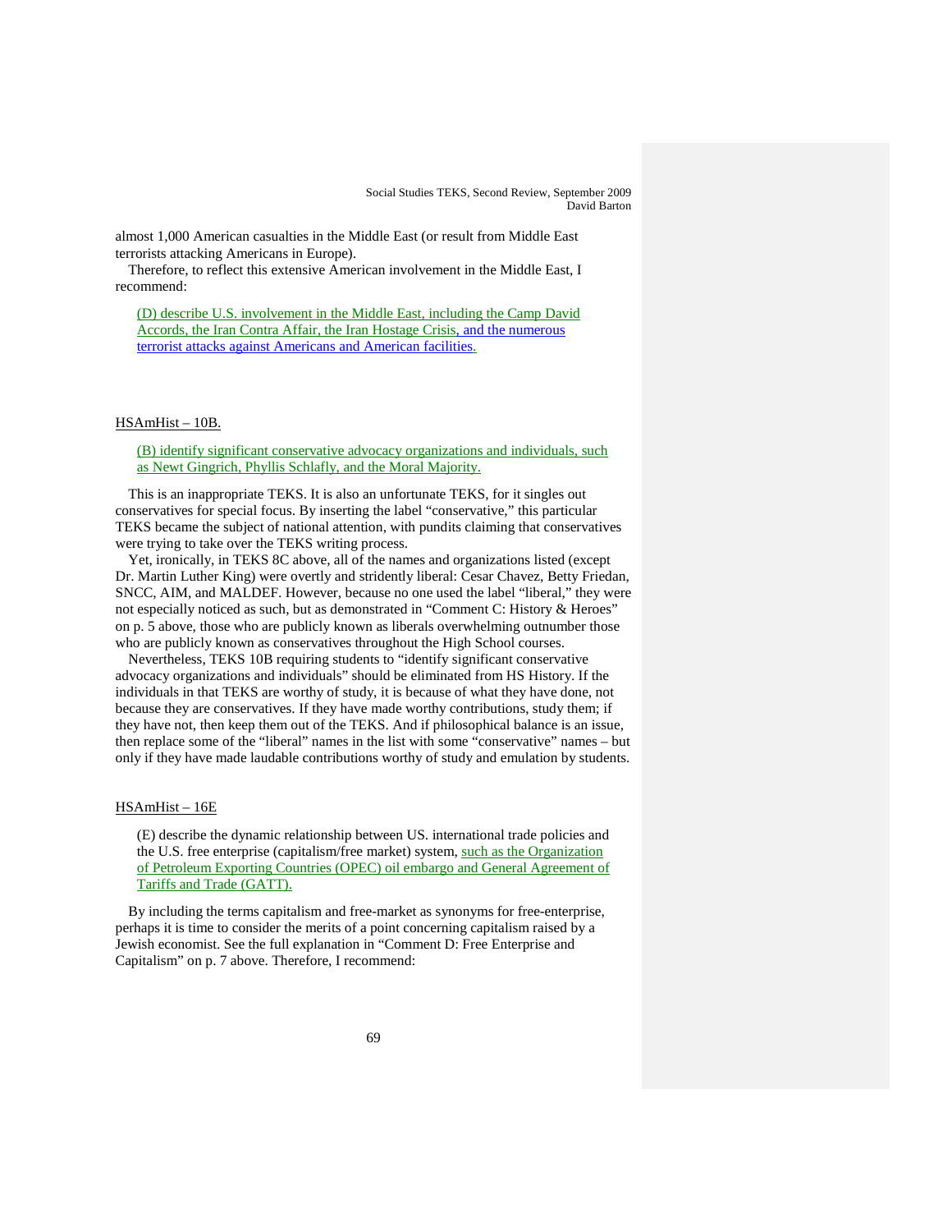almost 1,000 American casualties in the Middle East (or result from Middle East terrorists attacking Americans in Europe).

Therefore, to reflect this extensive American involvement in the Middle East, I recommend:

> (D) describe U.S. involvement in the Middle East, including the Camp David Accords, the Iran Contra Affair, the Iran Hostage Crisis, and the numerous terrorist attacks against Americans and American facilities.

HSAmHist – 10B.

> (B) identify significant conservative advocacy organizations and individuals, such as Newt Gingrich, Phyllis Schlafly, and the Moral Majority.

This is an inappropriate TEKS. It is also an unfortunate TEKS, for it singles out conservatives for special focus. By inserting the label "conservative," this particular TEKS became the subject of national attention, with pundits claiming that conservatives were trying to take over the TEKS writing process.

Yet, ironically, in TEKS 8C above, all of the names and organizations listed (except Dr. Martin Luther King) were overtly and stridently liberal: Cesar Chavez, Betty Friedan, SNCC, AIM, and MALDEF. However, because no one used the label "liberal," they were not especially noticed as such, but as demonstrated in "Comment C: History & Heroes" on p. 5 above, those who are publicly known as liberals overwhelming outnumber those who are publicly known as conservatives throughout the High School courses.

Nevertheless, TEKS 10B requiring students to "identify significant conservative advocacy organizations and individuals" should be eliminated from HS History. If the individuals in that TEKS are worthy of study, it is because of what they have done, not because they are conservatives. If they have made worthy contributions, study them; if they have not, then keep them out of the TEKS. And if philosophical balance is an issue, then replace some of the "liberal" names in the list with some "conservative" names – but only if they have made laudable contributions worthy of study and emulation by students.

HSAmHist – 16E

> (E) describe the dynamic relationship between US. international trade policies and the U.S. free enterprise (capitalism/free market) system, such as the Organization of Petroleum Exporting Countries (OPEC) oil embargo and General Agreement of Tariffs and Trade (GATT).

By including the terms capitalism and free-market as synonyms for free-enterprise, perhaps it is time to consider the merits of a point concerning capitalism raised by a Jewish economist. See the full explanation in "Comment D: Free Enterprise and Capitalism" on p. 7 above. Therefore, I recommend: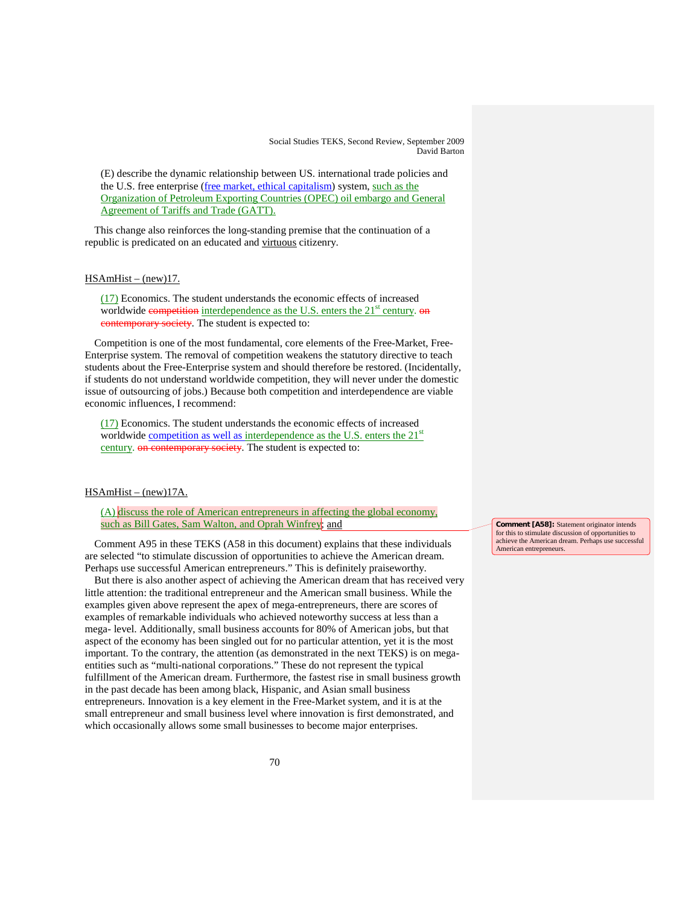(E) describe the dynamic relationship between US. international trade policies and the U.S. free enterprise (free market, ethical capitalism) system, such as the Organization of Petroleum Exporting Countries (OPEC) oil embargo and General Agreement of Tariffs and Trade (GATT).

This change also reinforces the long-standing premise that the continuation of a republic is predicated on an educated and virtuous citizenry.

HSAmHist – (new)17.

(17) Economics. The student understands the economic effects of increased worldwide ~~competition~~ interdependence as the U.S. enters the 21st century. ~~on contemporary society~~. The student is expected to:

Competition is one of the most fundamental, core elements of the Free-Market, Free-Enterprise system. The removal of competition weakens the statutory directive to teach students about the Free-Enterprise system and should therefore be restored. (Incidentally, if students do not understand worldwide competition, they will never under the domestic issue of outsourcing of jobs.) Because both competition and interdependence are viable economic influences, I recommend:

(17) Economics. The student understands the economic effects of increased worldwide competition as well as interdependence as the U.S. enters the 21st century. ~~on contemporary society~~. The student is expected to:

HSAmHist – (new)17A.

(A) discuss the role of American entrepreneurs in affecting the global economy, such as Bill Gates, Sam Walton, and Oprah Winfrey; and

**Comment [A58]:** Statement originator intends for this to stimulate discussion of opportunities to achieve the American dream. Perhaps use successful American entrepreneurs.

Comment A95 in these TEKS (A58 in this document) explains that these individuals are selected "to stimulate discussion of opportunities to achieve the American dream. Perhaps use successful American entrepreneurs." This is definitely praiseworthy.

But there is also another aspect of achieving the American dream that has received very little attention: the traditional entrepreneur and the American small business. While the examples given above represent the apex of mega-entrepreneurs, there are scores of examples of remarkable individuals who achieved noteworthy success at less than a mega- level. Additionally, small business accounts for 80% of American jobs, but that aspect of the economy has been singled out for no particular attention, yet it is the most important. To the contrary, the attention (as demonstrated in the next TEKS) is on mega-entities such as "multi-national corporations." These do not represent the typical fulfillment of the American dream. Furthermore, the fastest rise in small business growth in the past decade has been among black, Hispanic, and Asian small business entrepreneurs. Innovation is a key element in the Free-Market system, and it is at the small entrepreneur and small business level where innovation is first demonstrated, and which occasionally allows some small businesses to become major enterprises.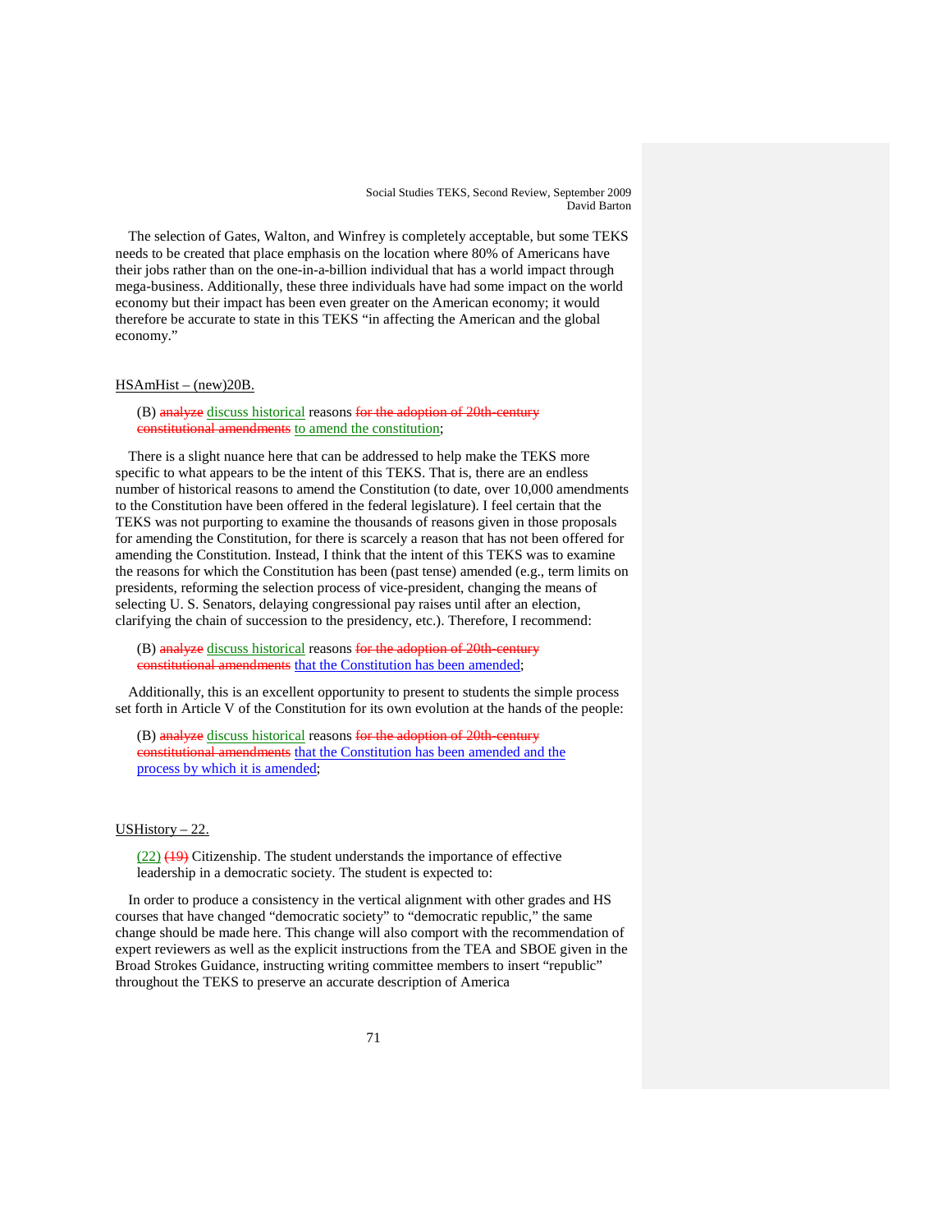The selection of Gates, Walton, and Winfrey is completely acceptable, but some TEKS needs to be created that place emphasis on the location where 80% of Americans have their jobs rather than on the one-in-a-billion individual that has a world impact through mega-business. Additionally, these three individuals have had some impact on the world economy but their impact has been even greater on the American economy; it would therefore be accurate to state in this TEKS "in affecting the American and the global economy."

HSAmHist – (new)20B.

> (B) ~~analyze~~ discuss historical reasons ~~for the adoption of 20th-century constitutional amendments~~ to amend the constitution;

There is a slight nuance here that can be addressed to help make the TEKS more specific to what appears to be the intent of this TEKS. That is, there are an endless number of historical reasons to amend the Constitution (to date, over 10,000 amendments to the Constitution have been offered in the federal legislature). I feel certain that the TEKS was not purporting to examine the thousands of reasons given in those proposals for amending the Constitution, for there is scarcely a reason that has not been offered for amending the Constitution. Instead, I think that the intent of this TEKS was to examine the reasons for which the Constitution has been (past tense) amended (e.g., term limits on presidents, reforming the selection process of vice-president, changing the means of selecting U. S. Senators, delaying congressional pay raises until after an election, clarifying the chain of succession to the presidency, etc.). Therefore, I recommend:

> (B) ~~analyze~~ discuss historical reasons ~~for the adoption of 20th-century constitutional amendments~~ that the Constitution has been amended;

Additionally, this is an excellent opportunity to present to students the simple process set forth in Article V of the Constitution for its own evolution at the hands of the people:

> (B) ~~analyze~~ discuss historical reasons ~~for the adoption of 20th-century constitutional amendments~~ that the Constitution has been amended and the process by which it is amended;

USHistory – 22.

> (22) ~~(19)~~ Citizenship. The student understands the importance of effective leadership in a democratic society. The student is expected to:

In order to produce a consistency in the vertical alignment with other grades and HS courses that have changed "democratic society" to "democratic republic," the same change should be made here. This change will also comport with the recommendation of expert reviewers as well as the explicit instructions from the TEA and SBOE given in the Broad Strokes Guidance, instructing writing committee members to insert "republic" throughout the TEKS to preserve an accurate description of America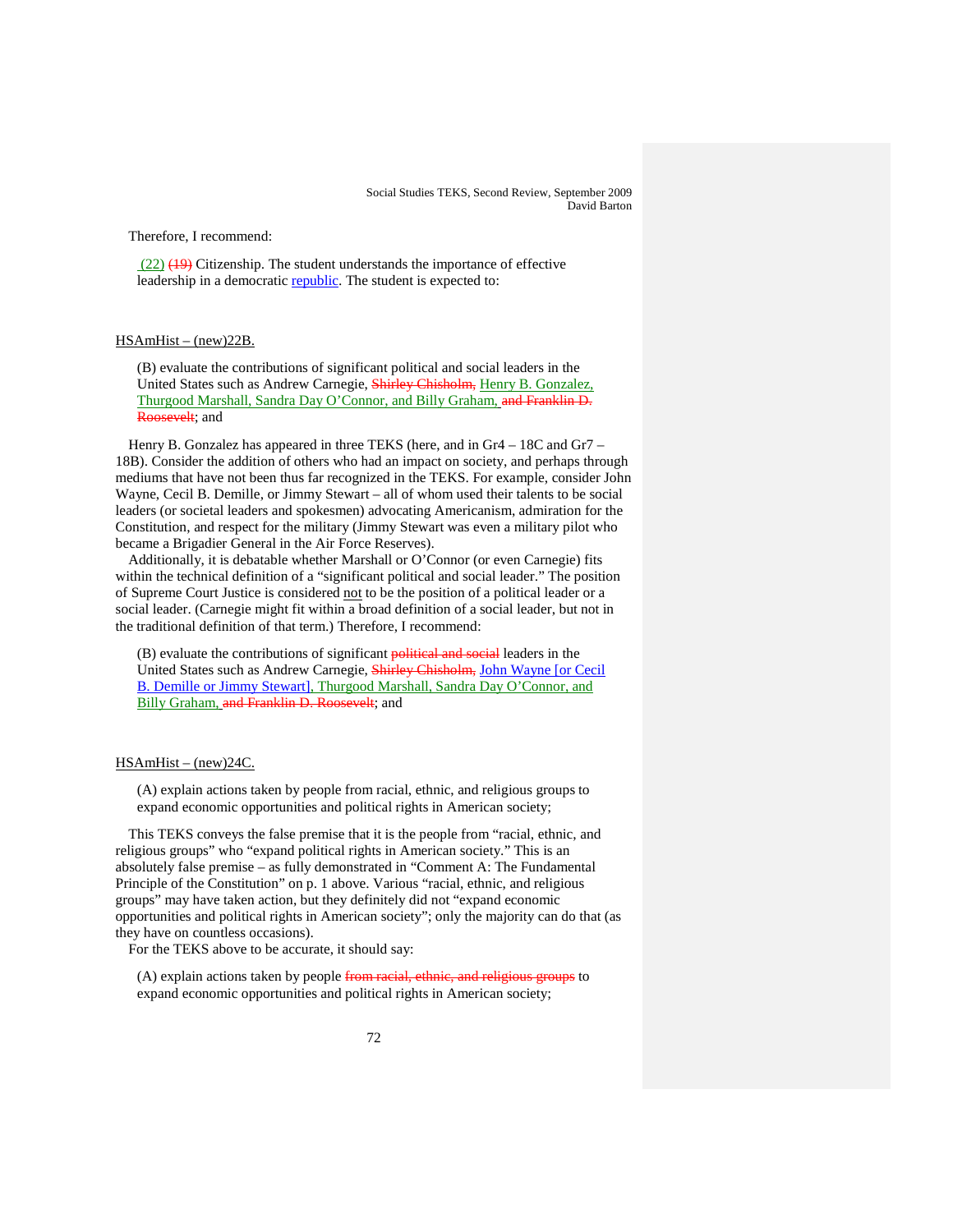Therefore, I recommend:

(22) ~~(19)~~ Citizenship. The student understands the importance of effective leadership in a democratic republic. The student is expected to:

HSAmHist – (new)22B.

(B) evaluate the contributions of significant political and social leaders in the United States such as Andrew Carnegie, ~~Shirley Chisholm,~~ Henry B. Gonzalez, Thurgood Marshall, Sandra Day O'Connor, and Billy Graham, ~~and Franklin D. Roosevelt~~; and

Henry B. Gonzalez has appeared in three TEKS (here, and in Gr4 – 18C and Gr7 – 18B). Consider the addition of others who had an impact on society, and perhaps through mediums that have not been thus far recognized in the TEKS. For example, consider John Wayne, Cecil B. Demille, or Jimmy Stewart – all of whom used their talents to be social leaders (or societal leaders and spokesmen) advocating Americanism, admiration for the Constitution, and respect for the military (Jimmy Stewart was even a military pilot who became a Brigadier General in the Air Force Reserves).

Additionally, it is debatable whether Marshall or O'Connor (or even Carnegie) fits within the technical definition of a "significant political and social leader." The position of Supreme Court Justice is considered not to be the position of a political leader or a social leader. (Carnegie might fit within a broad definition of a social leader, but not in the traditional definition of that term.) Therefore, I recommend:

(B) evaluate the contributions of significant ~~political and social~~ leaders in the United States such as Andrew Carnegie, ~~Shirley Chisholm,~~ John Wayne [or Cecil B. Demille or Jimmy Stewart], Thurgood Marshall, Sandra Day O'Connor, and Billy Graham, ~~and Franklin D. Roosevelt~~; and

HSAmHist – (new)24C.

(A) explain actions taken by people from racial, ethnic, and religious groups to expand economic opportunities and political rights in American society;

This TEKS conveys the false premise that it is the people from "racial, ethnic, and religious groups" who "expand political rights in American society." This is an absolutely false premise – as fully demonstrated in "Comment A: The Fundamental Principle of the Constitution" on p. 1 above. Various "racial, ethnic, and religious groups" may have taken action, but they definitely did not "expand economic opportunities and political rights in American society"; only the majority can do that (as they have on countless occasions).

For the TEKS above to be accurate, it should say:

(A) explain actions taken by people ~~from racial, ethnic, and religious groups~~ to expand economic opportunities and political rights in American society;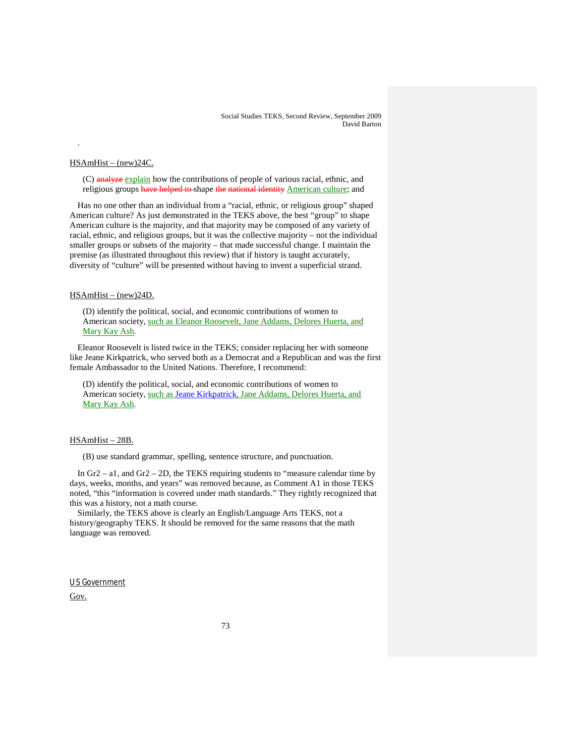.

HSAmHist – (new)24C.

(C) ~~analyze~~ explain how the contributions of people of various racial, ethnic, and religious groups ~~have helped to~~ shape ~~the national identity~~ American culture; and

Has no one other than an individual from a "racial, ethnic, or religious group" shaped American culture? As just demonstrated in the TEKS above, the best "group" to shape American culture is the majority, and that majority may be composed of any variety of racial, ethnic, and religious groups, but it was the collective majority – not the individual smaller groups or subsets of the majority – that made successful change. I maintain the premise (as illustrated throughout this review) that if history is taught accurately, diversity of "culture" will be presented without having to invent a superficial strand.

HSAmHist – (new)24D.

(D) identify the political, social, and economic contributions of women to American society, such as Eleanor Roosevelt, Jane Addams, Delores Huerta, and Mary Kay Ash.

Eleanor Roosevelt is listed twice in the TEKS; consider replacing her with someone like Jeane Kirkpatrick, who served both as a Democrat and a Republican and was the first female Ambassador to the United Nations. Therefore, I recommend:

(D) identify the political, social, and economic contributions of women to American society, such as Jeane Kirkpatrick, Jane Addams, Delores Huerta, and Mary Kay Ash.

HSAmHist – 28B.

(B) use standard grammar, spelling, sentence structure, and punctuation.

In Gr2 – a1, and Gr2 – 2D, the TEKS requiring students to "measure calendar time by days, weeks, months, and years" was removed because, as Comment A1 in those TEKS noted, "this "information is covered under math standards." They rightly recognized that this was a history, not a math course.

Similarly, the TEKS above is clearly an English/Language Arts TEKS, not a history/geography TEKS. It should be removed for the same reasons that the math language was removed.

US Government

Gov.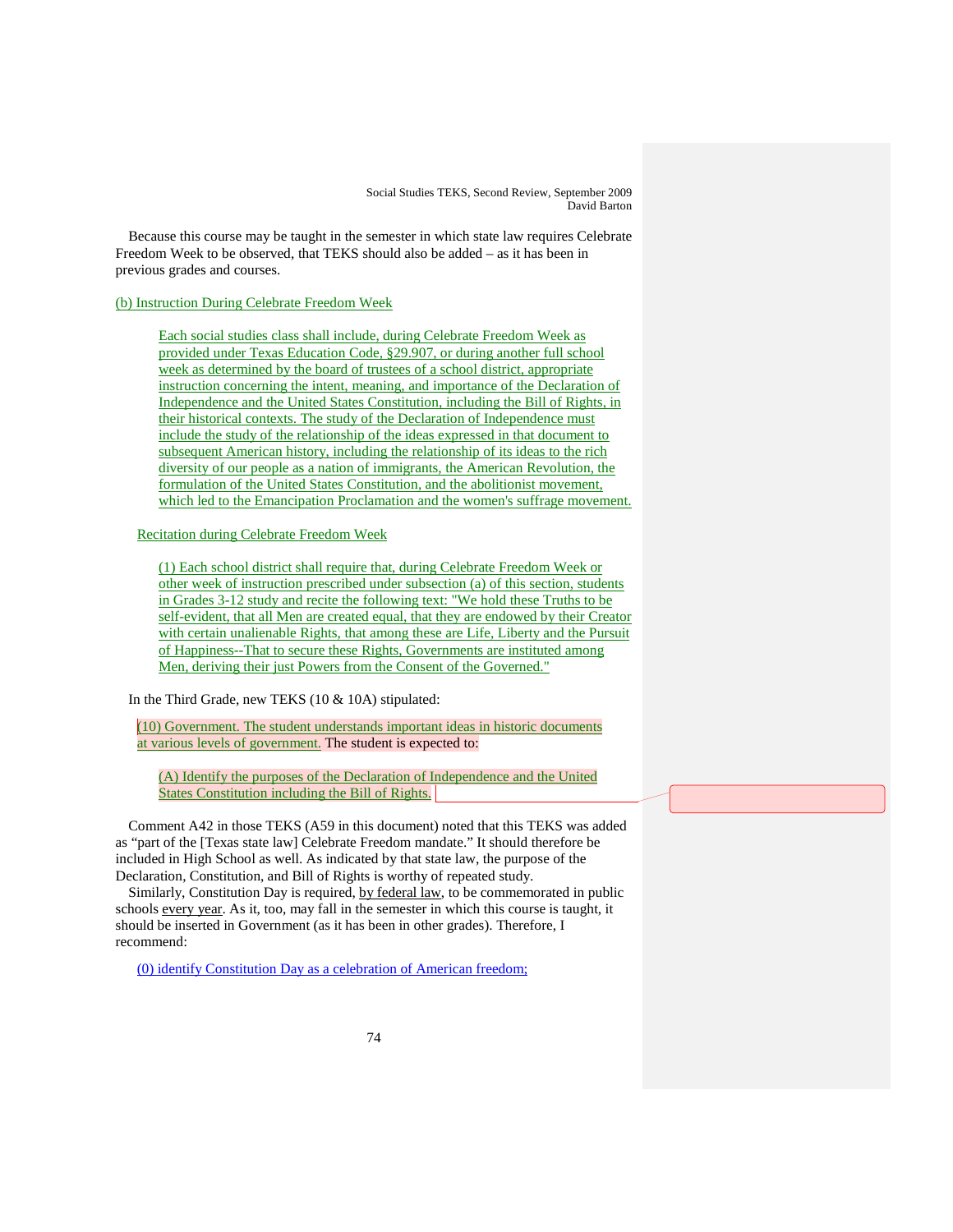Because this course may be taught in the semester in which state law requires Celebrate Freedom Week to be observed, that TEKS should also be added – as it has been in previous grades and courses.

(b) Instruction During Celebrate Freedom Week

> Each social studies class shall include, during Celebrate Freedom Week as provided under Texas Education Code, §29.907, or during another full school week as determined by the board of trustees of a school district, appropriate instruction concerning the intent, meaning, and importance of the Declaration of Independence and the United States Constitution, including the Bill of Rights, in their historical contexts. The study of the Declaration of Independence must include the study of the relationship of the ideas expressed in that document to subsequent American history, including the relationship of its ideas to the rich diversity of our people as a nation of immigrants, the American Revolution, the formulation of the United States Constitution, and the abolitionist movement, which led to the Emancipation Proclamation and the women's suffrage movement.

Recitation during Celebrate Freedom Week

> (1) Each school district shall require that, during Celebrate Freedom Week or other week of instruction prescribed under subsection (a) of this section, students in Grades 3-12 study and recite the following text: "We hold these Truths to be self-evident, that all Men are created equal, that they are endowed by their Creator with certain unalienable Rights, that among these are Life, Liberty and the Pursuit of Happiness--That to secure these Rights, Governments are instituted among Men, deriving their just Powers from the Consent of the Governed."

In the Third Grade, new TEKS (10 & 10A) stipulated:

(10) Government. The student understands important ideas in historic documents at various levels of government. The student is expected to:

> (A) Identify the purposes of the Declaration of Independence and the United States Constitution including the Bill of Rights.

Comment A42 in those TEKS (A59 in this document) noted that this TEKS was added as "part of the [Texas state law] Celebrate Freedom mandate." It should therefore be included in High School as well. As indicated by that state law, the purpose of the Declaration, Constitution, and Bill of Rights is worthy of repeated study.

Similarly, Constitution Day is required, by federal law, to be commemorated in public schools every year. As it, too, may fall in the semester in which this course is taught, it should be inserted in Government (as it has been in other grades). Therefore, I recommend:

(0) identify Constitution Day as a celebration of American freedom;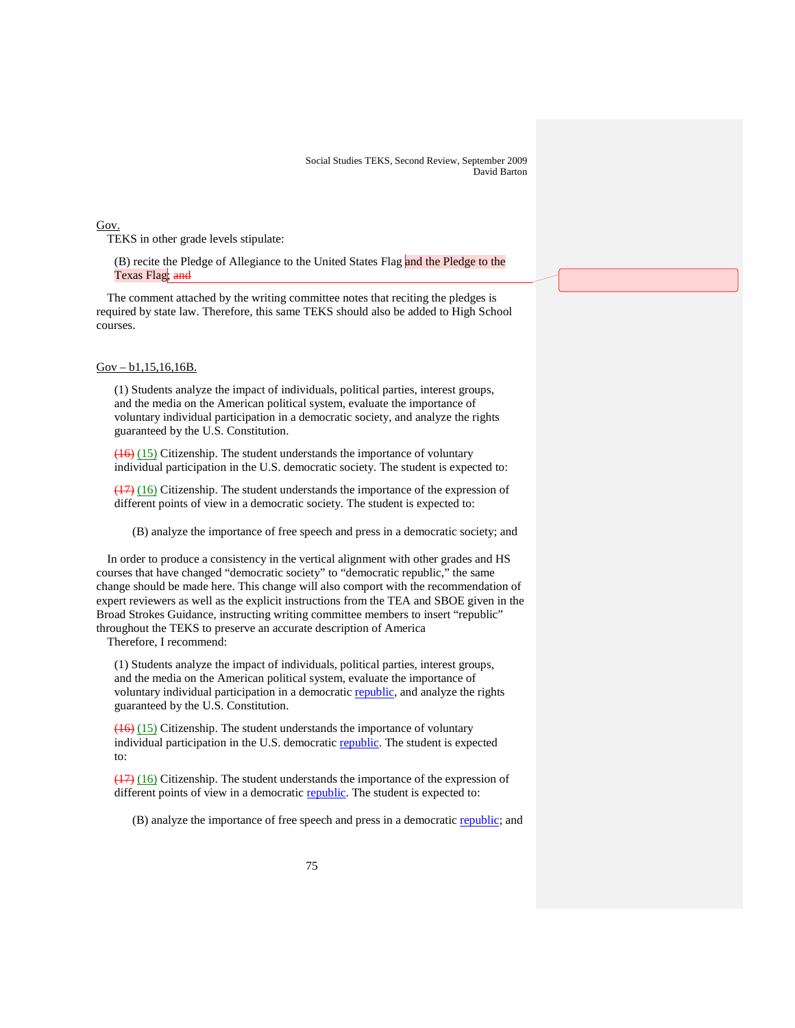Gov.

TEKS in other grade levels stipulate:

> (B) recite the Pledge of Allegiance to the United States Flag and the Pledge to the Texas Flag; ~~and~~

The comment attached by the writing committee notes that reciting the pledges is required by state law. Therefore, this same TEKS should also be added to High School courses.

Gov – b1,15,16,16B.

> (1) Students analyze the impact of individuals, political parties, interest groups, and the media on the American political system, evaluate the importance of voluntary individual participation in a democratic society, and analyze the rights guaranteed by the U.S. Constitution.
>
> ~~(16)~~ (15) Citizenship. The student understands the importance of voluntary individual participation in the U.S. democratic society. The student is expected to:
>
> ~~(17)~~ (16) Citizenship. The student understands the importance of the expression of different points of view in a democratic society. The student is expected to:
>
> > (B) analyze the importance of free speech and press in a democratic society; and

In order to produce a consistency in the vertical alignment with other grades and HS courses that have changed "democratic society" to "democratic republic," the same change should be made here. This change will also comport with the recommendation of expert reviewers as well as the explicit instructions from the TEA and SBOE given in the Broad Strokes Guidance, instructing writing committee members to insert "republic" throughout the TEKS to preserve an accurate description of America

Therefore, I recommend:

> (1) Students analyze the impact of individuals, political parties, interest groups, and the media on the American political system, evaluate the importance of voluntary individual participation in a democratic republic, and analyze the rights guaranteed by the U.S. Constitution.
>
> ~~(16)~~ (15) Citizenship. The student understands the importance of voluntary individual participation in the U.S. democratic republic. The student is expected to:
>
> ~~(17)~~ (16) Citizenship. The student understands the importance of the expression of different points of view in a democratic republic. The student is expected to:
>
> > (B) analyze the importance of free speech and press in a democratic republic; and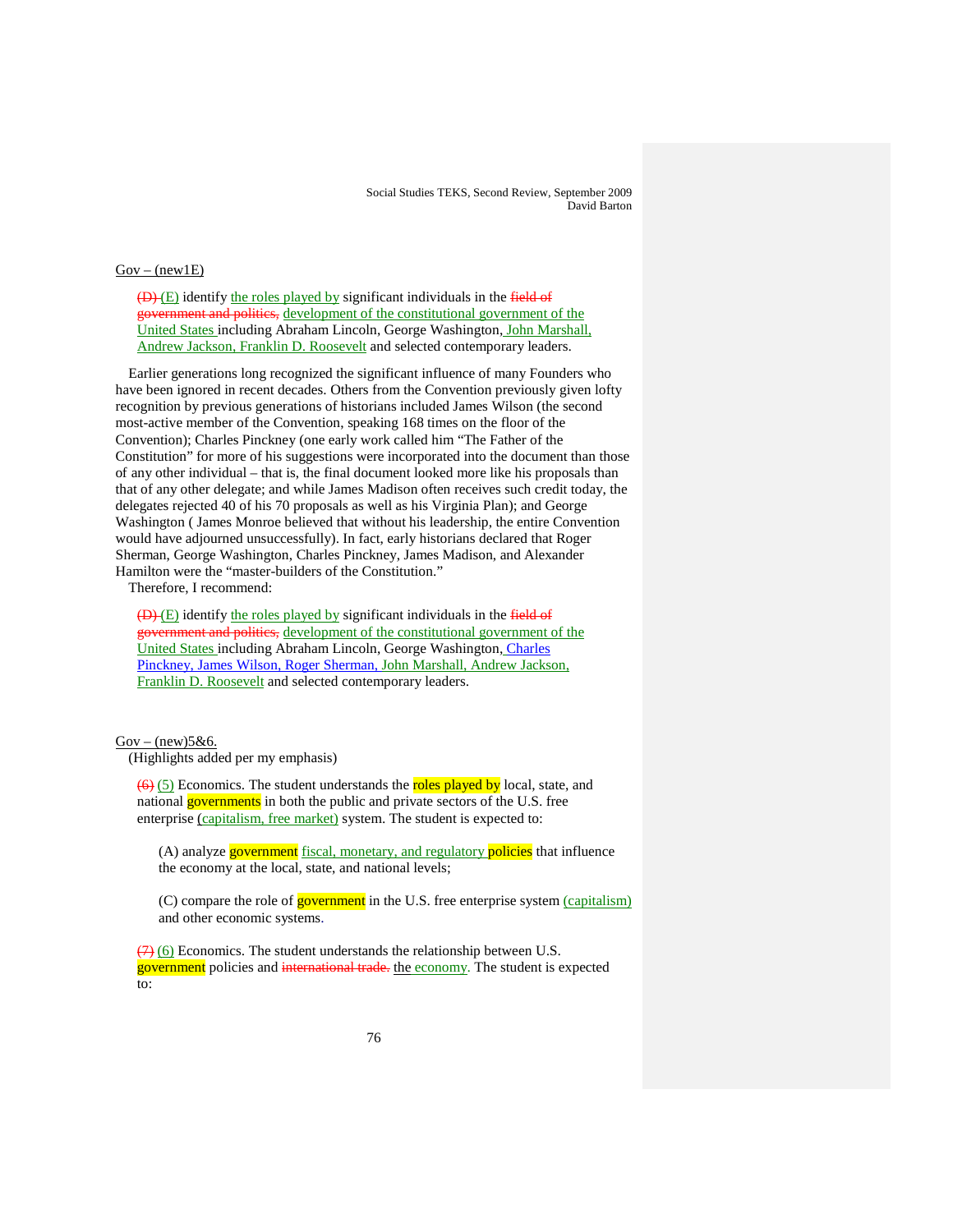Gov – (new1E)

> ~~(D)~~ (E) identify the roles played by significant individuals in the ~~field of government and politics,~~ development of the constitutional government of the United States including Abraham Lincoln, George Washington, John Marshall, Andrew Jackson, Franklin D. Roosevelt and selected contemporary leaders.

Earlier generations long recognized the significant influence of many Founders who have been ignored in recent decades. Others from the Convention previously given lofty recognition by previous generations of historians included James Wilson (the second most-active member of the Convention, speaking 168 times on the floor of the Convention); Charles Pinckney (one early work called him "The Father of the Constitution" for more of his suggestions were incorporated into the document than those of any other individual – that is, the final document looked more like his proposals than that of any other delegate; and while James Madison often receives such credit today, the delegates rejected 40 of his 70 proposals as well as his Virginia Plan); and George Washington ( James Monroe believed that without his leadership, the entire Convention would have adjourned unsuccessfully). In fact, early historians declared that Roger Sherman, George Washington, Charles Pinckney, James Madison, and Alexander Hamilton were the "master-builders of the Constitution."

Therefore, I recommend:

> ~~(D)~~ (E) identify the roles played by significant individuals in the ~~field of government and politics,~~ development of the constitutional government of the United States including Abraham Lincoln, George Washington, Charles Pinckney, James Wilson, Roger Sherman, John Marshall, Andrew Jackson, Franklin D. Roosevelt and selected contemporary leaders.

Gov – (new)5&6.

(Highlights added per my emphasis)

> ~~(6)~~ (5) Economics. The student understands the roles played by local, state, and national governments in both the public and private sectors of the U.S. free enterprise (capitalism, free market) system. The student is expected to:
>
> (A) analyze government fiscal, monetary, and regulatory policies that influence the economy at the local, state, and national levels;
>
> (C) compare the role of government in the U.S. free enterprise system (capitalism) and other economic systems.
>
> ~~(7)~~ (6) Economics. The student understands the relationship between U.S. government policies and ~~international trade.~~ the economy. The student is expected to: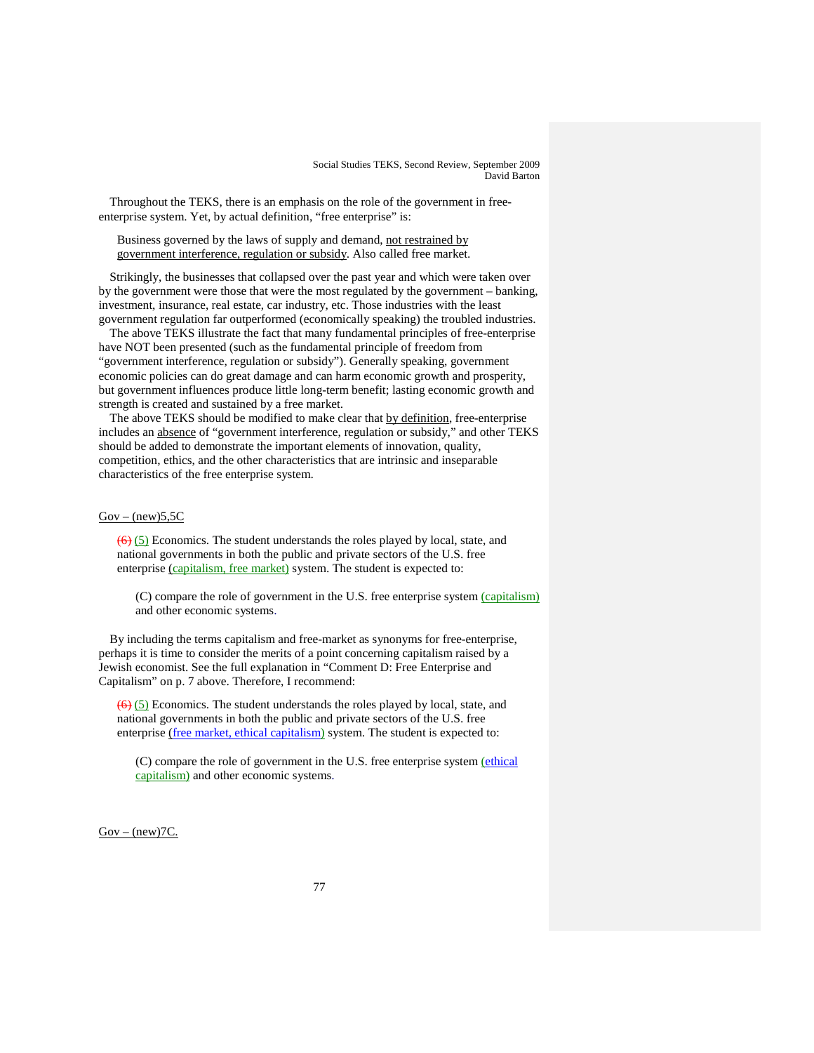Throughout the TEKS, there is an emphasis on the role of the government in free-enterprise system. Yet, by actual definition, "free enterprise" is:

> Business governed by the laws of supply and demand, <u>not restrained by government interference, regulation or subsidy</u>. Also called free market.

Strikingly, the businesses that collapsed over the past year and which were taken over by the government were those that were the most regulated by the government – banking, investment, insurance, real estate, car industry, etc. Those industries with the least government regulation far outperformed (economically speaking) the troubled industries.

The above TEKS illustrate the fact that many fundamental principles of free-enterprise have NOT been presented (such as the fundamental principle of freedom from "government interference, regulation or subsidy"). Generally speaking, government economic policies can do great damage and can harm economic growth and prosperity, but government influences produce little long-term benefit; lasting economic growth and strength is created and sustained by a free market.

The above TEKS should be modified to make clear that <u>by definition</u>, free-enterprise includes an <u>absence</u> of "government interference, regulation or subsidy," and other TEKS should be added to demonstrate the important elements of innovation, quality, competition, ethics, and the other characteristics that are intrinsic and inseparable characteristics of the free enterprise system.

<u>Gov – (new)5,5C</u>

> ~~(6)~~ <u>(5)</u> Economics. The student understands the roles played by local, state, and national governments in both the public and private sectors of the U.S. free enterprise <u>(capitalism, free market)</u> system. The student is expected to:
>
> > (C) compare the role of government in the U.S. free enterprise system <u>(capitalism)</u> and other economic systems.

By including the terms capitalism and free-market as synonyms for free-enterprise, perhaps it is time to consider the merits of a point concerning capitalism raised by a Jewish economist. See the full explanation in "Comment D: Free Enterprise and Capitalism" on p. 7 above. Therefore, I recommend:

> ~~(6)~~ <u>(5)</u> Economics. The student understands the roles played by local, state, and national governments in both the public and private sectors of the U.S. free enterprise <u>(free market, ethical capitalism)</u> system. The student is expected to:
>
> > (C) compare the role of government in the U.S. free enterprise system <u>(ethical capitalism)</u> and other economic systems.

<u>Gov – (new)7C.</u>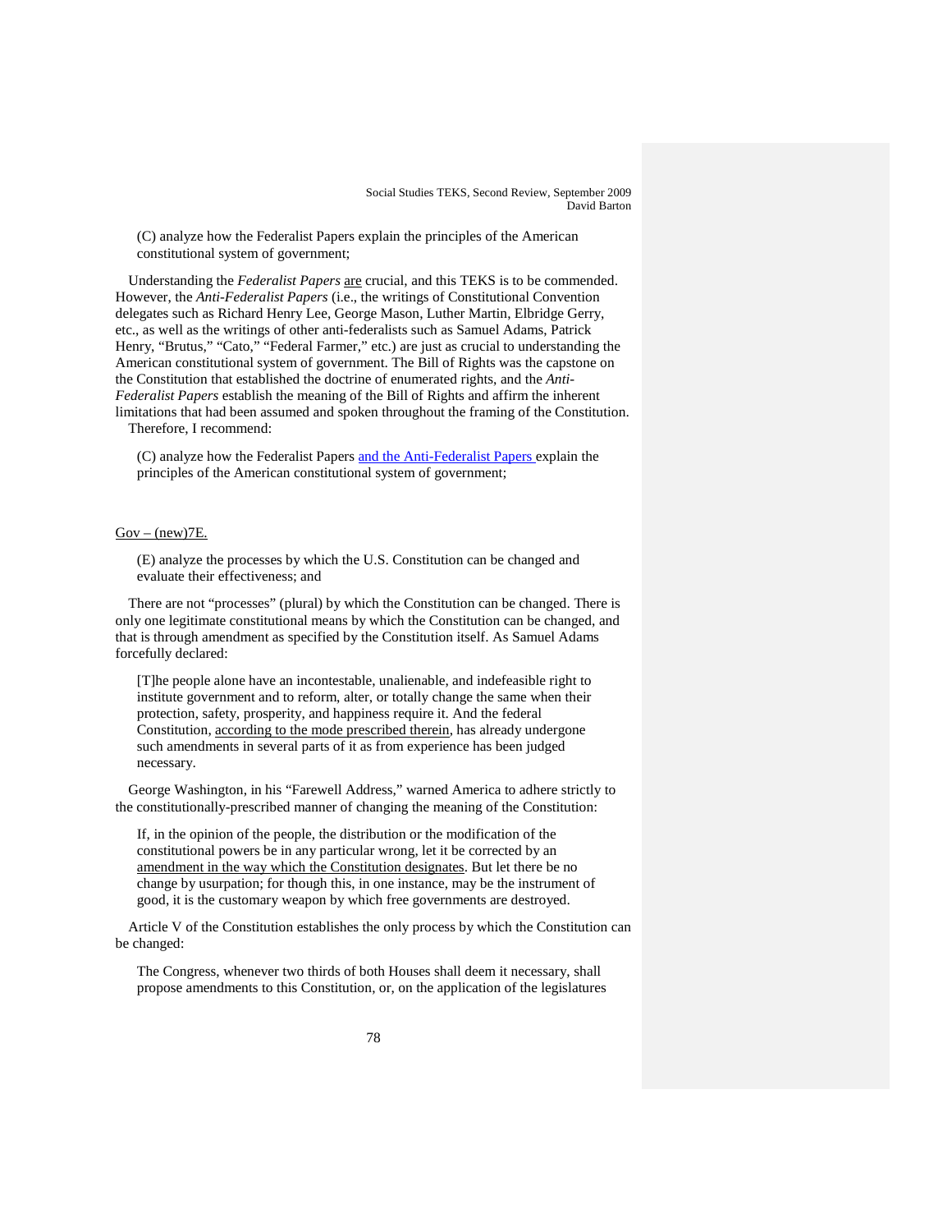(C) analyze how the Federalist Papers explain the principles of the American constitutional system of government;

Understanding the *Federalist Papers* <u>are</u> crucial, and this TEKS is to be commended. However, the *Anti-Federalist Papers* (i.e., the writings of Constitutional Convention delegates such as Richard Henry Lee, George Mason, Luther Martin, Elbridge Gerry, etc., as well as the writings of other anti-federalists such as Samuel Adams, Patrick Henry, "Brutus," "Cato," "Federal Farmer," etc.) are just as crucial to understanding the American constitutional system of government. The Bill of Rights was the capstone on the Constitution that established the doctrine of enumerated rights, and the *Anti-Federalist Papers* establish the meaning of the Bill of Rights and affirm the inherent limitations that had been assumed and spoken throughout the framing of the Constitution. Therefore, I recommend:

> (C) analyze how the Federalist Papers <u>and the Anti-Federalist Papers</u> explain the principles of the American constitutional system of government;

<u>Gov – (new)7E.</u>

> (E) analyze the processes by which the U.S. Constitution can be changed and evaluate their effectiveness; and

There are not "processes" (plural) by which the Constitution can be changed. There is only one legitimate constitutional means by which the Constitution can be changed, and that is through amendment as specified by the Constitution itself. As Samuel Adams forcefully declared:

> [T]he people alone have an incontestable, unalienable, and indefeasible right to institute government and to reform, alter, or totally change the same when their protection, safety, prosperity, and happiness require it. And the federal Constitution, <u>according to the mode prescribed therein</u>, has already undergone such amendments in several parts of it as from experience has been judged necessary.

George Washington, in his "Farewell Address," warned America to adhere strictly to the constitutionally-prescribed manner of changing the meaning of the Constitution:

> If, in the opinion of the people, the distribution or the modification of the constitutional powers be in any particular wrong, let it be corrected by an <u>amendment in the way which the Constitution designates</u>. But let there be no change by usurpation; for though this, in one instance, may be the instrument of good, it is the customary weapon by which free governments are destroyed.

Article V of the Constitution establishes the only process by which the Constitution can be changed:

> The Congress, whenever two thirds of both Houses shall deem it necessary, shall propose amendments to this Constitution, or, on the application of the legislatures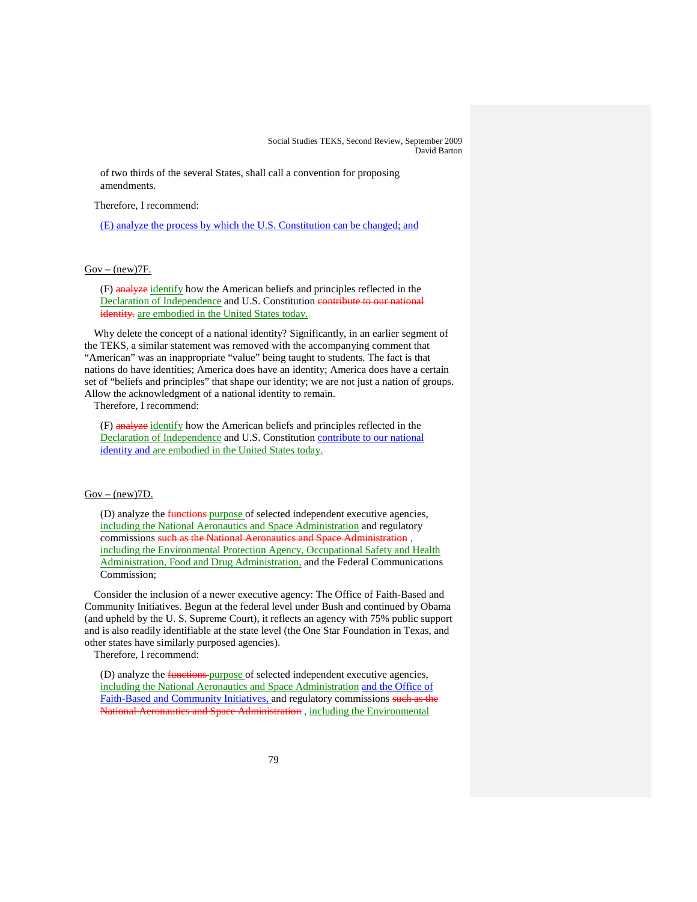of two thirds of the several States, shall call a convention for proposing amendments.

Therefore, I recommend:

(E) analyze the process by which the U.S. Constitution can be changed; and

Gov – (new)7F.

(F) ~~analyze~~ identify how the American beliefs and principles reflected in the Declaration of Independence and U.S. Constitution ~~contribute to our national identity.~~ are embodied in the United States today.

Why delete the concept of a national identity? Significantly, in an earlier segment of the TEKS, a similar statement was removed with the accompanying comment that "American" was an inappropriate "value" being taught to students. The fact is that nations do have identities; America does have an identity; America does have a certain set of "beliefs and principles" that shape our identity; we are not just a nation of groups. Allow the acknowledgment of a national identity to remain.

Therefore, I recommend:

(F) ~~analyze~~ identify how the American beliefs and principles reflected in the Declaration of Independence and U.S. Constitution contribute to our national identity and are embodied in the United States today.

Gov – (new)7D.

(D) analyze the ~~functions~~ purpose of selected independent executive agencies, including the National Aeronautics and Space Administration and regulatory commissions ~~such as the National Aeronautics and Space Administration~~ , including the Environmental Protection Agency, Occupational Safety and Health Administration, Food and Drug Administration, and the Federal Communications Commission;

Consider the inclusion of a newer executive agency: The Office of Faith-Based and Community Initiatives. Begun at the federal level under Bush and continued by Obama (and upheld by the U. S. Supreme Court), it reflects an agency with 75% public support and is also readily identifiable at the state level (the One Star Foundation in Texas, and other states have similarly purposed agencies).

Therefore, I recommend:

(D) analyze the ~~functions~~ purpose of selected independent executive agencies, including the National Aeronautics and Space Administration and the Office of Faith-Based and Community Initiatives, and regulatory commissions ~~such as the National Aeronautics and Space Administration~~ , including the Environmental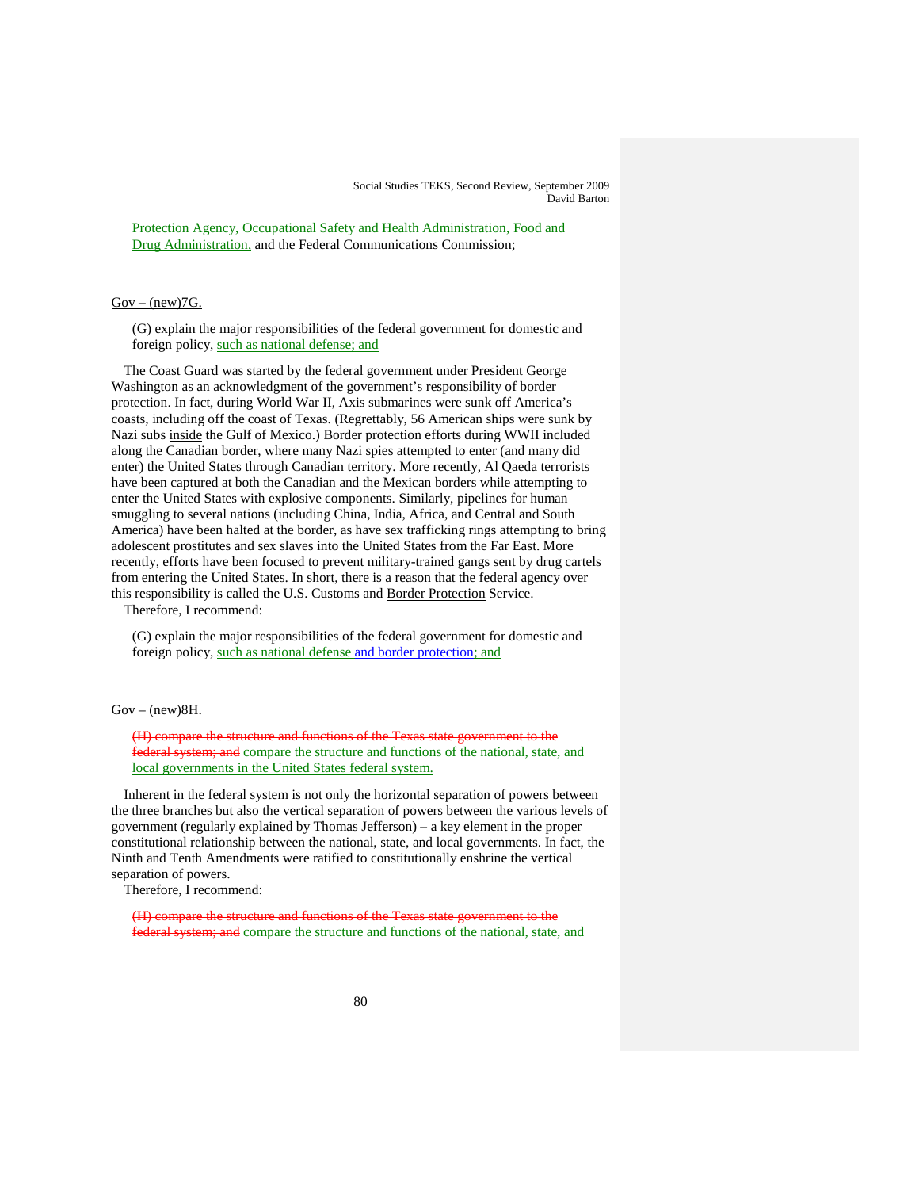Protection Agency, Occupational Safety and Health Administration, Food and Drug Administration, and the Federal Communications Commission;

Gov – (new)7G.

> (G) explain the major responsibilities of the federal government for domestic and foreign policy, such as national defense; and

The Coast Guard was started by the federal government under President George Washington as an acknowledgment of the government's responsibility of border protection. In fact, during World War II, Axis submarines were sunk off America's coasts, including off the coast of Texas. (Regrettably, 56 American ships were sunk by Nazi subs inside the Gulf of Mexico.) Border protection efforts during WWII included along the Canadian border, where many Nazi spies attempted to enter (and many did enter) the United States through Canadian territory. More recently, Al Qaeda terrorists have been captured at both the Canadian and the Mexican borders while attempting to enter the United States with explosive components. Similarly, pipelines for human smuggling to several nations (including China, India, Africa, and Central and South America) have been halted at the border, as have sex trafficking rings attempting to bring adolescent prostitutes and sex slaves into the United States from the Far East. More recently, efforts have been focused to prevent military-trained gangs sent by drug cartels from entering the United States. In short, there is a reason that the federal agency over this responsibility is called the U.S. Customs and Border Protection Service.

Therefore, I recommend:

> (G) explain the major responsibilities of the federal government for domestic and foreign policy, such as national defense and border protection; and

Gov – (new)8H.

> ~~(H) compare the structure and functions of the Texas state government to the federal system; and~~ compare the structure and functions of the national, state, and local governments in the United States federal system.

Inherent in the federal system is not only the horizontal separation of powers between the three branches but also the vertical separation of powers between the various levels of government (regularly explained by Thomas Jefferson) – a key element in the proper constitutional relationship between the national, state, and local governments. In fact, the Ninth and Tenth Amendments were ratified to constitutionally enshrine the vertical separation of powers.

Therefore, I recommend:

> ~~(H) compare the structure and functions of the Texas state government to the federal system; and~~ compare the structure and functions of the national, state, and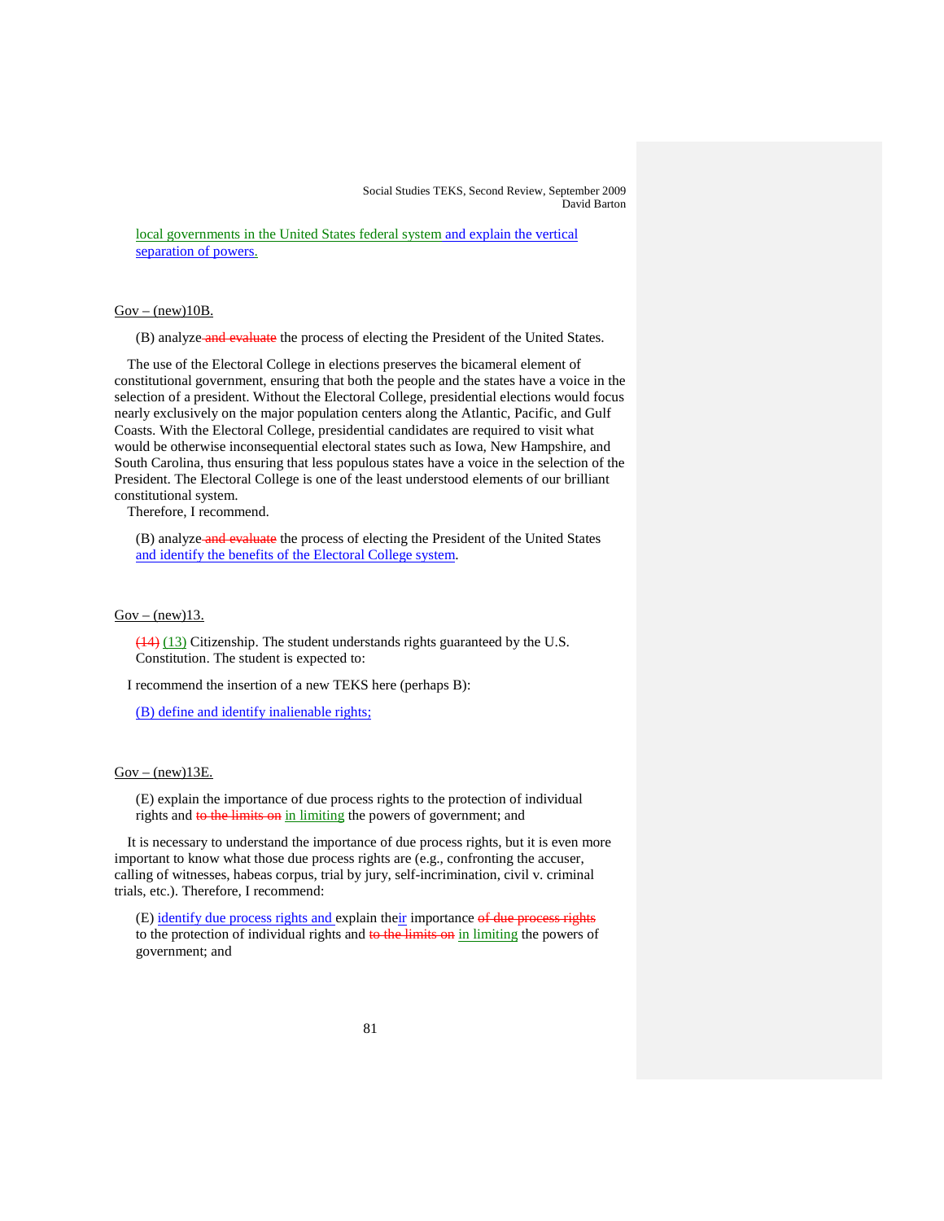local governments in the United States federal system and explain the vertical separation of powers.

Gov – (new)10B.

(B) analyze ~~and evaluate~~ the process of electing the President of the United States.

The use of the Electoral College in elections preserves the bicameral element of constitutional government, ensuring that both the people and the states have a voice in the selection of a president. Without the Electoral College, presidential elections would focus nearly exclusively on the major population centers along the Atlantic, Pacific, and Gulf Coasts. With the Electoral College, presidential candidates are required to visit what would be otherwise inconsequential electoral states such as Iowa, New Hampshire, and South Carolina, thus ensuring that less populous states have a voice in the selection of the President. The Electoral College is one of the least understood elements of our brilliant constitutional system.

Therefore, I recommend.

(B) analyze ~~and evaluate~~ the process of electing the President of the United States and identify the benefits of the Electoral College system.

Gov – (new)13.

~~(14)~~ (13) Citizenship. The student understands rights guaranteed by the U.S. Constitution. The student is expected to:

I recommend the insertion of a new TEKS here (perhaps B):

(B) define and identify inalienable rights;

Gov – (new)13E.

(E) explain the importance of due process rights to the protection of individual rights and ~~to the limits on~~ in limiting the powers of government; and

It is necessary to understand the importance of due process rights, but it is even more important to know what those due process rights are (e.g., confronting the accuser, calling of witnesses, habeas corpus, trial by jury, self-incrimination, civil v. criminal trials, etc.). Therefore, I recommend:

(E) identify due process rights and explain their importance ~~of due process rights~~ to the protection of individual rights and ~~to the limits on~~ in limiting the powers of government; and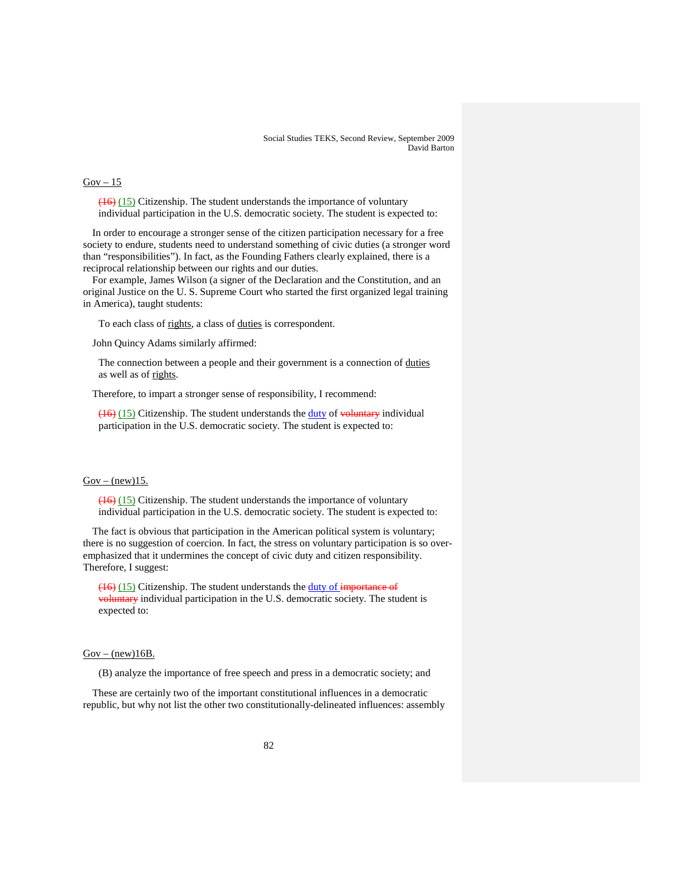Gov – 15

~~(16)~~ (15) Citizenship. The student understands the importance of voluntary individual participation in the U.S. democratic society. The student is expected to:

In order to encourage a stronger sense of the citizen participation necessary for a free society to endure, students need to understand something of civic duties (a stronger word than "responsibilities"). In fact, as the Founding Fathers clearly explained, there is a reciprocal relationship between our rights and our duties.

For example, James Wilson (a signer of the Declaration and the Constitution, and an original Justice on the U. S. Supreme Court who started the first organized legal training in America), taught students:

> To each class of rights, a class of duties is correspondent.

John Quincy Adams similarly affirmed:

> The connection between a people and their government is a connection of duties as well as of rights.

Therefore, to impart a stronger sense of responsibility, I recommend:

~~(16)~~ (15) Citizenship. The student understands the duty of ~~voluntary~~ individual participation in the U.S. democratic society. The student is expected to:

Gov – (new)15.

~~(16)~~ (15) Citizenship. The student understands the importance of voluntary individual participation in the U.S. democratic society. The student is expected to:

The fact is obvious that participation in the American political system is voluntary; there is no suggestion of coercion. In fact, the stress on voluntary participation is so over-emphasized that it undermines the concept of civic duty and citizen responsibility. Therefore, I suggest:

~~(16)~~ (15) Citizenship. The student understands the duty of ~~importance of voluntary~~ individual participation in the U.S. democratic society. The student is expected to:

Gov – (new)16B.

(B) analyze the importance of free speech and press in a democratic society; and

These are certainly two of the important constitutional influences in a democratic republic, but why not list the other two constitutionally-delineated influences: assembly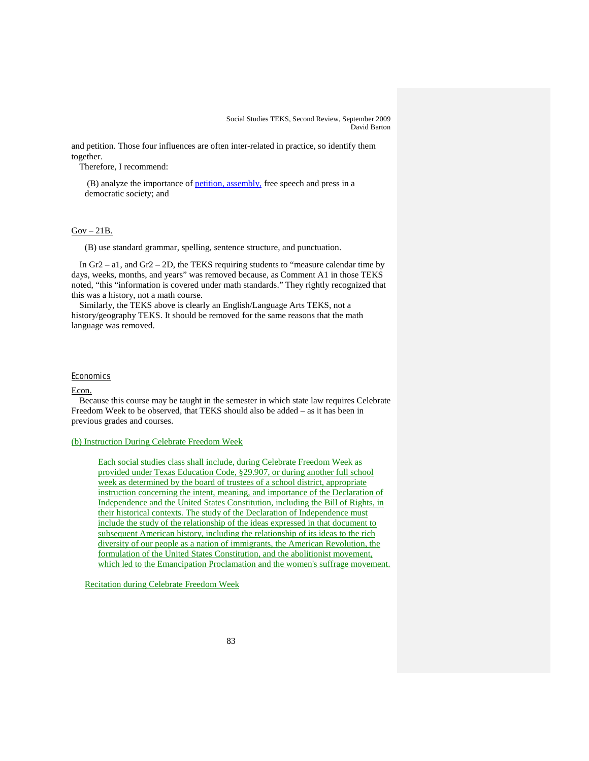and petition. Those four influences are often inter-related in practice, so identify them together.

Therefore, I recommend:

> (B) analyze the importance of petition, assembly, free speech and press in a democratic society; and

Gov – 21B.

> (B) use standard grammar, spelling, sentence structure, and punctuation.

In Gr2 – a1, and Gr2 – 2D, the TEKS requiring students to "measure calendar time by days, weeks, months, and years" was removed because, as Comment A1 in those TEKS noted, "this "information is covered under math standards." They rightly recognized that this was a history, not a math course.

Similarly, the TEKS above is clearly an English/Language Arts TEKS, not a history/geography TEKS. It should be removed for the same reasons that the math language was removed.

## Economics

Econ.

Because this course may be taught in the semester in which state law requires Celebrate Freedom Week to be observed, that TEKS should also be added – as it has been in previous grades and courses.

(b) Instruction During Celebrate Freedom Week

> Each social studies class shall include, during Celebrate Freedom Week as provided under Texas Education Code, §29.907, or during another full school week as determined by the board of trustees of a school district, appropriate instruction concerning the intent, meaning, and importance of the Declaration of Independence and the United States Constitution, including the Bill of Rights, in their historical contexts. The study of the Declaration of Independence must include the study of the relationship of the ideas expressed in that document to subsequent American history, including the relationship of its ideas to the rich diversity of our people as a nation of immigrants, the American Revolution, the formulation of the United States Constitution, and the abolitionist movement, which led to the Emancipation Proclamation and the women's suffrage movement.

Recitation during Celebrate Freedom Week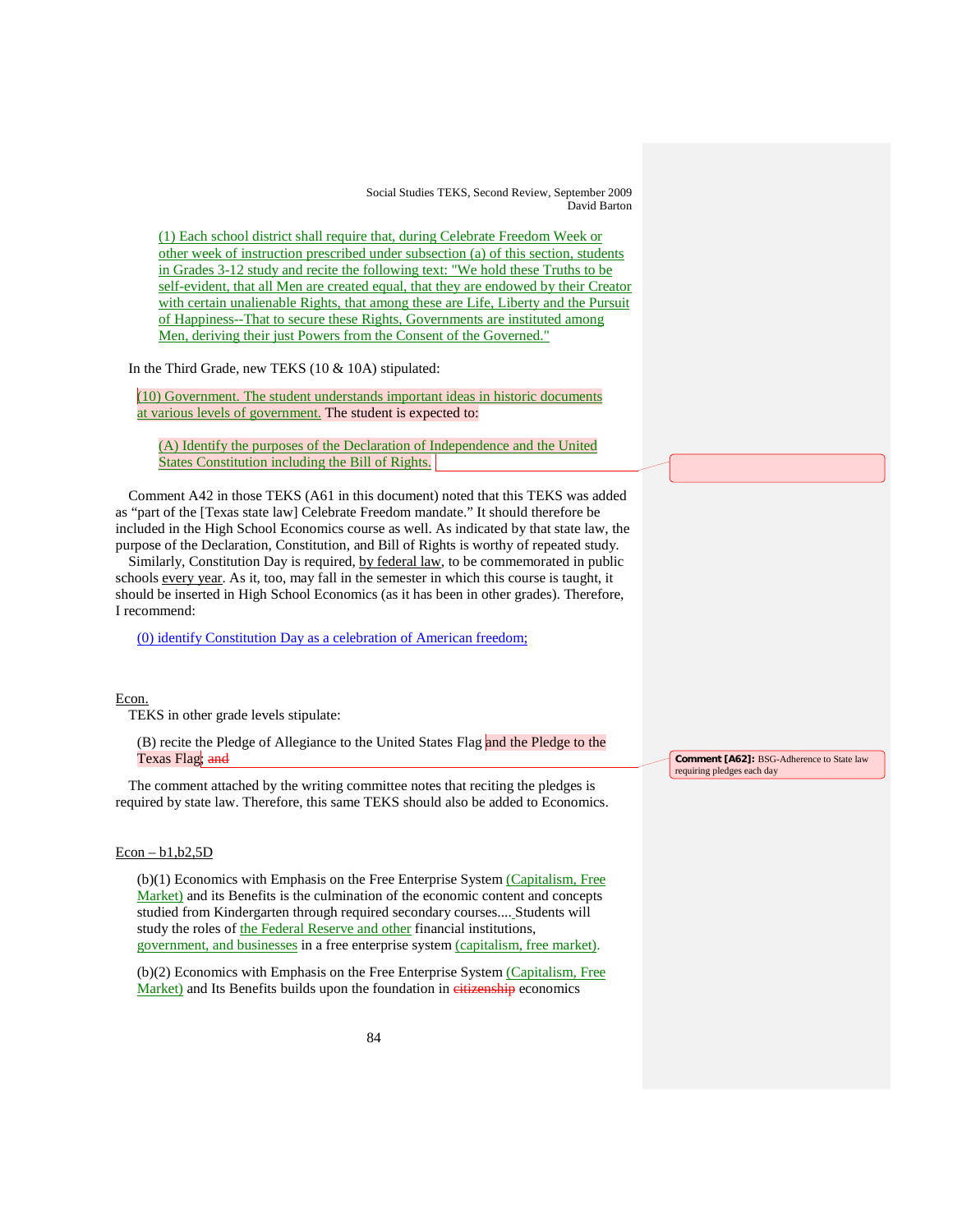(1) Each school district shall require that, during Celebrate Freedom Week or other week of instruction prescribed under subsection (a) of this section, students in Grades 3-12 study and recite the following text: "We hold these Truths to be self-evident, that all Men are created equal, that they are endowed by their Creator with certain unalienable Rights, that among these are Life, Liberty and the Pursuit of Happiness--That to secure these Rights, Governments are instituted among Men, deriving their just Powers from the Consent of the Governed."

In the Third Grade, new TEKS (10 & 10A) stipulated:

(10) Government. The student understands important ideas in historic documents at various levels of government. The student is expected to:

(A) Identify the purposes of the Declaration of Independence and the United States Constitution including the Bill of Rights.

Comment A42 in those TEKS (A61 in this document) noted that this TEKS was added as "part of the [Texas state law] Celebrate Freedom mandate." It should therefore be included in the High School Economics course as well. As indicated by that state law, the purpose of the Declaration, Constitution, and Bill of Rights is worthy of repeated study.

Similarly, Constitution Day is required, by federal law, to be commemorated in public schools every year. As it, too, may fall in the semester in which this course is taught, it should be inserted in High School Economics (as it has been in other grades). Therefore, I recommend:

(0) identify Constitution Day as a celebration of American freedom;

Econ.

TEKS in other grade levels stipulate:

(B) recite the Pledge of Allegiance to the United States Flag and the Pledge to the Texas Flag; ~~and~~

**Comment [A62]:** BSG-Adherence to State law requiring pledges each day

The comment attached by the writing committee notes that reciting the pledges is required by state law. Therefore, this same TEKS should also be added to Economics.

Econ – b1,b2,5D

(b)(1) Economics with Emphasis on the Free Enterprise System (Capitalism, Free Market) and its Benefits is the culmination of the economic content and concepts studied from Kindergarten through required secondary courses.... Students will study the roles of the Federal Reserve and other financial institutions, government, and businesses in a free enterprise system (capitalism, free market).

(b)(2) Economics with Emphasis on the Free Enterprise System (Capitalism, Free Market) and Its Benefits builds upon the foundation in ~~citizenship~~ economics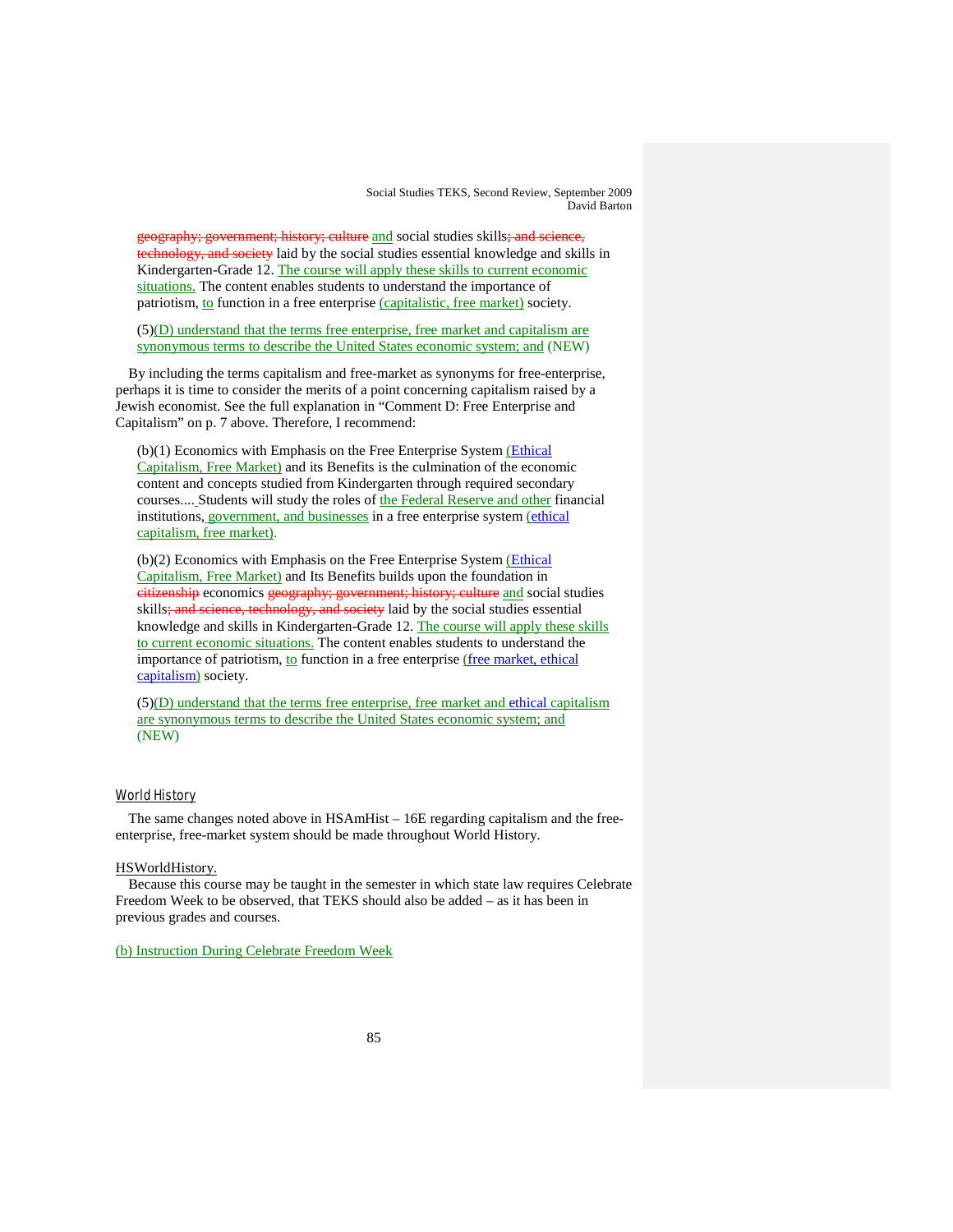~~geography; government; history; culture~~ and social studies skills~~; and science, technology, and society~~ laid by the social studies essential knowledge and skills in Kindergarten-Grade 12. The course will apply these skills to current economic situations. The content enables students to understand the importance of patriotism, to function in a free enterprise (capitalistic, free market) society.

(5)(D) understand that the terms free enterprise, free market and capitalism are synonymous terms to describe the United States economic system; and (NEW)

By including the terms capitalism and free-market as synonyms for free-enterprise, perhaps it is time to consider the merits of a point concerning capitalism raised by a Jewish economist. See the full explanation in "Comment D: Free Enterprise and Capitalism" on p. 7 above. Therefore, I recommend:

(b)(1) Economics with Emphasis on the Free Enterprise System (Ethical Capitalism, Free Market) and its Benefits is the culmination of the economic content and concepts studied from Kindergarten through required secondary courses.... Students will study the roles of the Federal Reserve and other financial institutions, government, and businesses in a free enterprise system (ethical capitalism, free market).

(b)(2) Economics with Emphasis on the Free Enterprise System (Ethical Capitalism, Free Market) and Its Benefits builds upon the foundation in ~~citizenship~~ economics ~~geography; government; history; culture~~ and social studies skills~~; and science, technology, and society~~ laid by the social studies essential knowledge and skills in Kindergarten-Grade 12. The course will apply these skills to current economic situations. The content enables students to understand the importance of patriotism, to function in a free enterprise (free market, ethical capitalism) society.

(5)(D) understand that the terms free enterprise, free market and ethical capitalism are synonymous terms to describe the United States economic system; and (NEW)

## World History

The same changes noted above in HSAmHist – 16E regarding capitalism and the free-enterprise, free-market system should be made throughout World History.

HSWorldHistory.

Because this course may be taught in the semester in which state law requires Celebrate Freedom Week to be observed, that TEKS should also be added – as it has been in previous grades and courses.

(b) Instruction During Celebrate Freedom Week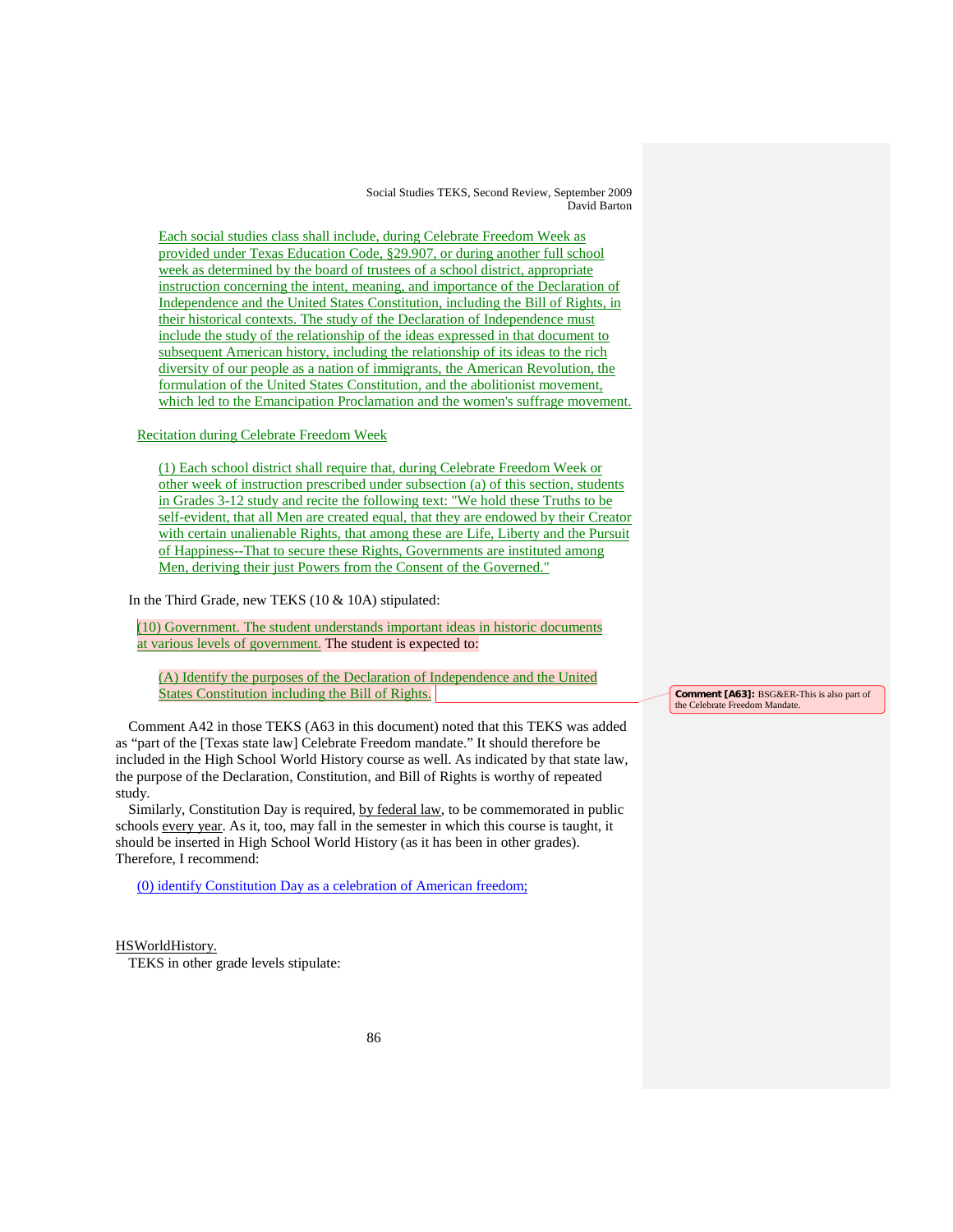Each social studies class shall include, during Celebrate Freedom Week as provided under Texas Education Code, §29.907, or during another full school week as determined by the board of trustees of a school district, appropriate instruction concerning the intent, meaning, and importance of the Declaration of Independence and the United States Constitution, including the Bill of Rights, in their historical contexts. The study of the Declaration of Independence must include the study of the relationship of the ideas expressed in that document to subsequent American history, including the relationship of its ideas to the rich diversity of our people as a nation of immigrants, the American Revolution, the formulation of the United States Constitution, and the abolitionist movement, which led to the Emancipation Proclamation and the women's suffrage movement.

Recitation during Celebrate Freedom Week

(1) Each school district shall require that, during Celebrate Freedom Week or other week of instruction prescribed under subsection (a) of this section, students in Grades 3-12 study and recite the following text: "We hold these Truths to be self-evident, that all Men are created equal, that they are endowed by their Creator with certain unalienable Rights, that among these are Life, Liberty and the Pursuit of Happiness--That to secure these Rights, Governments are instituted among Men, deriving their just Powers from the Consent of the Governed."

In the Third Grade, new TEKS (10 & 10A) stipulated:

(10) Government. The student understands important ideas in historic documents at various levels of government. The student is expected to:

(A) Identify the purposes of the Declaration of Independence and the United States Constitution including the Bill of Rights.

Comment [A63]: BSG&ER-This is also part of the Celebrate Freedom Mandate.

Comment A42 in those TEKS (A63 in this document) noted that this TEKS was added as "part of the [Texas state law] Celebrate Freedom mandate." It should therefore be included in the High School World History course as well. As indicated by that state law, the purpose of the Declaration, Constitution, and Bill of Rights is worthy of repeated study.

Similarly, Constitution Day is required, by federal law, to be commemorated in public schools every year. As it, too, may fall in the semester in which this course is taught, it should be inserted in High School World History (as it has been in other grades). Therefore, I recommend:

(0) identify Constitution Day as a celebration of American freedom;

HSWorldHistory.

TEKS in other grade levels stipulate: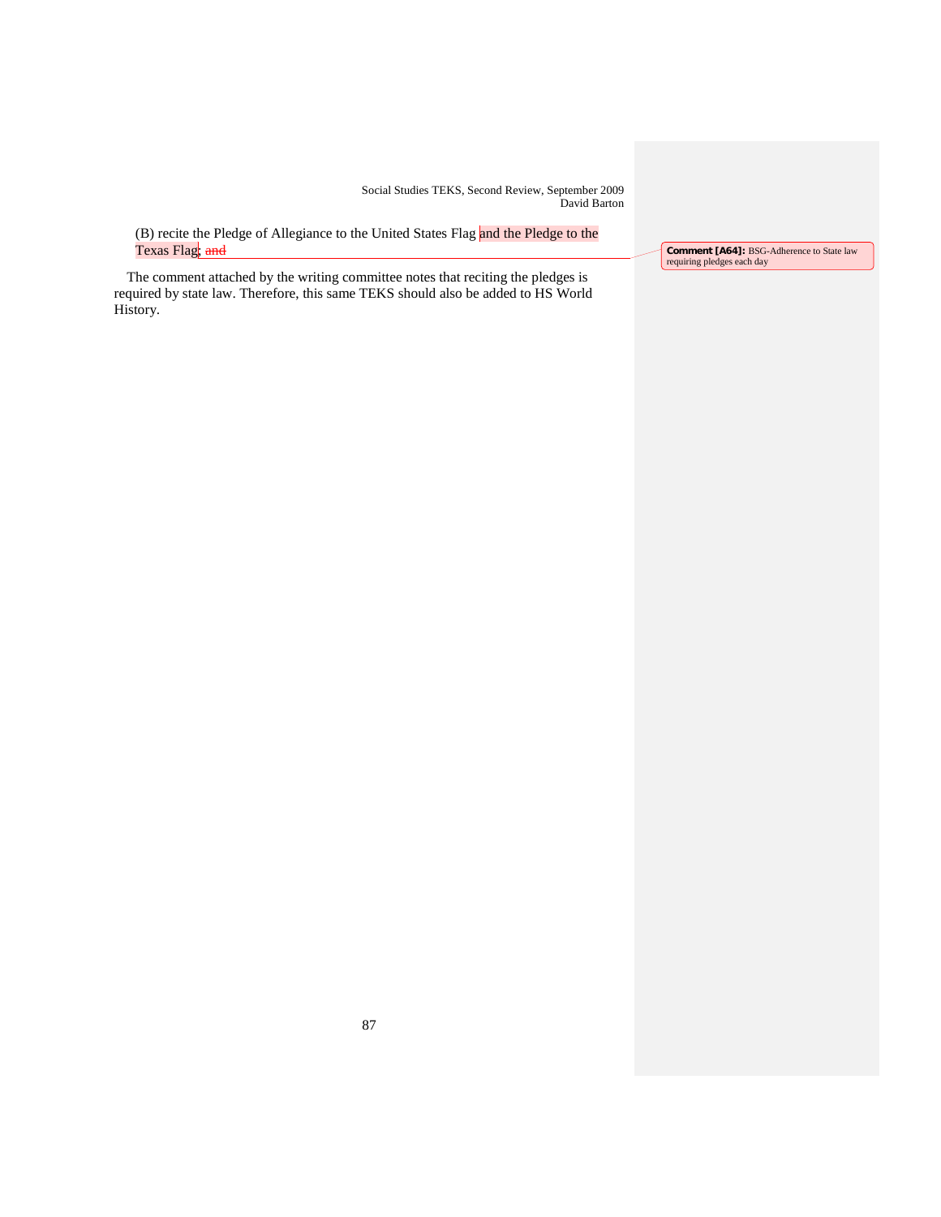(B) recite the Pledge of Allegiance to the United States Flag and the Pledge to the Texas Flag; ~~and~~

Comment [A64]: BSG-Adherence to State law requiring pledges each day

The comment attached by the writing committee notes that reciting the pledges is required by state law. Therefore, this same TEKS should also be added to HS World History.